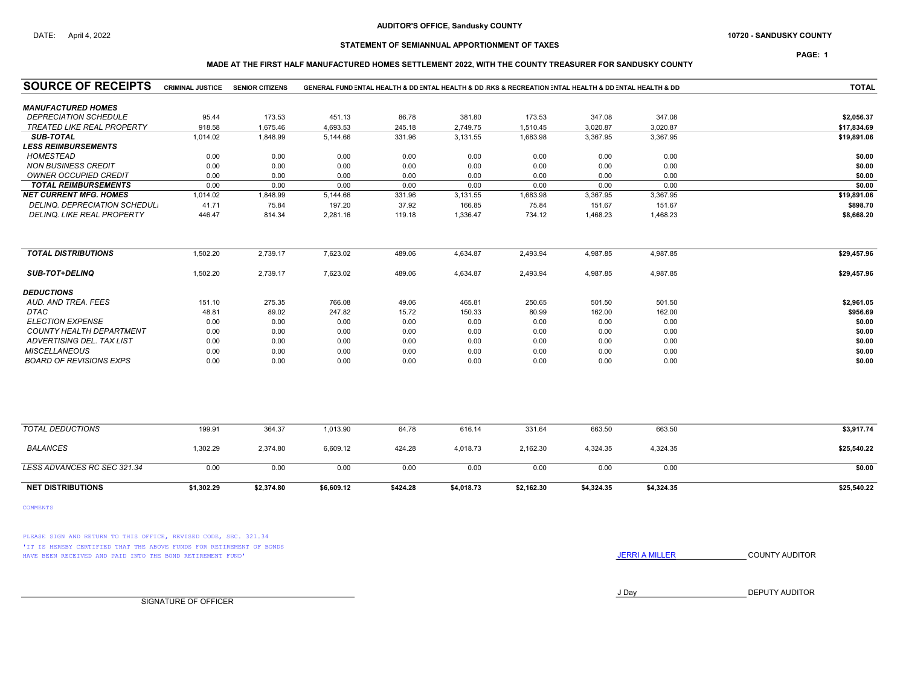AUDITOR'S OFFICE, Sandusky COUNTY

DATE: April 4, 2022

10720 - SANDUSKY COUNTY

## STATEMENT OF SEMIANNUAL APPORTIONMENT OF TAXES

### MADE AT THE FIRST HALF MANUFACTURED HOMES SETTLEMENT 2022, WITH THE COUNTY TREASURER FOR SANDUSKY COUNTY

| SOURCE OF RECEIPTS | CRIMINAL JUSTICE | SENIOR CITIZENS | GENERAL FUND | ENTAL HEALTH & DD | ENTAL HEALTH & DD | RKS & RECREATION | ENTAL HEALTH & DD | ENTAL HEALTH & DD | TOTAL |
|---|---|---|---|---|---|---|---|---|---|
| ***MANUFACTURED HOMES*** | | | | | | | | | |
| *DEPRECIATION SCHEDULE* | 95.44 | 173.53 | 451.13 | 86.78 | 381.80 | 173.53 | 347.08 | 347.08 | **$2,056.37** |
| *TREATED LIKE REAL PROPERTY* | 918.58 | 1,675.46 | 4,693.53 | 245.18 | 2,749.75 | 1,510.45 | 3,020.87 | 3,020.87 | **$17,834.69** |
| ***SUB-TOTAL*** | 1,014.02 | 1,848.99 | 5,144.66 | 331.96 | 3,131.55 | 1,683.98 | 3,367.95 | 3,367.95 | **$19,891.06** |
| ***LESS REIMBURSEMENTS*** | | | | | | | | | |
| *HOMESTEAD* | 0.00 | 0.00 | 0.00 | 0.00 | 0.00 | 0.00 | 0.00 | 0.00 | **$0.00** |
| *NON BUSINESS CREDIT* | 0.00 | 0.00 | 0.00 | 0.00 | 0.00 | 0.00 | 0.00 | 0.00 | **$0.00** |
| *OWNER OCCUPIED CREDIT* | 0.00 | 0.00 | 0.00 | 0.00 | 0.00 | 0.00 | 0.00 | 0.00 | **$0.00** |
| ***TOTAL REIMBURSEMENTS*** | 0.00 | 0.00 | 0.00 | 0.00 | 0.00 | 0.00 | 0.00 | 0.00 | **$0.00** |
| ***NET CURRENT MFG. HOMES*** | 1,014.02 | 1,848.99 | 5,144.66 | 331.96 | 3,131.55 | 1,683.98 | 3,367.95 | 3,367.95 | **$19,891.06** |
| *DELINQ. DEPRECIATION SCHEDULI* | 41.71 | 75.84 | 197.20 | 37.92 | 166.85 | 75.84 | 151.67 | 151.67 | **$898.70** |
| *DELINQ. LIKE REAL PROPERTY* | 446.47 | 814.34 | 2,281.16 | 119.18 | 1,336.47 | 734.12 | 1,468.23 | 1,468.23 | **$8,668.20** |
| ***TOTAL DISTRIBUTIONS*** | 1,502.20 | 2,739.17 | 7,623.02 | 489.06 | 4,634.87 | 2,493.94 | 4,987.85 | 4,987.85 | **$29,457.96** |
| ***SUB-TOT+DELINQ*** | 1,502.20 | 2,739.17 | 7,623.02 | 489.06 | 4,634.87 | 2,493.94 | 4,987.85 | 4,987.85 | **$29,457.96** |
| ***DEDUCTIONS*** | | | | | | | | | |
| *AUD. AND TREA. FEES* | 151.10 | 275.35 | 766.08 | 49.06 | 465.81 | 250.65 | 501.50 | 501.50 | **$2,961.05** |
| *DTAC* | 48.81 | 89.02 | 247.82 | 15.72 | 150.33 | 80.99 | 162.00 | 162.00 | **$956.69** |
| *ELECTION EXPENSE* | 0.00 | 0.00 | 0.00 | 0.00 | 0.00 | 0.00 | 0.00 | 0.00 | **$0.00** |
| *COUNTY HEALTH DEPARTMENT* | 0.00 | 0.00 | 0.00 | 0.00 | 0.00 | 0.00 | 0.00 | 0.00 | **$0.00** |
| *ADVERTISING DEL. TAX LIST* | 0.00 | 0.00 | 0.00 | 0.00 | 0.00 | 0.00 | 0.00 | 0.00 | **$0.00** |
| *MISCELLANEOUS* | 0.00 | 0.00 | 0.00 | 0.00 | 0.00 | 0.00 | 0.00 | 0.00 | **$0.00** |
| *BOARD OF REVISIONS EXPS* | 0.00 | 0.00 | 0.00 | 0.00 | 0.00 | 0.00 | 0.00 | 0.00 | **$0.00** |
| *TOTAL DEDUCTIONS* | 199.91 | 364.37 | 1,013.90 | 64.78 | 616.14 | 331.64 | 663.50 | 663.50 | **$3,917.74** |
| *BALANCES* | 1,302.29 | 2,374.80 | 6,609.12 | 424.28 | 4,018.73 | 2,162.30 | 4,324.35 | 4,324.35 | **$25,540.22** |
| *LESS ADVANCES RC SEC 321.34* | 0.00 | 0.00 | 0.00 | 0.00 | 0.00 | 0.00 | 0.00 | 0.00 | **$0.00** |
| **NET DISTRIBUTIONS** | **$1,302.29** | **$2,374.80** | **$6,609.12** | **$424.28** | **$4,018.73** | **$2,162.30** | **$4,324.35** | **$4,324.35** | **$25,540.22** |

COMMENTS

PLEASE SIGN AND RETURN TO THIS OFFICE, REVISED CODE, SEC. 321.34
'IT IS HEREBY CERTIFIED THAT THE ABOVE FUNDS FOR RETIREMENT OF BONDS
HAVE BEEN RECEIVED AND PAID INTO THE BOND RETIREMENT FUND'

JERRI A MILLER COUNTY AUDITOR

J Day DEPUTY AUDITOR

SIGNATURE OF OFFICER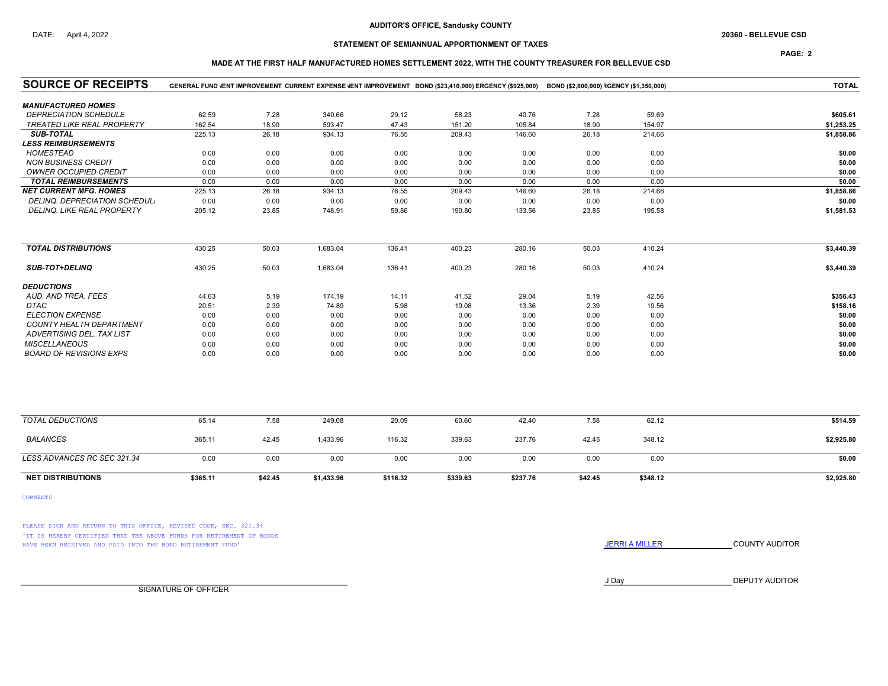AUDITOR'S OFFICE, Sandusky COUNTY

DATE: April 4, 2022

20360 - BELLEVUE CSD

## STATEMENT OF SEMIANNUAL APPORTIONMENT OF TAXES

### MADE AT THE FIRST HALF MANUFACTURED HOMES SETTLEMENT 2022, WITH THE COUNTY TREASURER FOR BELLEVUE CSD

| SOURCE OF RECEIPTS | GENERAL FUND | (ENT IMPROVEMENT | CURRENT EXPENSE | (ENT IMPROVEMENT | BOND ($23,410,000) | ERGENCY ($925,000) | BOND ($2,800,000) | RGENCY ($1,350,000) | TOTAL |
|---|---|---|---|---|---|---|---|---|---|
| ***MANUFACTURED HOMES*** | | | | | | | | | |
| *DEPRECIATION SCHEDULE* | 62.59 | 7.28 | 340.66 | 29.12 | 58.23 | 40.76 | 7.28 | 59.69 | **$605.61** |
| *TREATED LIKE REAL PROPERTY* | 162.54 | 18.90 | 593.47 | 47.43 | 151.20 | 105.84 | 18.90 | 154.97 | **$1,253.25** |
| ***SUB-TOTAL*** | 225.13 | 26.18 | 934.13 | 76.55 | 209.43 | 146.60 | 26.18 | 214.66 | **$1,858.86** |
| ***LESS REIMBURSEMENTS*** | | | | | | | | | |
| *HOMESTEAD* | 0.00 | 0.00 | 0.00 | 0.00 | 0.00 | 0.00 | 0.00 | 0.00 | **$0.00** |
| *NON BUSINESS CREDIT* | 0.00 | 0.00 | 0.00 | 0.00 | 0.00 | 0.00 | 0.00 | 0.00 | **$0.00** |
| *OWNER OCCUPIED CREDIT* | 0.00 | 0.00 | 0.00 | 0.00 | 0.00 | 0.00 | 0.00 | 0.00 | **$0.00** |
| ***TOTAL REIMBURSEMENTS*** | 0.00 | 0.00 | 0.00 | 0.00 | 0.00 | 0.00 | 0.00 | 0.00 | **$0.00** |
| ***NET CURRENT MFG. HOMES*** | 225.13 | 26.18 | 934.13 | 76.55 | 209.43 | 146.60 | 26.18 | 214.66 | **$1,858.86** |
| *DELINQ. DEPRECIATION SCHEDULE* | 0.00 | 0.00 | 0.00 | 0.00 | 0.00 | 0.00 | 0.00 | 0.00 | **$0.00** |
| *DELINQ. LIKE REAL PROPERTY* | 205.12 | 23.85 | 748.91 | 59.86 | 190.80 | 133.56 | 23.85 | 195.58 | **$1,581.53** |
| ***TOTAL DISTRIBUTIONS*** | 430.25 | 50.03 | 1,683.04 | 136.41 | 400.23 | 280.16 | 50.03 | 410.24 | **$3,440.39** |
| ***SUB-TOT+DELINQ*** | 430.25 | 50.03 | 1,683.04 | 136.41 | 400.23 | 280.16 | 50.03 | 410.24 | **$3,440.39** |
| ***DEDUCTIONS*** | | | | | | | | | |
| *AUD. AND TREA. FEES* | 44.63 | 5.19 | 174.19 | 14.11 | 41.52 | 29.04 | 5.19 | 42.56 | **$356.43** |
| *DTAC* | 20.51 | 2.39 | 74.89 | 5.98 | 19.08 | 13.36 | 2.39 | 19.56 | **$158.16** |
| *ELECTION EXPENSE* | 0.00 | 0.00 | 0.00 | 0.00 | 0.00 | 0.00 | 0.00 | 0.00 | **$0.00** |
| *COUNTY HEALTH DEPARTMENT* | 0.00 | 0.00 | 0.00 | 0.00 | 0.00 | 0.00 | 0.00 | 0.00 | **$0.00** |
| *ADVERTISING DEL. TAX LIST* | 0.00 | 0.00 | 0.00 | 0.00 | 0.00 | 0.00 | 0.00 | 0.00 | **$0.00** |
| *MISCELLANEOUS* | 0.00 | 0.00 | 0.00 | 0.00 | 0.00 | 0.00 | 0.00 | 0.00 | **$0.00** |
| *BOARD OF REVISIONS EXPS* | 0.00 | 0.00 | 0.00 | 0.00 | 0.00 | 0.00 | 0.00 | 0.00 | **$0.00** |
| *TOTAL DEDUCTIONS* | 65.14 | 7.58 | 249.08 | 20.09 | 60.60 | 42.40 | 7.58 | 62.12 | **$514.59** |
| *BALANCES* | 365.11 | 42.45 | 1,433.96 | 116.32 | 339.63 | 237.76 | 42.45 | 348.12 | **$2,925.80** |
| *LESS ADVANCES RC SEC 321.34* | 0.00 | 0.00 | 0.00 | 0.00 | 0.00 | 0.00 | 0.00 | 0.00 | **$0.00** |
| **NET DISTRIBUTIONS** | **$365.11** | **$42.45** | **$1,433.96** | **$116.32** | **$339.63** | **$237.76** | **$42.45** | **$348.12** | **$2,925.80** |

COMMENTS

PLEASE SIGN AND RETURN TO THIS OFFICE, REVISED CODE, SEC. 321.34

'IT IS HEREBY CERTIFIED THAT THE ABOVE FUNDS FOR RETIREMENT OF BONDS HAVE BEEN RECEIVED AND PAID INTO THE BOND RETIREMENT FUND'

JERRI A MILLER COUNTY AUDITOR

J Day DEPUTY AUDITOR

SIGNATURE OF OFFICER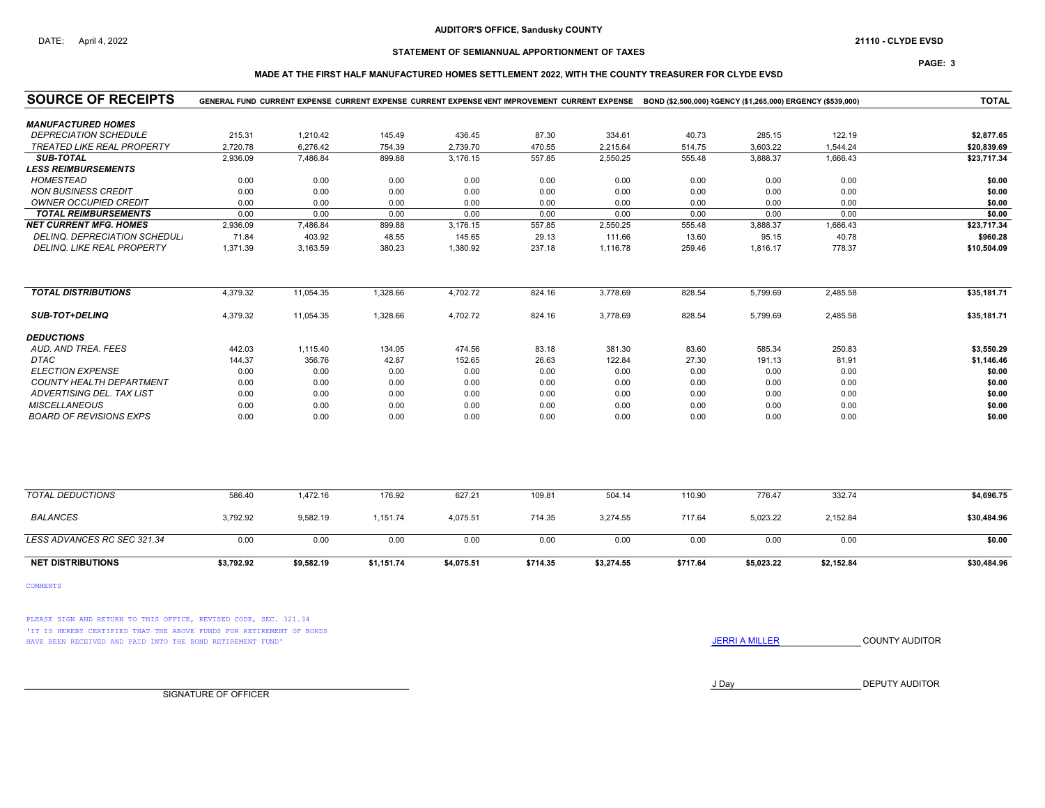AUDITOR'S OFFICE, Sandusky COUNTY

DATE: April 4, 2022

21110 - CLYDE EVSD

## STATEMENT OF SEMIANNUAL APPORTIONMENT OF TAXES

### MADE AT THE FIRST HALF MANUFACTURED HOMES SETTLEMENT 2022, WITH THE COUNTY TREASURER FOR CLYDE EVSD

| SOURCE OF RECEIPTS | GENERAL FUND | CURRENT EXPENSE | CURRENT EXPENSE | CURRENT EXPENSE | IENT IMPROVEMENT | CURRENT EXPENSE | BOND ($2,500,000) | RGENCY ($1,265,000) | ERGENCY ($539,000) | TOTAL |
|---|---|---|---|---|---|---|---|---|---|---|
| ***MANUFACTURED HOMES*** | | | | | | | | | | |
| *DEPRECIATION SCHEDULE* | 215.31 | 1,210.42 | 145.49 | 436.45 | 87.30 | 334.61 | 40.73 | 285.15 | 122.19 | **$2,877.65** |
| *TREATED LIKE REAL PROPERTY* | 2,720.78 | 6,276.42 | 754.39 | 2,739.70 | 470.55 | 2,215.64 | 514.75 | 3,603.22 | 1,544.24 | **$20,839.69** |
| ***SUB-TOTAL*** | 2,936.09 | 7,486.84 | 899.88 | 3,176.15 | 557.85 | 2,550.25 | 555.48 | 3,888.37 | 1,666.43 | **$23,717.34** |
| ***LESS REIMBURSEMENTS*** | | | | | | | | | | |
| *HOMESTEAD* | 0.00 | 0.00 | 0.00 | 0.00 | 0.00 | 0.00 | 0.00 | 0.00 | 0.00 | **$0.00** |
| *NON BUSINESS CREDIT* | 0.00 | 0.00 | 0.00 | 0.00 | 0.00 | 0.00 | 0.00 | 0.00 | 0.00 | **$0.00** |
| *OWNER OCCUPIED CREDIT* | 0.00 | 0.00 | 0.00 | 0.00 | 0.00 | 0.00 | 0.00 | 0.00 | 0.00 | **$0.00** |
| ***TOTAL REIMBURSEMENTS*** | 0.00 | 0.00 | 0.00 | 0.00 | 0.00 | 0.00 | 0.00 | 0.00 | 0.00 | **$0.00** |
| ***NET CURRENT MFG. HOMES*** | 2,936.09 | 7,486.84 | 899.88 | 3,176.15 | 557.85 | 2,550.25 | 555.48 | 3,888.37 | 1,666.43 | **$23,717.34** |
| *DELINQ. DEPRECIATION SCHEDULE* | 71.84 | 403.92 | 48.55 | 145.65 | 29.13 | 111.66 | 13.60 | 95.15 | 40.78 | **$960.28** |
| *DELINQ. LIKE REAL PROPERTY* | 1,371.39 | 3,163.59 | 380.23 | 1,380.92 | 237.18 | 1,116.78 | 259.46 | 1,816.17 | 778.37 | **$10,504.09** |
| ***TOTAL DISTRIBUTIONS*** | 4,379.32 | 11,054.35 | 1,328.66 | 4,702.72 | 824.16 | 3,778.69 | 828.54 | 5,799.69 | 2,485.58 | **$35,181.71** |
| ***SUB-TOT+DELINQ*** | 4,379.32 | 11,054.35 | 1,328.66 | 4,702.72 | 824.16 | 3,778.69 | 828.54 | 5,799.69 | 2,485.58 | **$35,181.71** |
| ***DEDUCTIONS*** | | | | | | | | | | |
| *AUD. AND TREA. FEES* | 442.03 | 1,115.40 | 134.05 | 474.56 | 83.18 | 381.30 | 83.60 | 585.34 | 250.83 | **$3,550.29** |
| *DTAC* | 144.37 | 356.76 | 42.87 | 152.65 | 26.63 | 122.84 | 27.30 | 191.13 | 81.91 | **$1,146.46** |
| *ELECTION EXPENSE* | 0.00 | 0.00 | 0.00 | 0.00 | 0.00 | 0.00 | 0.00 | 0.00 | 0.00 | **$0.00** |
| *COUNTY HEALTH DEPARTMENT* | 0.00 | 0.00 | 0.00 | 0.00 | 0.00 | 0.00 | 0.00 | 0.00 | 0.00 | **$0.00** |
| *ADVERTISING DEL. TAX LIST* | 0.00 | 0.00 | 0.00 | 0.00 | 0.00 | 0.00 | 0.00 | 0.00 | 0.00 | **$0.00** |
| *MISCELLANEOUS* | 0.00 | 0.00 | 0.00 | 0.00 | 0.00 | 0.00 | 0.00 | 0.00 | 0.00 | **$0.00** |
| *BOARD OF REVISIONS EXPS* | 0.00 | 0.00 | 0.00 | 0.00 | 0.00 | 0.00 | 0.00 | 0.00 | 0.00 | **$0.00** |
| *TOTAL DEDUCTIONS* | 586.40 | 1,472.16 | 176.92 | 627.21 | 109.81 | 504.14 | 110.90 | 776.47 | 332.74 | **$4,696.75** |
| *BALANCES* | 3,792.92 | 9,582.19 | 1,151.74 | 4,075.51 | 714.35 | 3,274.55 | 717.64 | 5,023.22 | 2,152.84 | **$30,484.96** |
| *LESS ADVANCES RC SEC 321.34* | 0.00 | 0.00 | 0.00 | 0.00 | 0.00 | 0.00 | 0.00 | 0.00 | 0.00 | **$0.00** |
| **NET DISTRIBUTIONS** | **$3,792.92** | **$9,582.19** | **$1,151.74** | **$4,075.51** | **$714.35** | **$3,274.55** | **$717.64** | **$5,023.22** | **$2,152.84** | **$30,484.96** |

COMMENTS

PLEASE SIGN AND RETURN TO THIS OFFICE, REVISED CODE, SEC. 321.34
'IT IS HEREBY CERTIFIED THAT THE ABOVE FUNDS FOR RETIREMENT OF BONDS HAVE BEEN RECEIVED AND PAID INTO THE BOND RETIREMENT FUND'

JERRI A MILLER COUNTY AUDITOR

J Day DEPUTY AUDITOR

SIGNATURE OF OFFICER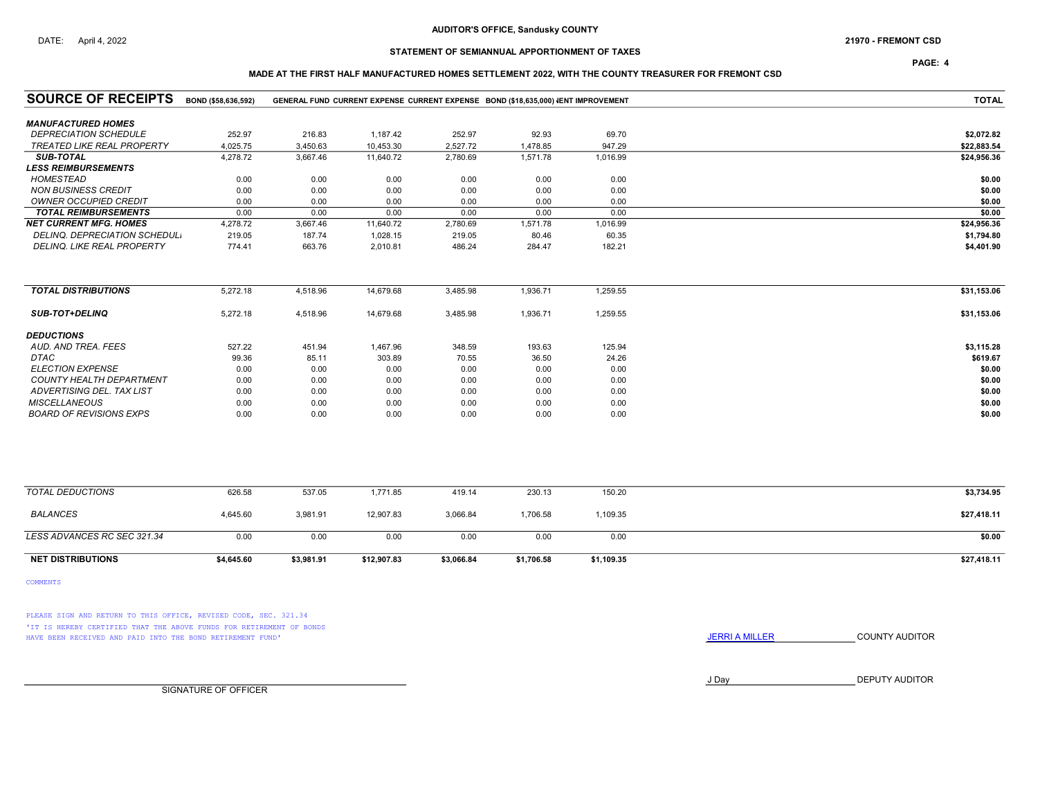AUDITOR'S OFFICE, Sandusky COUNTY

DATE: April 4, 2022

21970 - FREMONT CSD

## STATEMENT OF SEMIANNUAL APPORTIONMENT OF TAXES

### MADE AT THE FIRST HALF MANUFACTURED HOMES SETTLEMENT 2022, WITH THE COUNTY TREASURER FOR FREMONT CSD

| SOURCE OF RECEIPTS | BOND ($58,636,592) | GENERAL FUND | CURRENT EXPENSE | CURRENT EXPENSE | BOND ($18,635,000) | IENT IMPROVEMENT | TOTAL |
|---|---|---|---|---|---|---|---|
| ***MANUFACTURED HOMES*** | | | | | | | |
| *DEPRECIATION SCHEDULE* | 252.97 | 216.83 | 1,187.42 | 252.97 | 92.93 | 69.70 | **$2,072.82** |
| *TREATED LIKE REAL PROPERTY* | 4,025.75 | 3,450.63 | 10,453.30 | 2,527.72 | 1,478.85 | 947.29 | **$22,883.54** |
| ***SUB-TOTAL*** | 4,278.72 | 3,667.46 | 11,640.72 | 2,780.69 | 1,571.78 | 1,016.99 | **$24,956.36** |
| ***LESS REIMBURSEMENTS*** | | | | | | | |
| *HOMESTEAD* | 0.00 | 0.00 | 0.00 | 0.00 | 0.00 | 0.00 | **$0.00** |
| *NON BUSINESS CREDIT* | 0.00 | 0.00 | 0.00 | 0.00 | 0.00 | 0.00 | **$0.00** |
| *OWNER OCCUPIED CREDIT* | 0.00 | 0.00 | 0.00 | 0.00 | 0.00 | 0.00 | **$0.00** |
| ***TOTAL REIMBURSEMENTS*** | 0.00 | 0.00 | 0.00 | 0.00 | 0.00 | 0.00 | **$0.00** |
| ***NET CURRENT MFG. HOMES*** | 4,278.72 | 3,667.46 | 11,640.72 | 2,780.69 | 1,571.78 | 1,016.99 | **$24,956.36** |
| *DELINQ. DEPRECIATION SCHEDULI* | 219.05 | 187.74 | 1,028.15 | 219.05 | 80.46 | 60.35 | **$1,794.80** |
| *DELINQ. LIKE REAL PROPERTY* | 774.41 | 663.76 | 2,010.81 | 486.24 | 284.47 | 182.21 | **$4,401.90** |
| ***TOTAL DISTRIBUTIONS*** | 5,272.18 | 4,518.96 | 14,679.68 | 3,485.98 | 1,936.71 | 1,259.55 | **$31,153.06** |
| ***SUB-TOT+DELINQ*** | 5,272.18 | 4,518.96 | 14,679.68 | 3,485.98 | 1,936.71 | 1,259.55 | **$31,153.06** |
| ***DEDUCTIONS*** | | | | | | | |
| *AUD. AND TREA. FEES* | 527.22 | 451.94 | 1,467.96 | 348.59 | 193.63 | 125.94 | **$3,115.28** |
| *DTAC* | 99.36 | 85.11 | 303.89 | 70.55 | 36.50 | 24.26 | **$619.67** |
| *ELECTION EXPENSE* | 0.00 | 0.00 | 0.00 | 0.00 | 0.00 | 0.00 | **$0.00** |
| *COUNTY HEALTH DEPARTMENT* | 0.00 | 0.00 | 0.00 | 0.00 | 0.00 | 0.00 | **$0.00** |
| *ADVERTISING DEL. TAX LIST* | 0.00 | 0.00 | 0.00 | 0.00 | 0.00 | 0.00 | **$0.00** |
| *MISCELLANEOUS* | 0.00 | 0.00 | 0.00 | 0.00 | 0.00 | 0.00 | **$0.00** |
| *BOARD OF REVISIONS EXPS* | 0.00 | 0.00 | 0.00 | 0.00 | 0.00 | 0.00 | **$0.00** |
| *TOTAL DEDUCTIONS* | 626.58 | 537.05 | 1,771.85 | 419.14 | 230.13 | 150.20 | **$3,734.95** |
| *BALANCES* | 4,645.60 | 3,981.91 | 12,907.83 | 3,066.84 | 1,706.58 | 1,109.35 | **$27,418.11** |
| *LESS ADVANCES RC SEC 321.34* | 0.00 | 0.00 | 0.00 | 0.00 | 0.00 | 0.00 | **$0.00** |
| **NET DISTRIBUTIONS** | **$4,645.60** | **$3,981.91** | **$12,907.83** | **$3,066.84** | **$1,706.58** | **$1,109.35** | **$27,418.11** |

COMMENTS

PLEASE SIGN AND RETURN TO THIS OFFICE, REVISED CODE, SEC. 321.34
'IT IS HEREBY CERTIFIED THAT THE ABOVE FUNDS FOR RETIREMENT OF BONDS HAVE BEEN RECEIVED AND PAID INTO THE BOND RETIREMENT FUND'

JERRI A MILLER COUNTY AUDITOR

J Day DEPUTY AUDITOR

SIGNATURE OF OFFICER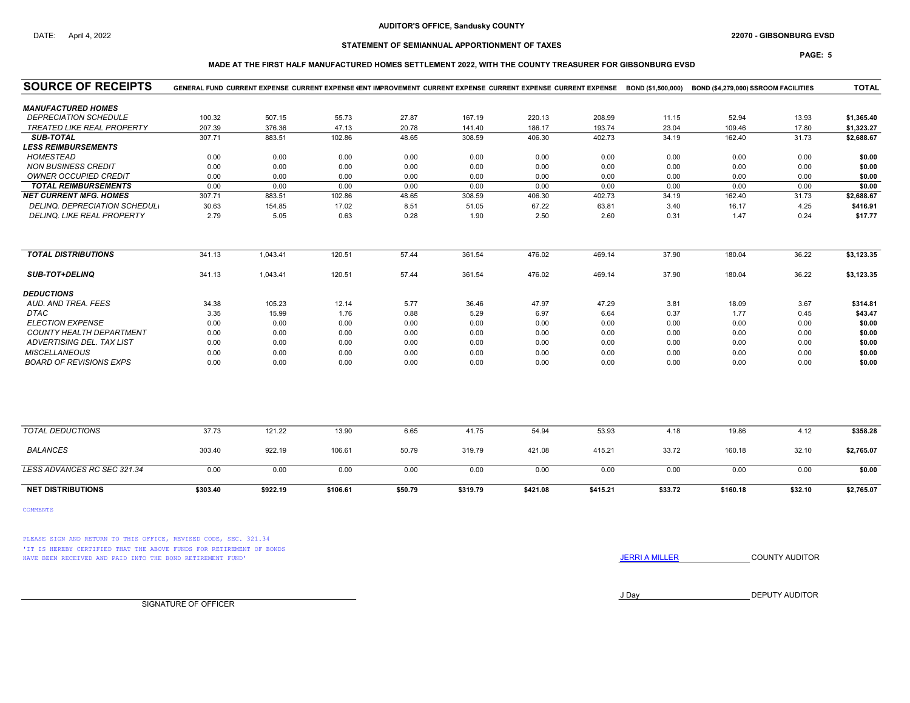AUDITOR'S OFFICE, Sandusky COUNTY

DATE: April 4, 2022

22070 - GIBSONBURG EVSD

STATEMENT OF SEMIANNUAL APPORTIONMENT OF TAXES

MADE AT THE FIRST HALF MANUFACTURED HOMES SETTLEMENT 2022, WITH THE COUNTY TREASURER FOR GIBSONBURG EVSD

| SOURCE OF RECEIPTS | GENERAL FUND | CURRENT EXPENSE | CURRENT EXPENSE | PERMANENT IMPROVEMENT | CURRENT EXPENSE | CURRENT EXPENSE | CURRENT EXPENSE | BOND ($1,500,000) | BOND ($4,279,000) | CLASSROOM FACILITIES | TOTAL |
|---|---|---|---|---|---|---|---|---|---|---|---|
| ***MANUFACTURED HOMES*** | | | | | | | | | | | |
| *DEPRECIATION SCHEDULE* | 100.32 | 507.15 | 55.73 | 27.87 | 167.19 | 220.13 | 208.99 | 11.15 | 52.94 | 13.93 | **$1,365.40** |
| *TREATED LIKE REAL PROPERTY* | 207.39 | 376.36 | 47.13 | 20.78 | 141.40 | 186.17 | 193.74 | 23.04 | 109.46 | 17.80 | **$1,323.27** |
| ***SUB-TOTAL*** | 307.71 | 883.51 | 102.86 | 48.65 | 308.59 | 406.30 | 402.73 | 34.19 | 162.40 | 31.73 | **$2,688.67** |
| ***LESS REIMBURSEMENTS*** | | | | | | | | | | | |
| *HOMESTEAD* | 0.00 | 0.00 | 0.00 | 0.00 | 0.00 | 0.00 | 0.00 | 0.00 | 0.00 | 0.00 | **$0.00** |
| *NON BUSINESS CREDIT* | 0.00 | 0.00 | 0.00 | 0.00 | 0.00 | 0.00 | 0.00 | 0.00 | 0.00 | 0.00 | **$0.00** |
| *OWNER OCCUPIED CREDIT* | 0.00 | 0.00 | 0.00 | 0.00 | 0.00 | 0.00 | 0.00 | 0.00 | 0.00 | 0.00 | **$0.00** |
| ***TOTAL REIMBURSEMENTS*** | 0.00 | 0.00 | 0.00 | 0.00 | 0.00 | 0.00 | 0.00 | 0.00 | 0.00 | 0.00 | **$0.00** |
| ***NET CURRENT MFG. HOMES*** | 307.71 | 883.51 | 102.86 | 48.65 | 308.59 | 406.30 | 402.73 | 34.19 | 162.40 | 31.73 | **$2,688.67** |
| *DELINQ. DEPRECIATION SCHEDULE* | 30.63 | 154.85 | 17.02 | 8.51 | 51.05 | 67.22 | 63.81 | 3.40 | 16.17 | 4.25 | **$416.91** |
| *DELINQ. LIKE REAL PROPERTY* | 2.79 | 5.05 | 0.63 | 0.28 | 1.90 | 2.50 | 2.60 | 0.31 | 1.47 | 0.24 | **$17.77** |
| ***TOTAL DISTRIBUTIONS*** | 341.13 | 1,043.41 | 120.51 | 57.44 | 361.54 | 476.02 | 469.14 | 37.90 | 180.04 | 36.22 | **$3,123.35** |
| ***SUB-TOT+DELINQ*** | 341.13 | 1,043.41 | 120.51 | 57.44 | 361.54 | 476.02 | 469.14 | 37.90 | 180.04 | 36.22 | **$3,123.35** |
| ***DEDUCTIONS*** | | | | | | | | | | | |
| *AUD. AND TREA. FEES* | 34.38 | 105.23 | 12.14 | 5.77 | 36.46 | 47.97 | 47.29 | 3.81 | 18.09 | 3.67 | **$314.81** |
| *DTAC* | 3.35 | 15.99 | 1.76 | 0.88 | 5.29 | 6.97 | 6.64 | 0.37 | 1.77 | 0.45 | **$43.47** |
| *ELECTION EXPENSE* | 0.00 | 0.00 | 0.00 | 0.00 | 0.00 | 0.00 | 0.00 | 0.00 | 0.00 | 0.00 | **$0.00** |
| *COUNTY HEALTH DEPARTMENT* | 0.00 | 0.00 | 0.00 | 0.00 | 0.00 | 0.00 | 0.00 | 0.00 | 0.00 | 0.00 | **$0.00** |
| *ADVERTISING DEL. TAX LIST* | 0.00 | 0.00 | 0.00 | 0.00 | 0.00 | 0.00 | 0.00 | 0.00 | 0.00 | 0.00 | **$0.00** |
| *MISCELLANEOUS* | 0.00 | 0.00 | 0.00 | 0.00 | 0.00 | 0.00 | 0.00 | 0.00 | 0.00 | 0.00 | **$0.00** |
| *BOARD OF REVISIONS EXPS* | 0.00 | 0.00 | 0.00 | 0.00 | 0.00 | 0.00 | 0.00 | 0.00 | 0.00 | 0.00 | **$0.00** |
| *TOTAL DEDUCTIONS* | 37.73 | 121.22 | 13.90 | 6.65 | 41.75 | 54.94 | 53.93 | 4.18 | 19.86 | 4.12 | **$358.28** |
| *BALANCES* | 303.40 | 922.19 | 106.61 | 50.79 | 319.79 | 421.08 | 415.21 | 33.72 | 160.18 | 32.10 | **$2,765.07** |
| *LESS ADVANCES RC SEC 321.34* | 0.00 | 0.00 | 0.00 | 0.00 | 0.00 | 0.00 | 0.00 | 0.00 | 0.00 | 0.00 | **$0.00** |
| **NET DISTRIBUTIONS** | **$303.40** | **$922.19** | **$106.61** | **$50.79** | **$319.79** | **$421.08** | **$415.21** | **$33.72** | **$160.18** | **$32.10** | **$2,765.07** |

COMMENTS

PLEASE SIGN AND RETURN TO THIS OFFICE, REVISED CODE, SEC. 321.34
'IT IS HEREBY CERTIFIED THAT THE ABOVE FUNDS FOR RETIREMENT OF BONDS HAVE BEEN RECEIVED AND PAID INTO THE BOND RETIREMENT FUND'

JERRI A MILLER COUNTY AUDITOR

J Day DEPUTY AUDITOR

SIGNATURE OF OFFICER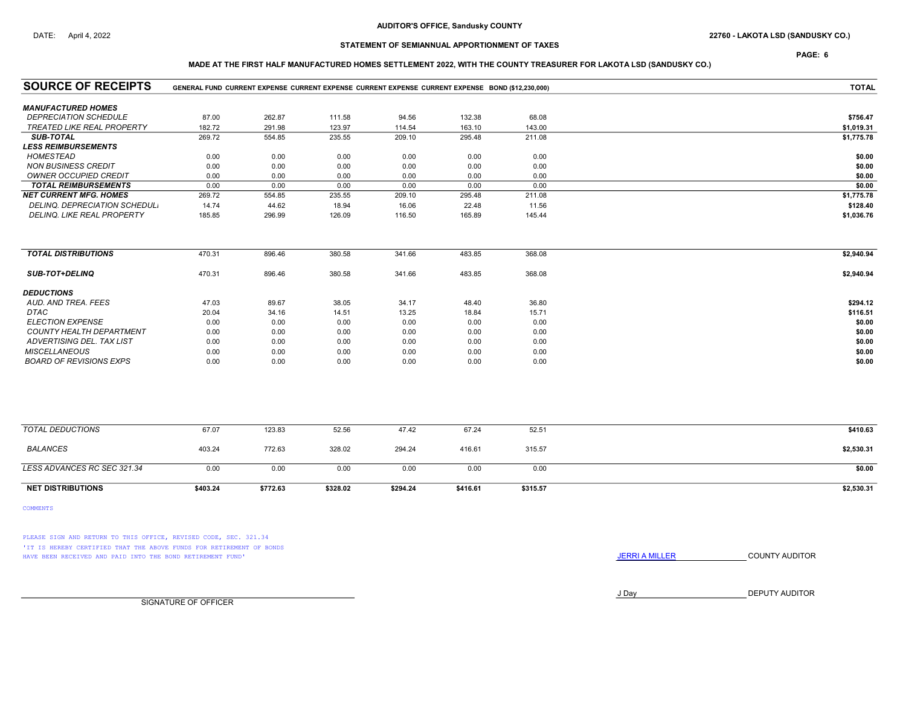AUDITOR'S OFFICE, Sandusky COUNTY

DATE: April 4, 2022

22760 - LAKOTA LSD (SANDUSKY CO.)

STATEMENT OF SEMIANNUAL APPORTIONMENT OF TAXES

MADE AT THE FIRST HALF MANUFACTURED HOMES SETTLEMENT 2022, WITH THE COUNTY TREASURER FOR LAKOTA LSD (SANDUSKY CO.)

| SOURCE OF RECEIPTS | GENERAL FUND | CURRENT EXPENSE | CURRENT EXPENSE | CURRENT EXPENSE | CURRENT EXPENSE | BOND ($12,230,000) | TOTAL |
|---|---|---|---|---|---|---|---|
| ***MANUFACTURED HOMES*** | | | | | | | |
| *DEPRECIATION SCHEDULE* | 87.00 | 262.87 | 111.58 | 94.56 | 132.38 | 68.08 | $756.47 |
| *TREATED LIKE REAL PROPERTY* | 182.72 | 291.98 | 123.97 | 114.54 | 163.10 | 143.00 | $1,019.31 |
| ***SUB-TOTAL*** | 269.72 | 554.85 | 235.55 | 209.10 | 295.48 | 211.08 | $1,775.78 |
| ***LESS REIMBURSEMENTS*** | | | | | | | |
| *HOMESTEAD* | 0.00 | 0.00 | 0.00 | 0.00 | 0.00 | 0.00 | $0.00 |
| *NON BUSINESS CREDIT* | 0.00 | 0.00 | 0.00 | 0.00 | 0.00 | 0.00 | $0.00 |
| *OWNER OCCUPIED CREDIT* | 0.00 | 0.00 | 0.00 | 0.00 | 0.00 | 0.00 | $0.00 |
| ***TOTAL REIMBURSEMENTS*** | 0.00 | 0.00 | 0.00 | 0.00 | 0.00 | 0.00 | $0.00 |
| ***NET CURRENT MFG. HOMES*** | 269.72 | 554.85 | 235.55 | 209.10 | 295.48 | 211.08 | $1,775.78 |
| *DELINQ. DEPRECIATION SCHEDULE* | 14.74 | 44.62 | 18.94 | 16.06 | 22.48 | 11.56 | $128.40 |
| *DELINQ. LIKE REAL PROPERTY* | 185.85 | 296.99 | 126.09 | 116.50 | 165.89 | 145.44 | $1,036.76 |
| ***TOTAL DISTRIBUTIONS*** | 470.31 | 896.46 | 380.58 | 341.66 | 483.85 | 368.08 | $2,940.94 |
| ***SUB-TOT+DELINQ*** | 470.31 | 896.46 | 380.58 | 341.66 | 483.85 | 368.08 | $2,940.94 |
| ***DEDUCTIONS*** | | | | | | | |
| *AUD. AND TREA. FEES* | 47.03 | 89.67 | 38.05 | 34.17 | 48.40 | 36.80 | $294.12 |
| *DTAC* | 20.04 | 34.16 | 14.51 | 13.25 | 18.84 | 15.71 | $116.51 |
| *ELECTION EXPENSE* | 0.00 | 0.00 | 0.00 | 0.00 | 0.00 | 0.00 | $0.00 |
| *COUNTY HEALTH DEPARTMENT* | 0.00 | 0.00 | 0.00 | 0.00 | 0.00 | 0.00 | $0.00 |
| *ADVERTISING DEL. TAX LIST* | 0.00 | 0.00 | 0.00 | 0.00 | 0.00 | 0.00 | $0.00 |
| *MISCELLANEOUS* | 0.00 | 0.00 | 0.00 | 0.00 | 0.00 | 0.00 | $0.00 |
| *BOARD OF REVISIONS EXPS* | 0.00 | 0.00 | 0.00 | 0.00 | 0.00 | 0.00 | $0.00 |
| *TOTAL DEDUCTIONS* | 67.07 | 123.83 | 52.56 | 47.42 | 67.24 | 52.51 | $410.63 |
| *BALANCES* | 403.24 | 772.63 | 328.02 | 294.24 | 416.61 | 315.57 | $2,530.31 |
| *LESS ADVANCES RC SEC 321.34* | 0.00 | 0.00 | 0.00 | 0.00 | 0.00 | 0.00 | $0.00 |
| **NET DISTRIBUTIONS** | $403.24 | $772.63 | $328.02 | $294.24 | $416.61 | $315.57 | $2,530.31 |

COMMENTS

PLEASE SIGN AND RETURN TO THIS OFFICE, REVISED CODE, SEC. 321.34
'IT IS HEREBY CERTIFIED THAT THE ABOVE FUNDS FOR RETIREMENT OF BONDS HAVE BEEN RECEIVED AND PAID INTO THE BOND RETIREMENT FUND'

JERRI A MILLER COUNTY AUDITOR

J Day DEPUTY AUDITOR

SIGNATURE OF OFFICER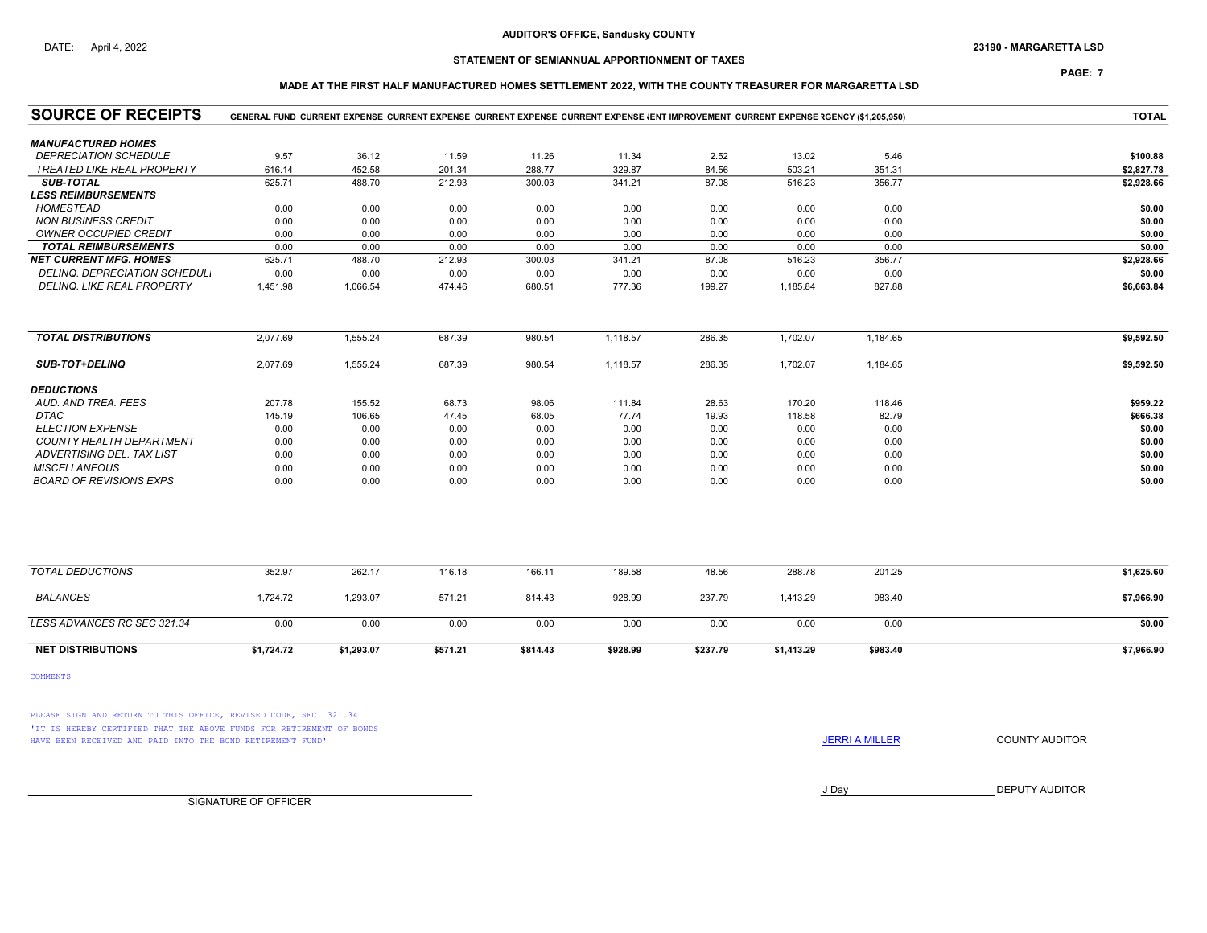AUDITOR'S OFFICE, Sandusky COUNTY

DATE: April 4, 2022

23190 - MARGARETTA LSD

STATEMENT OF SEMIANNUAL APPORTIONMENT OF TAXES

MADE AT THE FIRST HALF MANUFACTURED HOMES SETTLEMENT 2022, WITH THE COUNTY TREASURER FOR MARGARETTA LSD

| SOURCE OF RECEIPTS | GENERAL FUND | CURRENT EXPENSE | CURRENT EXPENSE | CURRENT EXPENSE | CURRENT EXPENSE | IENT IMPROVEMENT | CURRENT EXPENSE | RGENCY ($1,205,950) | TOTAL |
|---|---|---|---|---|---|---|---|---|---|
| ***MANUFACTURED HOMES*** | | | | | | | | | |
| *DEPRECIATION SCHEDULE* | 9.57 | 36.12 | 11.59 | 11.26 | 11.34 | 2.52 | 13.02 | 5.46 | $100.88 |
| *TREATED LIKE REAL PROPERTY* | 616.14 | 452.58 | 201.34 | 288.77 | 329.87 | 84.56 | 503.21 | 351.31 | $2,827.78 |
| ***SUB-TOTAL*** | 625.71 | 488.70 | 212.93 | 300.03 | 341.21 | 87.08 | 516.23 | 356.77 | $2,928.66 |
| ***LESS REIMBURSEMENTS*** | | | | | | | | | |
| *HOMESTEAD* | 0.00 | 0.00 | 0.00 | 0.00 | 0.00 | 0.00 | 0.00 | 0.00 | $0.00 |
| *NON BUSINESS CREDIT* | 0.00 | 0.00 | 0.00 | 0.00 | 0.00 | 0.00 | 0.00 | 0.00 | $0.00 |
| *OWNER OCCUPIED CREDIT* | 0.00 | 0.00 | 0.00 | 0.00 | 0.00 | 0.00 | 0.00 | 0.00 | $0.00 |
| ***TOTAL REIMBURSEMENTS*** | 0.00 | 0.00 | 0.00 | 0.00 | 0.00 | 0.00 | 0.00 | 0.00 | $0.00 |
| ***NET CURRENT MFG. HOMES*** | 625.71 | 488.70 | 212.93 | 300.03 | 341.21 | 87.08 | 516.23 | 356.77 | $2,928.66 |
| *DELINQ. DEPRECIATION SCHEDULE* | 0.00 | 0.00 | 0.00 | 0.00 | 0.00 | 0.00 | 0.00 | 0.00 | $0.00 |
| *DELINQ. LIKE REAL PROPERTY* | 1,451.98 | 1,066.54 | 474.46 | 680.51 | 777.36 | 199.27 | 1,185.84 | 827.88 | $6,663.84 |
| ***TOTAL DISTRIBUTIONS*** | 2,077.69 | 1,555.24 | 687.39 | 980.54 | 1,118.57 | 286.35 | 1,702.07 | 1,184.65 | $9,592.50 |
| ***SUB-TOT+DELINQ*** | 2,077.69 | 1,555.24 | 687.39 | 980.54 | 1,118.57 | 286.35 | 1,702.07 | 1,184.65 | $9,592.50 |
| ***DEDUCTIONS*** | | | | | | | | | |
| *AUD. AND TREA. FEES* | 207.78 | 155.52 | 68.73 | 98.06 | 111.84 | 28.63 | 170.20 | 118.46 | $959.22 |
| *DTAC* | 145.19 | 106.65 | 47.45 | 68.05 | 77.74 | 19.93 | 118.58 | 82.79 | $666.38 |
| *ELECTION EXPENSE* | 0.00 | 0.00 | 0.00 | 0.00 | 0.00 | 0.00 | 0.00 | 0.00 | $0.00 |
| *COUNTY HEALTH DEPARTMENT* | 0.00 | 0.00 | 0.00 | 0.00 | 0.00 | 0.00 | 0.00 | 0.00 | $0.00 |
| *ADVERTISING DEL. TAX LIST* | 0.00 | 0.00 | 0.00 | 0.00 | 0.00 | 0.00 | 0.00 | 0.00 | $0.00 |
| *MISCELLANEOUS* | 0.00 | 0.00 | 0.00 | 0.00 | 0.00 | 0.00 | 0.00 | 0.00 | $0.00 |
| *BOARD OF REVISIONS EXPS* | 0.00 | 0.00 | 0.00 | 0.00 | 0.00 | 0.00 | 0.00 | 0.00 | $0.00 |
| *TOTAL DEDUCTIONS* | 352.97 | 262.17 | 116.18 | 166.11 | 189.58 | 48.56 | 288.78 | 201.25 | $1,625.60 |
| *BALANCES* | 1,724.72 | 1,293.07 | 571.21 | 814.43 | 928.99 | 237.79 | 1,413.29 | 983.40 | $7,966.90 |
| *LESS ADVANCES RC SEC 321.34* | 0.00 | 0.00 | 0.00 | 0.00 | 0.00 | 0.00 | 0.00 | 0.00 | $0.00 |
| **NET DISTRIBUTIONS** | $1,724.72 | $1,293.07 | $571.21 | $814.43 | $928.99 | $237.79 | $1,413.29 | $983.40 | $7,966.90 |

COMMENTS

PLEASE SIGN AND RETURN TO THIS OFFICE, REVISED CODE, SEC. 321.34
'IT IS HEREBY CERTIFIED THAT THE ABOVE FUNDS FOR RETIREMENT OF BONDS HAVE BEEN RECEIVED AND PAID INTO THE BOND RETIREMENT FUND'

JERRI A MILLER COUNTY AUDITOR

J Day DEPUTY AUDITOR

SIGNATURE OF OFFICER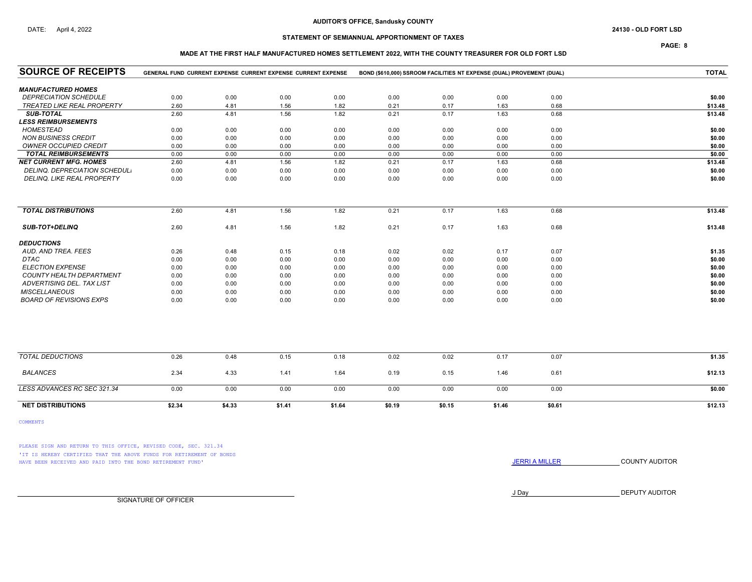**AUDITOR'S OFFICE, Sandusky COUNTY**

DATE: April 4, 2022

**24130 - OLD FORT LSD**

**STATEMENT OF SEMIANNUAL APPORTIONMENT OF TAXES**

**MADE AT THE FIRST HALF MANUFACTURED HOMES SETTLEMENT 2022, WITH THE COUNTY TREASURER FOR OLD FORT LSD**

| SOURCE OF RECEIPTS | GENERAL FUND | CURRENT EXPENSE | CURRENT EXPENSE | CURRENT EXPENSE | BOND ($610,000) | SSROOM FACILITIES | NT EXPENSE (DUAL) | IPROVEMENT (DUAL) | TOTAL |
|---|---|---|---|---|---|---|---|---|---|
| ***MANUFACTURED HOMES*** | | | | | | | | | |
| *DEPRECIATION SCHEDULE* | 0.00 | 0.00 | 0.00 | 0.00 | 0.00 | 0.00 | 0.00 | 0.00 | **$0.00** |
| *TREATED LIKE REAL PROPERTY* | 2.60 | 4.81 | 1.56 | 1.82 | 0.21 | 0.17 | 1.63 | 0.68 | **$13.48** |
| ***SUB-TOTAL*** | 2.60 | 4.81 | 1.56 | 1.82 | 0.21 | 0.17 | 1.63 | 0.68 | **$13.48** |
| ***LESS REIMBURSEMENTS*** | | | | | | | | | |
| *HOMESTEAD* | 0.00 | 0.00 | 0.00 | 0.00 | 0.00 | 0.00 | 0.00 | 0.00 | **$0.00** |
| *NON BUSINESS CREDIT* | 0.00 | 0.00 | 0.00 | 0.00 | 0.00 | 0.00 | 0.00 | 0.00 | **$0.00** |
| *OWNER OCCUPIED CREDIT* | 0.00 | 0.00 | 0.00 | 0.00 | 0.00 | 0.00 | 0.00 | 0.00 | **$0.00** |
| ***TOTAL REIMBURSEMENTS*** | 0.00 | 0.00 | 0.00 | 0.00 | 0.00 | 0.00 | 0.00 | 0.00 | **$0.00** |
| ***NET CURRENT MFG. HOMES*** | 2.60 | 4.81 | 1.56 | 1.82 | 0.21 | 0.17 | 1.63 | 0.68 | **$13.48** |
| *DELINQ. DEPRECIATION SCHEDULE* | 0.00 | 0.00 | 0.00 | 0.00 | 0.00 | 0.00 | 0.00 | 0.00 | **$0.00** |
| *DELINQ. LIKE REAL PROPERTY* | 0.00 | 0.00 | 0.00 | 0.00 | 0.00 | 0.00 | 0.00 | 0.00 | **$0.00** |
| ***TOTAL DISTRIBUTIONS*** | 2.60 | 4.81 | 1.56 | 1.82 | 0.21 | 0.17 | 1.63 | 0.68 | **$13.48** |
| ***SUB-TOT+DELINQ*** | 2.60 | 4.81 | 1.56 | 1.82 | 0.21 | 0.17 | 1.63 | 0.68 | **$13.48** |
| ***DEDUCTIONS*** | | | | | | | | | |
| *AUD. AND TREA. FEES* | 0.26 | 0.48 | 0.15 | 0.18 | 0.02 | 0.02 | 0.17 | 0.07 | **$1.35** |
| *DTAC* | 0.00 | 0.00 | 0.00 | 0.00 | 0.00 | 0.00 | 0.00 | 0.00 | **$0.00** |
| *ELECTION EXPENSE* | 0.00 | 0.00 | 0.00 | 0.00 | 0.00 | 0.00 | 0.00 | 0.00 | **$0.00** |
| *COUNTY HEALTH DEPARTMENT* | 0.00 | 0.00 | 0.00 | 0.00 | 0.00 | 0.00 | 0.00 | 0.00 | **$0.00** |
| *ADVERTISING DEL. TAX LIST* | 0.00 | 0.00 | 0.00 | 0.00 | 0.00 | 0.00 | 0.00 | 0.00 | **$0.00** |
| *MISCELLANEOUS* | 0.00 | 0.00 | 0.00 | 0.00 | 0.00 | 0.00 | 0.00 | 0.00 | **$0.00** |
| *BOARD OF REVISIONS EXPS* | 0.00 | 0.00 | 0.00 | 0.00 | 0.00 | 0.00 | 0.00 | 0.00 | **$0.00** |
| *TOTAL DEDUCTIONS* | 0.26 | 0.48 | 0.15 | 0.18 | 0.02 | 0.02 | 0.17 | 0.07 | **$1.35** |
| *BALANCES* | 2.34 | 4.33 | 1.41 | 1.64 | 0.19 | 0.15 | 1.46 | 0.61 | **$12.13** |
| *LESS ADVANCES RC SEC 321.34* | 0.00 | 0.00 | 0.00 | 0.00 | 0.00 | 0.00 | 0.00 | 0.00 | **$0.00** |
| **NET DISTRIBUTIONS** | **$2.34** | **$4.33** | **$1.41** | **$1.64** | **$0.19** | **$0.15** | **$1.46** | **$0.61** | **$12.13** |

COMMENTS

PLEASE SIGN AND RETURN TO THIS OFFICE, REVISED CODE, SEC. 321.34
'IT IS HEREBY CERTIFIED THAT THE ABOVE FUNDS FOR RETIREMENT OF BONDS HAVE BEEN RECEIVED AND PAID INTO THE BOND RETIREMENT FUND'

JERRI A MILLER COUNTY AUDITOR

J Day DEPUTY AUDITOR

SIGNATURE OF OFFICER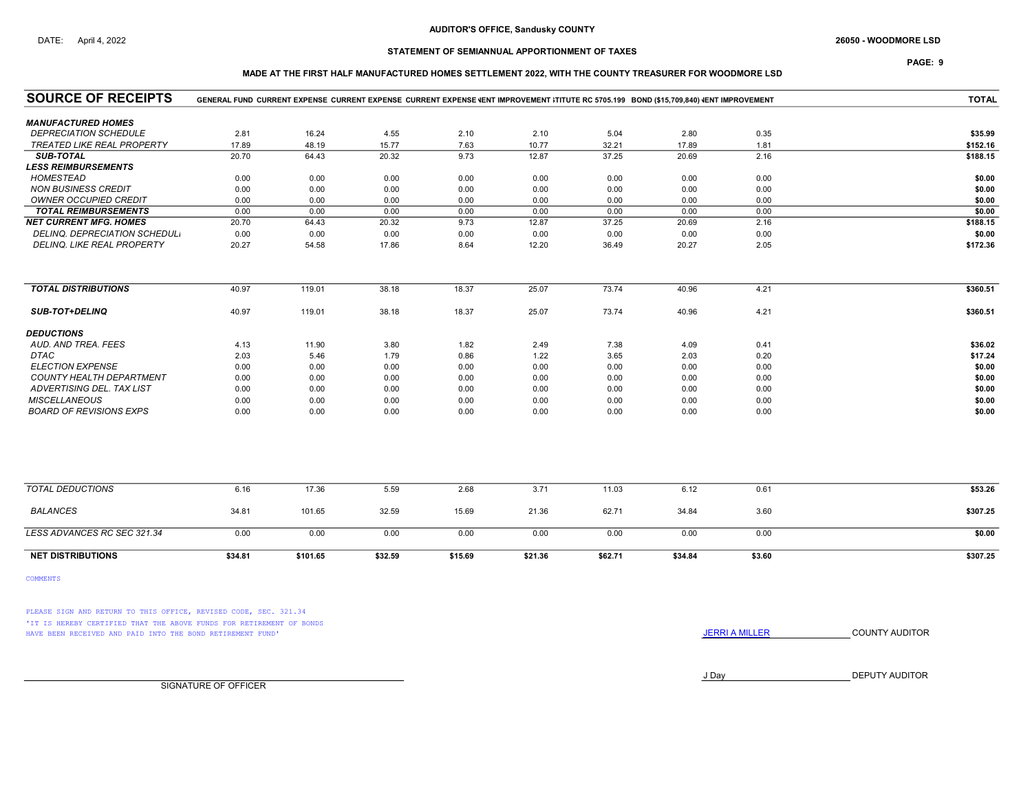AUDITOR'S OFFICE, Sandusky COUNTY

DATE: April 4, 2022

26050 - WOODMORE LSD

## STATEMENT OF SEMIANNUAL APPORTIONMENT OF TAXES

### MADE AT THE FIRST HALF MANUFACTURED HOMES SETTLEMENT 2022, WITH THE COUNTY TREASURER FOR WOODMORE LSD

| SOURCE OF RECEIPTS | GENERAL FUND | CURRENT EXPENSE | CURRENT EXPENSE | CURRENT EXPENSE | IENT IMPROVEMENT | ;TITUTE RC 5705.199 | BOND ($15,709,840) | IENT IMPROVEMENT | TOTAL |
|---|---|---|---|---|---|---|---|---|---|
| ***MANUFACTURED HOMES*** | | | | | | | | | |
| *DEPRECIATION SCHEDULE* | 2.81 | 16.24 | 4.55 | 2.10 | 2.10 | 5.04 | 2.80 | 0.35 | $35.99 |
| *TREATED LIKE REAL PROPERTY* | 17.89 | 48.19 | 15.77 | 7.63 | 10.77 | 32.21 | 17.89 | 1.81 | $152.16 |
| ***SUB-TOTAL*** | 20.70 | 64.43 | 20.32 | 9.73 | 12.87 | 37.25 | 20.69 | 2.16 | $188.15 |
| ***LESS REIMBURSEMENTS*** | | | | | | | | | |
| *HOMESTEAD* | 0.00 | 0.00 | 0.00 | 0.00 | 0.00 | 0.00 | 0.00 | 0.00 | $0.00 |
| *NON BUSINESS CREDIT* | 0.00 | 0.00 | 0.00 | 0.00 | 0.00 | 0.00 | 0.00 | 0.00 | $0.00 |
| *OWNER OCCUPIED CREDIT* | 0.00 | 0.00 | 0.00 | 0.00 | 0.00 | 0.00 | 0.00 | 0.00 | $0.00 |
| ***TOTAL REIMBURSEMENTS*** | 0.00 | 0.00 | 0.00 | 0.00 | 0.00 | 0.00 | 0.00 | 0.00 | $0.00 |
| ***NET CURRENT MFG. HOMES*** | 20.70 | 64.43 | 20.32 | 9.73 | 12.87 | 37.25 | 20.69 | 2.16 | $188.15 |
| *DELINQ. DEPRECIATION SCHEDULI* | 0.00 | 0.00 | 0.00 | 0.00 | 0.00 | 0.00 | 0.00 | 0.00 | $0.00 |
| *DELINQ. LIKE REAL PROPERTY* | 20.27 | 54.58 | 17.86 | 8.64 | 12.20 | 36.49 | 20.27 | 2.05 | $172.36 |
| ***TOTAL DISTRIBUTIONS*** | 40.97 | 119.01 | 38.18 | 18.37 | 25.07 | 73.74 | 40.96 | 4.21 | $360.51 |
| ***SUB-TOT+DELINQ*** | 40.97 | 119.01 | 38.18 | 18.37 | 25.07 | 73.74 | 40.96 | 4.21 | $360.51 |
| ***DEDUCTIONS*** | | | | | | | | | |
| *AUD. AND TREA. FEES* | 4.13 | 11.90 | 3.80 | 1.82 | 2.49 | 7.38 | 4.09 | 0.41 | $36.02 |
| *DTAC* | 2.03 | 5.46 | 1.79 | 0.86 | 1.22 | 3.65 | 2.03 | 0.20 | $17.24 |
| *ELECTION EXPENSE* | 0.00 | 0.00 | 0.00 | 0.00 | 0.00 | 0.00 | 0.00 | 0.00 | $0.00 |
| *COUNTY HEALTH DEPARTMENT* | 0.00 | 0.00 | 0.00 | 0.00 | 0.00 | 0.00 | 0.00 | 0.00 | $0.00 |
| *ADVERTISING DEL. TAX LIST* | 0.00 | 0.00 | 0.00 | 0.00 | 0.00 | 0.00 | 0.00 | 0.00 | $0.00 |
| *MISCELLANEOUS* | 0.00 | 0.00 | 0.00 | 0.00 | 0.00 | 0.00 | 0.00 | 0.00 | $0.00 |
| *BOARD OF REVISIONS EXPS* | 0.00 | 0.00 | 0.00 | 0.00 | 0.00 | 0.00 | 0.00 | 0.00 | $0.00 |
| *TOTAL DEDUCTIONS* | 6.16 | 17.36 | 5.59 | 2.68 | 3.71 | 11.03 | 6.12 | 0.61 | $53.26 |
| *BALANCES* | 34.81 | 101.65 | 32.59 | 15.69 | 21.36 | 62.71 | 34.84 | 3.60 | $307.25 |
| *LESS ADVANCES RC SEC 321.34* | 0.00 | 0.00 | 0.00 | 0.00 | 0.00 | 0.00 | 0.00 | 0.00 | $0.00 |
| **NET DISTRIBUTIONS** | $34.81 | $101.65 | $32.59 | $15.69 | $21.36 | $62.71 | $34.84 | $3.60 | $307.25 |

COMMENTS

PLEASE SIGN AND RETURN TO THIS OFFICE, REVISED CODE, SEC. 321.34
'IT IS HEREBY CERTIFIED THAT THE ABOVE FUNDS FOR RETIREMENT OF BONDS
HAVE BEEN RECEIVED AND PAID INTO THE BOND RETIREMENT FUND'

JERRI A MILLER COUNTY AUDITOR

J Day DEPUTY AUDITOR

SIGNATURE OF OFFICER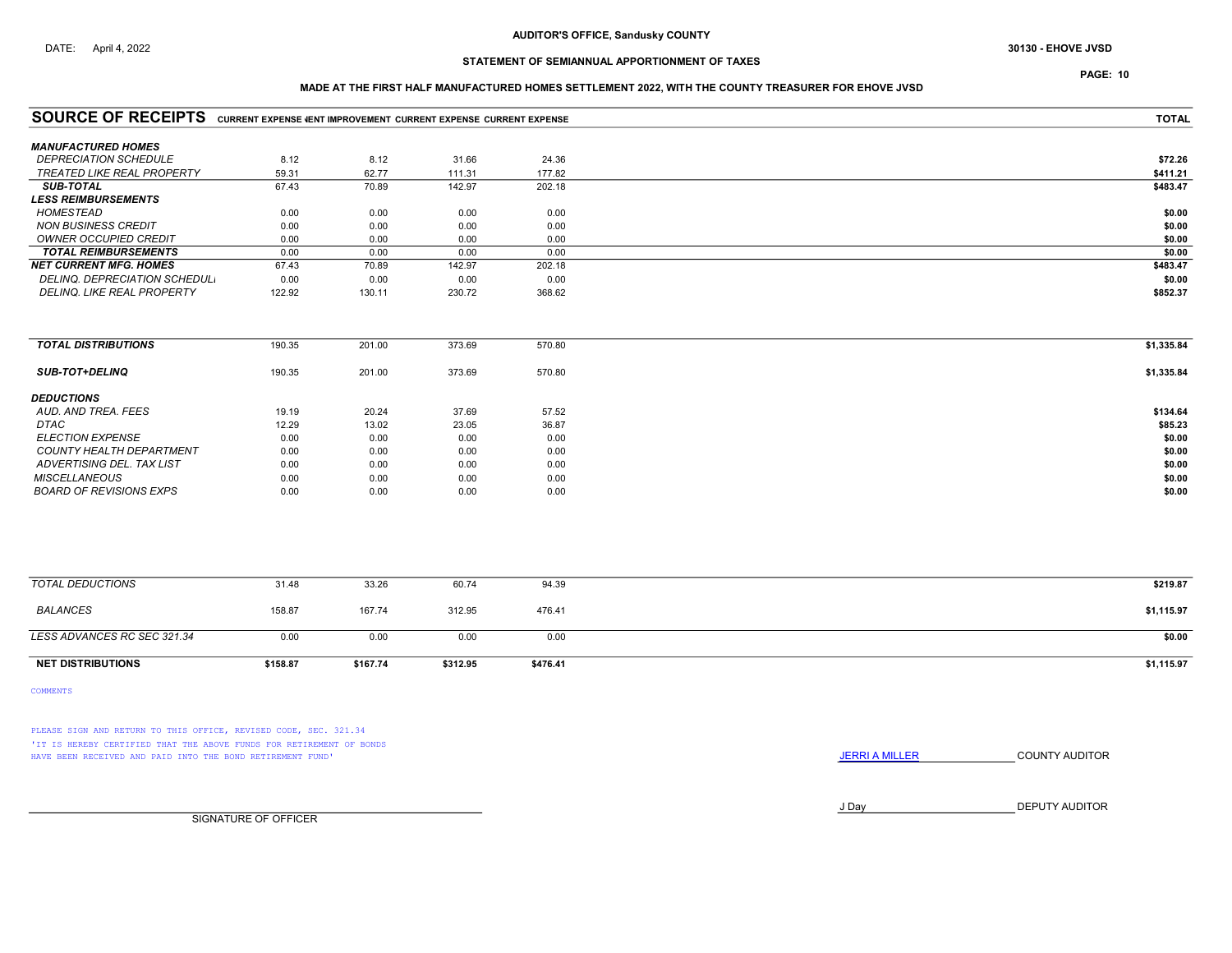DATE: April 4, 2022

**AUDITOR'S OFFICE, Sandusky COUNTY**

**30130 - EHOVE JVSD**

**STATEMENT OF SEMIANNUAL APPORTIONMENT OF TAXES**

**MADE AT THE FIRST HALF MANUFACTURED HOMES SETTLEMENT 2022, WITH THE COUNTY TREASURER FOR EHOVE JVSD**

| SOURCE OF RECEIPTS | CURRENT EXPENSE | PERMANENT IMPROVEMENT | CURRENT EXPENSE | CURRENT EXPENSE | TOTAL |
|---|---|---|---|---|---|
| ***MANUFACTURED HOMES*** | | | | | |
| *DEPRECIATION SCHEDULE* | 8.12 | 8.12 | 31.66 | 24.36 | $72.26 |
| *TREATED LIKE REAL PROPERTY* | 59.31 | 62.77 | 111.31 | 177.82 | $411.21 |
| ***SUB-TOTAL*** | 67.43 | 70.89 | 142.97 | 202.18 | $483.47 |
| ***LESS REIMBURSEMENTS*** | | | | | |
| *HOMESTEAD* | 0.00 | 0.00 | 0.00 | 0.00 | $0.00 |
| *NON BUSINESS CREDIT* | 0.00 | 0.00 | 0.00 | 0.00 | $0.00 |
| *OWNER OCCUPIED CREDIT* | 0.00 | 0.00 | 0.00 | 0.00 | $0.00 |
| ***TOTAL REIMBURSEMENTS*** | 0.00 | 0.00 | 0.00 | 0.00 | $0.00 |
| ***NET CURRENT MFG. HOMES*** | 67.43 | 70.89 | 142.97 | 202.18 | $483.47 |
| *DELINQ. DEPRECIATION SCHEDULE* | 0.00 | 0.00 | 0.00 | 0.00 | $0.00 |
| *DELINQ. LIKE REAL PROPERTY* | 122.92 | 130.11 | 230.72 | 368.62 | $852.37 |
| ***TOTAL DISTRIBUTIONS*** | 190.35 | 201.00 | 373.69 | 570.80 | $1,335.84 |
| ***SUB-TOT+DELINQ*** | 190.35 | 201.00 | 373.69 | 570.80 | $1,335.84 |
| ***DEDUCTIONS*** | | | | | |
| *AUD. AND TREA. FEES* | 19.19 | 20.24 | 37.69 | 57.52 | $134.64 |
| *DTAC* | 12.29 | 13.02 | 23.05 | 36.87 | $85.23 |
| *ELECTION EXPENSE* | 0.00 | 0.00 | 0.00 | 0.00 | $0.00 |
| *COUNTY HEALTH DEPARTMENT* | 0.00 | 0.00 | 0.00 | 0.00 | $0.00 |
| *ADVERTISING DEL. TAX LIST* | 0.00 | 0.00 | 0.00 | 0.00 | $0.00 |
| *MISCELLANEOUS* | 0.00 | 0.00 | 0.00 | 0.00 | $0.00 |
| *BOARD OF REVISIONS EXPS* | 0.00 | 0.00 | 0.00 | 0.00 | $0.00 |
| *TOTAL DEDUCTIONS* | 31.48 | 33.26 | 60.74 | 94.39 | $219.87 |
| *BALANCES* | 158.87 | 167.74 | 312.95 | 476.41 | $1,115.97 |
| *LESS ADVANCES RC SEC 321.34* | 0.00 | 0.00 | 0.00 | 0.00 | $0.00 |
| **NET DISTRIBUTIONS** | **$158.87** | **$167.74** | **$312.95** | **$476.41** | **$1,115.97** |

COMMENTS

PLEASE SIGN AND RETURN TO THIS OFFICE, REVISED CODE, SEC. 321.34
'IT IS HEREBY CERTIFIED THAT THE ABOVE FUNDS FOR RETIREMENT OF BONDS HAVE BEEN RECEIVED AND PAID INTO THE BOND RETIREMENT FUND'

JERRI A MILLER COUNTY AUDITOR

J Day DEPUTY AUDITOR

SIGNATURE OF OFFICER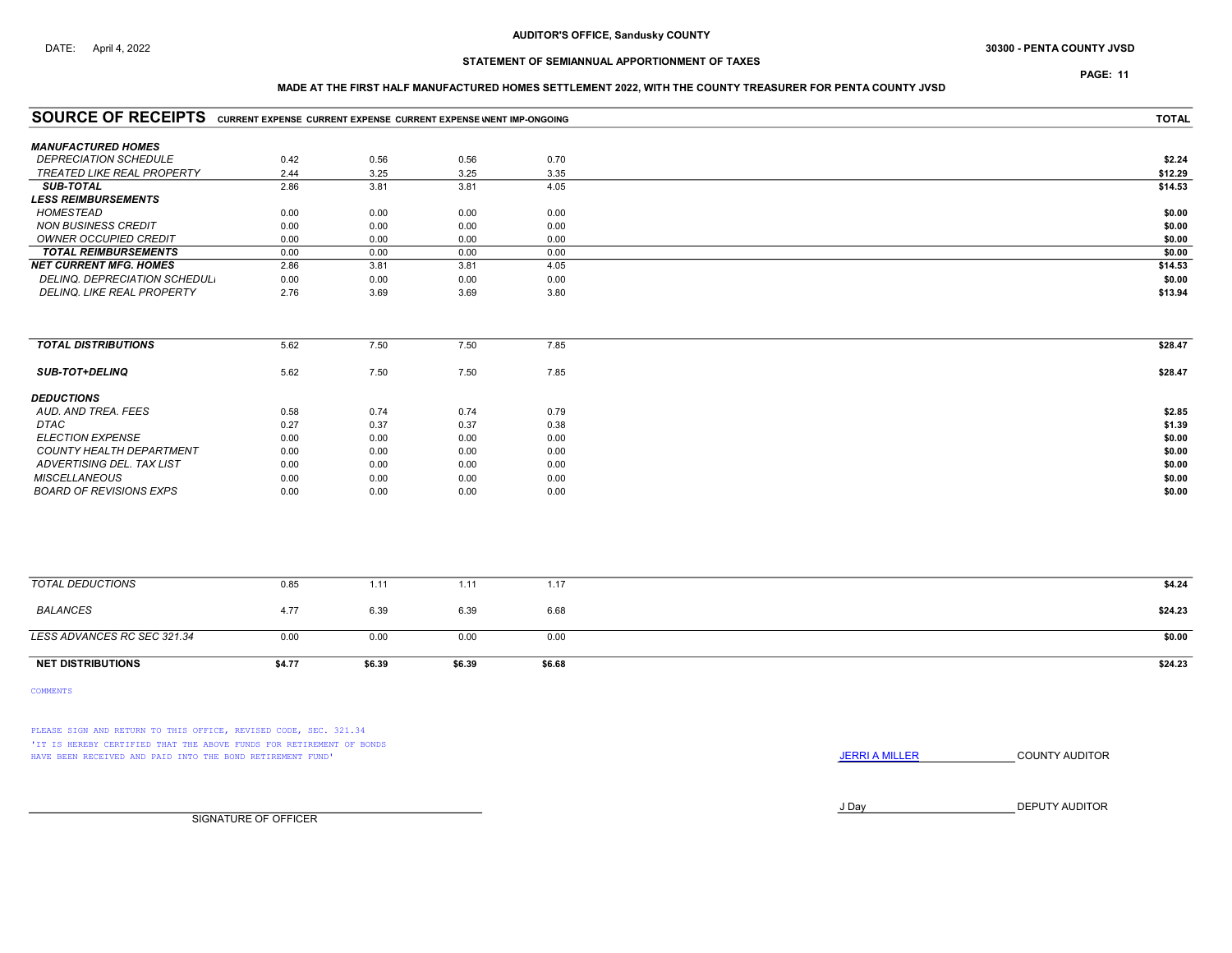AUDITOR'S OFFICE, Sandusky COUNTY

DATE: April 4, 2022

30300 - PENTA COUNTY JVSD

## STATEMENT OF SEMIANNUAL APPORTIONMENT OF TAXES

### MADE AT THE FIRST HALF MANUFACTURED HOMES SETTLEMENT 2022, WITH THE COUNTY TREASURER FOR PENTA COUNTY JVSD

| SOURCE OF RECEIPTS | CURRENT EXPENSE | CURRENT EXPENSE | CURRENT EXPENSE | MENT IMP-ONGOING | TOTAL |
|---|---|---|---|---|---|
| ***MANUFACTURED HOMES*** | | | | | |
| *DEPRECIATION SCHEDULE* | 0.42 | 0.56 | 0.56 | 0.70 | $2.24 |
| *TREATED LIKE REAL PROPERTY* | 2.44 | 3.25 | 3.25 | 3.35 | $12.29 |
| ***SUB-TOTAL*** | 2.86 | 3.81 | 3.81 | 4.05 | $14.53 |
| ***LESS REIMBURSEMENTS*** | | | | | |
| *HOMESTEAD* | 0.00 | 0.00 | 0.00 | 0.00 | $0.00 |
| *NON BUSINESS CREDIT* | 0.00 | 0.00 | 0.00 | 0.00 | $0.00 |
| *OWNER OCCUPIED CREDIT* | 0.00 | 0.00 | 0.00 | 0.00 | $0.00 |
| ***TOTAL REIMBURSEMENTS*** | 0.00 | 0.00 | 0.00 | 0.00 | $0.00 |
| ***NET CURRENT MFG. HOMES*** | 2.86 | 3.81 | 3.81 | 4.05 | $14.53 |
| *DELINQ. DEPRECIATION SCHEDULE* | 0.00 | 0.00 | 0.00 | 0.00 | $0.00 |
| *DELINQ. LIKE REAL PROPERTY* | 2.76 | 3.69 | 3.69 | 3.80 | $13.94 |
| ***TOTAL DISTRIBUTIONS*** | 5.62 | 7.50 | 7.50 | 7.85 | $28.47 |
| ***SUB-TOT+DELINQ*** | 5.62 | 7.50 | 7.50 | 7.85 | $28.47 |
| ***DEDUCTIONS*** | | | | | |
| *AUD. AND TREA. FEES* | 0.58 | 0.74 | 0.74 | 0.79 | $2.85 |
| *DTAC* | 0.27 | 0.37 | 0.37 | 0.38 | $1.39 |
| *ELECTION EXPENSE* | 0.00 | 0.00 | 0.00 | 0.00 | $0.00 |
| *COUNTY HEALTH DEPARTMENT* | 0.00 | 0.00 | 0.00 | 0.00 | $0.00 |
| *ADVERTISING DEL. TAX LIST* | 0.00 | 0.00 | 0.00 | 0.00 | $0.00 |
| *MISCELLANEOUS* | 0.00 | 0.00 | 0.00 | 0.00 | $0.00 |
| *BOARD OF REVISIONS EXPS* | 0.00 | 0.00 | 0.00 | 0.00 | $0.00 |
| *TOTAL DEDUCTIONS* | 0.85 | 1.11 | 1.11 | 1.17 | $4.24 |
| *BALANCES* | 4.77 | 6.39 | 6.39 | 6.68 | $24.23 |
| *LESS ADVANCES RC SEC 321.34* | 0.00 | 0.00 | 0.00 | 0.00 | $0.00 |
| **NET DISTRIBUTIONS** | $4.77 | $6.39 | $6.39 | $6.68 | $24.23 |

COMMENTS

PLEASE SIGN AND RETURN TO THIS OFFICE, REVISED CODE, SEC. 321.34
'IT IS HEREBY CERTIFIED THAT THE ABOVE FUNDS FOR RETIREMENT OF BONDS HAVE BEEN RECEIVED AND PAID INTO THE BOND RETIREMENT FUND'

JERRI A MILLER COUNTY AUDITOR

J Day DEPUTY AUDITOR

SIGNATURE OF OFFICER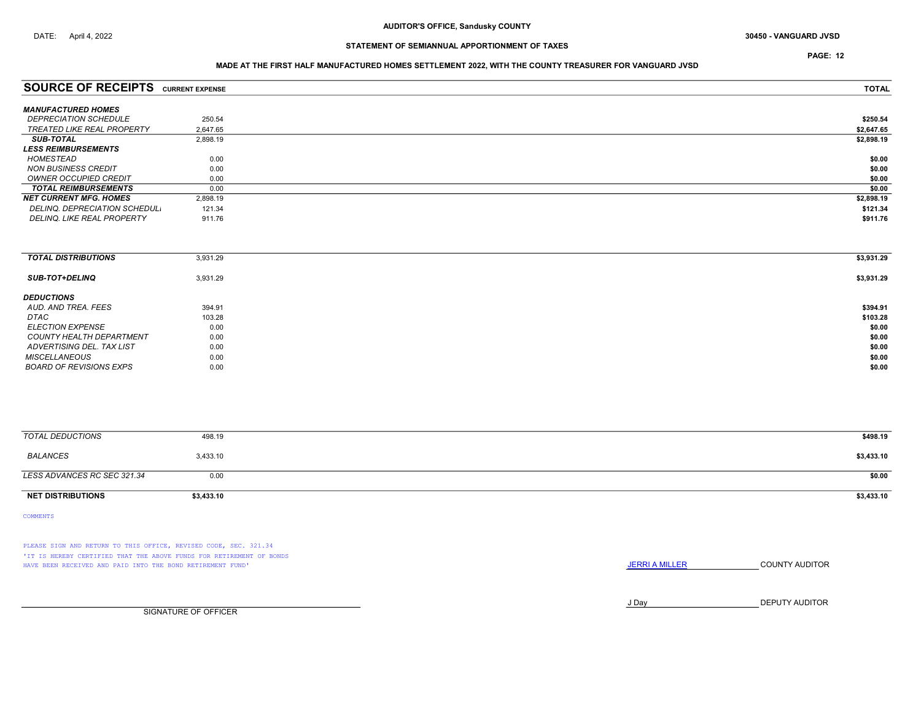AUDITOR'S OFFICE, Sandusky COUNTY

DATE: April 4, 2022

30450 - VANGUARD JVSD

STATEMENT OF SEMIANNUAL APPORTIONMENT OF TAXES

MADE AT THE FIRST HALF MANUFACTURED HOMES SETTLEMENT 2022, WITH THE COUNTY TREASURER FOR VANGUARD JVSD

| SOURCE OF RECEIPTS | CURRENT EXPENSE | TOTAL |
|---|---|---|
| ***MANUFACTURED HOMES*** | | |
| *DEPRECIATION SCHEDULE* | 250.54 | $250.54 |
| *TREATED LIKE REAL PROPERTY* | 2,647.65 | $2,647.65 |
| ***SUB-TOTAL*** | 2,898.19 | $2,898.19 |
| ***LESS REIMBURSEMENTS*** | | |
| *HOMESTEAD* | 0.00 | $0.00 |
| *NON BUSINESS CREDIT* | 0.00 | $0.00 |
| *OWNER OCCUPIED CREDIT* | 0.00 | $0.00 |
| ***TOTAL REIMBURSEMENTS*** | 0.00 | $0.00 |
| ***NET CURRENT MFG. HOMES*** | 2,898.19 | $2,898.19 |
| *DELINQ. DEPRECIATION SCHEDULE* | 121.34 | $121.34 |
| *DELINQ. LIKE REAL PROPERTY* | 911.76 | $911.76 |
| ***TOTAL DISTRIBUTIONS*** | 3,931.29 | $3,931.29 |
| ***SUB-TOT+DELINQ*** | 3,931.29 | $3,931.29 |
| ***DEDUCTIONS*** | | |
| *AUD. AND TREA. FEES* | 394.91 | $394.91 |
| *DTAC* | 103.28 | $103.28 |
| *ELECTION EXPENSE* | 0.00 | $0.00 |
| *COUNTY HEALTH DEPARTMENT* | 0.00 | $0.00 |
| *ADVERTISING DEL. TAX LIST* | 0.00 | $0.00 |
| *MISCELLANEOUS* | 0.00 | $0.00 |
| *BOARD OF REVISIONS EXPS* | 0.00 | $0.00 |
| *TOTAL DEDUCTIONS* | 498.19 | $498.19 |
| *BALANCES* | 3,433.10 | $3,433.10 |
| *LESS ADVANCES RC SEC 321.34* | 0.00 | $0.00 |
| **NET DISTRIBUTIONS** | **$3,433.10** | **$3,433.10** |

COMMENTS

PLEASE SIGN AND RETURN TO THIS OFFICE, REVISED CODE, SEC. 321.34
'IT IS HEREBY CERTIFIED THAT THE ABOVE FUNDS FOR RETIREMENT OF BONDS HAVE BEEN RECEIVED AND PAID INTO THE BOND RETIREMENT FUND'

JERRI A MILLER COUNTY AUDITOR

J Day DEPUTY AUDITOR

SIGNATURE OF OFFICER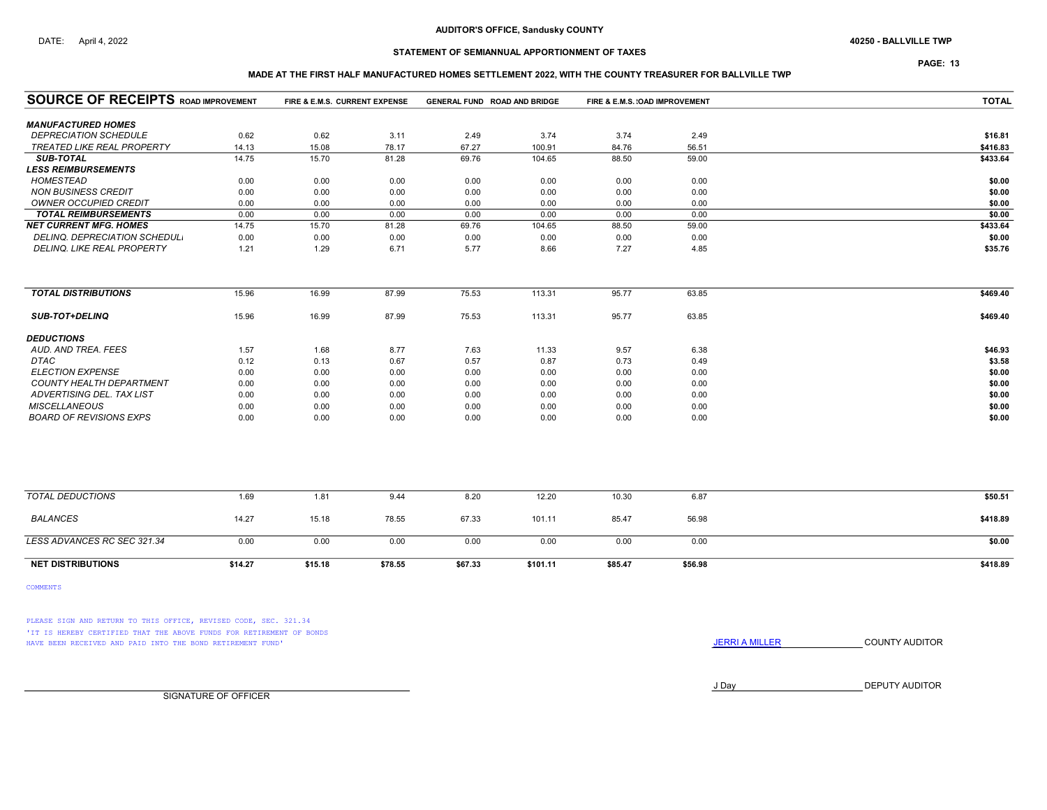**AUDITOR'S OFFICE, Sandusky COUNTY**

DATE: April 4, 2022

**40250 - BALLVILLE TWP**

**STATEMENT OF SEMIANNUAL APPORTIONMENT OF TAXES**

**MADE AT THE FIRST HALF MANUFACTURED HOMES SETTLEMENT 2022, WITH THE COUNTY TREASURER FOR BALLVILLE TWP**

| SOURCE OF RECEIPTS | ROAD IMPROVEMENT | FIRE & E.M.S. | CURRENT EXPENSE | GENERAL FUND | ROAD AND BRIDGE | FIRE & E.M.S. | ROAD IMPROVEMENT | TOTAL |
|---|---|---|---|---|---|---|---|---|
| ***MANUFACTURED HOMES*** | | | | | | | | |
| *DEPRECIATION SCHEDULE* | 0.62 | 0.62 | 3.11 | 2.49 | 3.74 | 3.74 | 2.49 | **$16.81** |
| *TREATED LIKE REAL PROPERTY* | 14.13 | 15.08 | 78.17 | 67.27 | 100.91 | 84.76 | 56.51 | **$416.83** |
| ***SUB-TOTAL*** | 14.75 | 15.70 | 81.28 | 69.76 | 104.65 | 88.50 | 59.00 | **$433.64** |
| ***LESS REIMBURSEMENTS*** | | | | | | | | |
| *HOMESTEAD* | 0.00 | 0.00 | 0.00 | 0.00 | 0.00 | 0.00 | 0.00 | **$0.00** |
| *NON BUSINESS CREDIT* | 0.00 | 0.00 | 0.00 | 0.00 | 0.00 | 0.00 | 0.00 | **$0.00** |
| *OWNER OCCUPIED CREDIT* | 0.00 | 0.00 | 0.00 | 0.00 | 0.00 | 0.00 | 0.00 | **$0.00** |
| ***TOTAL REIMBURSEMENTS*** | 0.00 | 0.00 | 0.00 | 0.00 | 0.00 | 0.00 | 0.00 | **$0.00** |
| ***NET CURRENT MFG. HOMES*** | 14.75 | 15.70 | 81.28 | 69.76 | 104.65 | 88.50 | 59.00 | **$433.64** |
| *DELINQ. DEPRECIATION SCHEDULE* | 0.00 | 0.00 | 0.00 | 0.00 | 0.00 | 0.00 | 0.00 | **$0.00** |
| *DELINQ. LIKE REAL PROPERTY* | 1.21 | 1.29 | 6.71 | 5.77 | 8.66 | 7.27 | 4.85 | **$35.76** |
| ***TOTAL DISTRIBUTIONS*** | 15.96 | 16.99 | 87.99 | 75.53 | 113.31 | 95.77 | 63.85 | **$469.40** |
| ***SUB-TOT+DELINQ*** | 15.96 | 16.99 | 87.99 | 75.53 | 113.31 | 95.77 | 63.85 | **$469.40** |
| ***DEDUCTIONS*** | | | | | | | | |
| *AUD. AND TREA. FEES* | 1.57 | 1.68 | 8.77 | 7.63 | 11.33 | 9.57 | 6.38 | **$46.93** |
| *DTAC* | 0.12 | 0.13 | 0.67 | 0.57 | 0.87 | 0.73 | 0.49 | **$3.58** |
| *ELECTION EXPENSE* | 0.00 | 0.00 | 0.00 | 0.00 | 0.00 | 0.00 | 0.00 | **$0.00** |
| *COUNTY HEALTH DEPARTMENT* | 0.00 | 0.00 | 0.00 | 0.00 | 0.00 | 0.00 | 0.00 | **$0.00** |
| *ADVERTISING DEL. TAX LIST* | 0.00 | 0.00 | 0.00 | 0.00 | 0.00 | 0.00 | 0.00 | **$0.00** |
| *MISCELLANEOUS* | 0.00 | 0.00 | 0.00 | 0.00 | 0.00 | 0.00 | 0.00 | **$0.00** |
| *BOARD OF REVISIONS EXPS* | 0.00 | 0.00 | 0.00 | 0.00 | 0.00 | 0.00 | 0.00 | **$0.00** |
| *TOTAL DEDUCTIONS* | 1.69 | 1.81 | 9.44 | 8.20 | 12.20 | 10.30 | 6.87 | **$50.51** |
| *BALANCES* | 14.27 | 15.18 | 78.55 | 67.33 | 101.11 | 85.47 | 56.98 | **$418.89** |
| *LESS ADVANCES RC SEC 321.34* | 0.00 | 0.00 | 0.00 | 0.00 | 0.00 | 0.00 | 0.00 | **$0.00** |
| **NET DISTRIBUTIONS** | **$14.27** | **$15.18** | **$78.55** | **$67.33** | **$101.11** | **$85.47** | **$56.98** | **$418.89** |

COMMENTS

PLEASE SIGN AND RETURN TO THIS OFFICE, REVISED CODE, SEC. 321.34
'IT IS HEREBY CERTIFIED THAT THE ABOVE FUNDS FOR RETIREMENT OF BONDS HAVE BEEN RECEIVED AND PAID INTO THE BOND RETIREMENT FUND'

JERRI A MILLER COUNTY AUDITOR

J Day DEPUTY AUDITOR

SIGNATURE OF OFFICER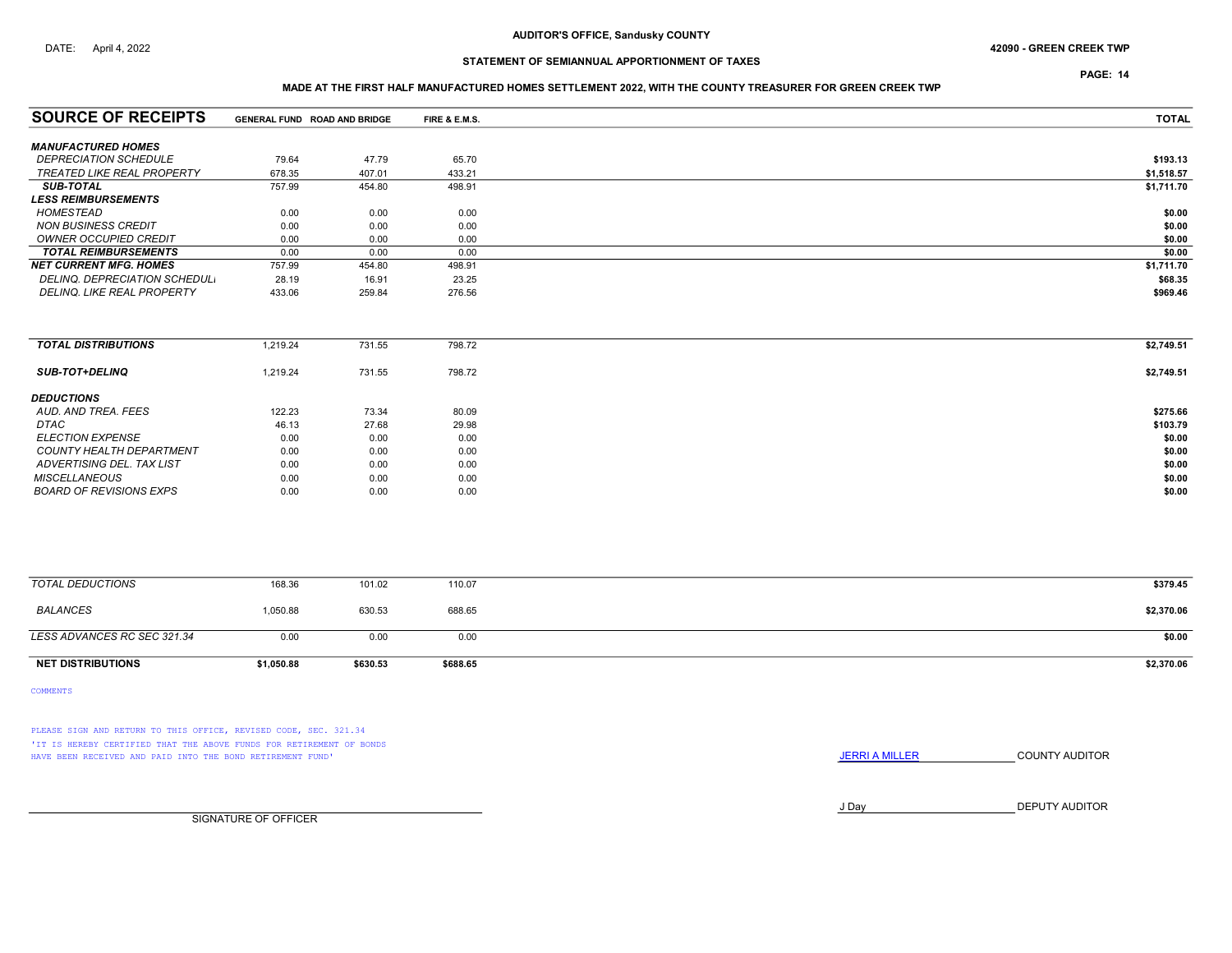AUDITOR'S OFFICE, Sandusky COUNTY

DATE: April 4, 2022

42090 - GREEN CREEK TWP

## STATEMENT OF SEMIANNUAL APPORTIONMENT OF TAXES

### MADE AT THE FIRST HALF MANUFACTURED HOMES SETTLEMENT 2022, WITH THE COUNTY TREASURER FOR GREEN CREEK TWP

| SOURCE OF RECEIPTS | GENERAL FUND | ROAD AND BRIDGE | FIRE & E.M.S. | TOTAL |
|---|---|---|---|---|
| ***MANUFACTURED HOMES*** | | | | |
| *DEPRECIATION SCHEDULE* | 79.64 | 47.79 | 65.70 | $193.13 |
| *TREATED LIKE REAL PROPERTY* | 678.35 | 407.01 | 433.21 | $1,518.57 |
| ***SUB-TOTAL*** | 757.99 | 454.80 | 498.91 | $1,711.70 |
| ***LESS REIMBURSEMENTS*** | | | | |
| *HOMESTEAD* | 0.00 | 0.00 | 0.00 | $0.00 |
| *NON BUSINESS CREDIT* | 0.00 | 0.00 | 0.00 | $0.00 |
| *OWNER OCCUPIED CREDIT* | 0.00 | 0.00 | 0.00 | $0.00 |
| ***TOTAL REIMBURSEMENTS*** | 0.00 | 0.00 | 0.00 | $0.00 |
| ***NET CURRENT MFG. HOMES*** | 757.99 | 454.80 | 498.91 | $1,711.70 |
| *DELINQ. DEPRECIATION SCHEDULE* | 28.19 | 16.91 | 23.25 | $68.35 |
| *DELINQ. LIKE REAL PROPERTY* | 433.06 | 259.84 | 276.56 | $969.46 |
| ***TOTAL DISTRIBUTIONS*** | 1,219.24 | 731.55 | 798.72 | $2,749.51 |
| ***SUB-TOT+DELINQ*** | 1,219.24 | 731.55 | 798.72 | $2,749.51 |
| ***DEDUCTIONS*** | | | | |
| *AUD. AND TREA. FEES* | 122.23 | 73.34 | 80.09 | $275.66 |
| *DTAC* | 46.13 | 27.68 | 29.98 | $103.79 |
| *ELECTION EXPENSE* | 0.00 | 0.00 | 0.00 | $0.00 |
| *COUNTY HEALTH DEPARTMENT* | 0.00 | 0.00 | 0.00 | $0.00 |
| *ADVERTISING DEL. TAX LIST* | 0.00 | 0.00 | 0.00 | $0.00 |
| *MISCELLANEOUS* | 0.00 | 0.00 | 0.00 | $0.00 |
| *BOARD OF REVISIONS EXPS* | 0.00 | 0.00 | 0.00 | $0.00 |
| *TOTAL DEDUCTIONS* | 168.36 | 101.02 | 110.07 | $379.45 |
| *BALANCES* | 1,050.88 | 630.53 | 688.65 | $2,370.06 |
| *LESS ADVANCES RC SEC 321.34* | 0.00 | 0.00 | 0.00 | $0.00 |
| **NET DISTRIBUTIONS** | **$1,050.88** | **$630.53** | **$688.65** | **$2,370.06** |

COMMENTS

PLEASE SIGN AND RETURN TO THIS OFFICE, REVISED CODE, SEC. 321.34
'IT IS HEREBY CERTIFIED THAT THE ABOVE FUNDS FOR RETIREMENT OF BONDS HAVE BEEN RECEIVED AND PAID INTO THE BOND RETIREMENT FUND'

JERRI A MILLER COUNTY AUDITOR

J Day DEPUTY AUDITOR

SIGNATURE OF OFFICER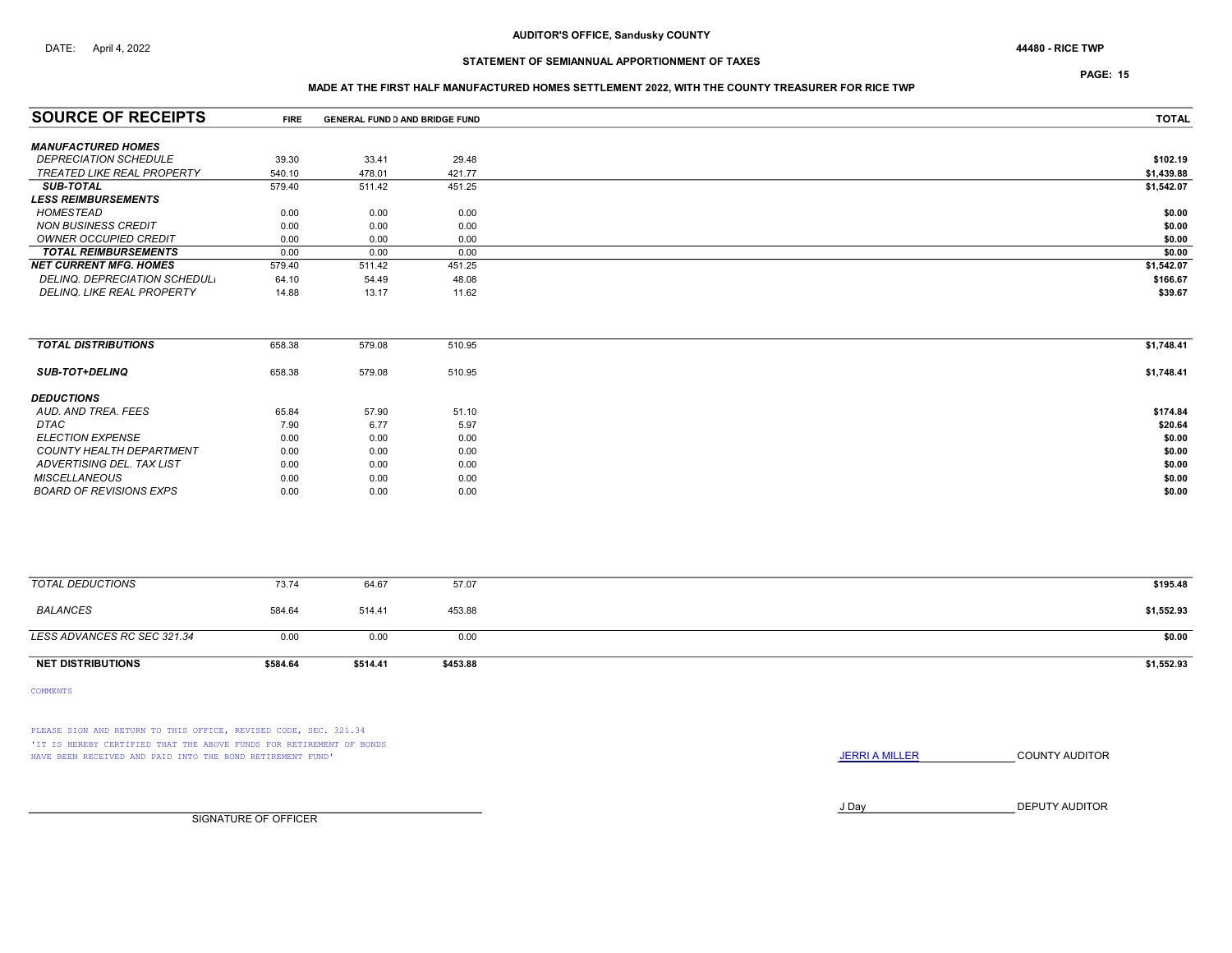AUDITOR'S OFFICE, Sandusky COUNTY

DATE: April 4, 2022

44480 - RICE TWP

## STATEMENT OF SEMIANNUAL APPORTIONMENT OF TAXES

### MADE AT THE FIRST HALF MANUFACTURED HOMES SETTLEMENT 2022, WITH THE COUNTY TREASURER FOR RICE TWP

| SOURCE OF RECEIPTS | FIRE | GENERAL FUND | D AND BRIDGE FUND | TOTAL |
|---|---|---|---|---|
| ***MANUFACTURED HOMES*** | | | | |
| *DEPRECIATION SCHEDULE* | 39.30 | 33.41 | 29.48 | $102.19 |
| *TREATED LIKE REAL PROPERTY* | 540.10 | 478.01 | 421.77 | $1,439.88 |
| ***SUB-TOTAL*** | 579.40 | 511.42 | 451.25 | $1,542.07 |
| ***LESS REIMBURSEMENTS*** | | | | |
| *HOMESTEAD* | 0.00 | 0.00 | 0.00 | $0.00 |
| *NON BUSINESS CREDIT* | 0.00 | 0.00 | 0.00 | $0.00 |
| *OWNER OCCUPIED CREDIT* | 0.00 | 0.00 | 0.00 | $0.00 |
| ***TOTAL REIMBURSEMENTS*** | 0.00 | 0.00 | 0.00 | $0.00 |
| ***NET CURRENT MFG. HOMES*** | 579.40 | 511.42 | 451.25 | $1,542.07 |
| *DELINQ. DEPRECIATION SCHEDULI* | 64.10 | 54.49 | 48.08 | $166.67 |
| *DELINQ. LIKE REAL PROPERTY* | 14.88 | 13.17 | 11.62 | $39.67 |
| ***TOTAL DISTRIBUTIONS*** | 658.38 | 579.08 | 510.95 | $1,748.41 |
| ***SUB-TOT+DELINQ*** | 658.38 | 579.08 | 510.95 | $1,748.41 |
| ***DEDUCTIONS*** | | | | |
| *AUD. AND TREA. FEES* | 65.84 | 57.90 | 51.10 | $174.84 |
| *DTAC* | 7.90 | 6.77 | 5.97 | $20.64 |
| *ELECTION EXPENSE* | 0.00 | 0.00 | 0.00 | $0.00 |
| *COUNTY HEALTH DEPARTMENT* | 0.00 | 0.00 | 0.00 | $0.00 |
| *ADVERTISING DEL. TAX LIST* | 0.00 | 0.00 | 0.00 | $0.00 |
| *MISCELLANEOUS* | 0.00 | 0.00 | 0.00 | $0.00 |
| *BOARD OF REVISIONS EXPS* | 0.00 | 0.00 | 0.00 | $0.00 |
| *TOTAL DEDUCTIONS* | 73.74 | 64.67 | 57.07 | $195.48 |
| *BALANCES* | 584.64 | 514.41 | 453.88 | $1,552.93 |
| *LESS ADVANCES RC SEC 321.34* | 0.00 | 0.00 | 0.00 | $0.00 |
| **NET DISTRIBUTIONS** | **$584.64** | **$514.41** | **$453.88** | **$1,552.93** |

COMMENTS

PLEASE SIGN AND RETURN TO THIS OFFICE, REVISED CODE, SEC. 321.34
'IT IS HEREBY CERTIFIED THAT THE ABOVE FUNDS FOR RETIREMENT OF BONDS HAVE BEEN RECEIVED AND PAID INTO THE BOND RETIREMENT FUND'

JERRI A MILLER COUNTY AUDITOR

J Day DEPUTY AUDITOR

SIGNATURE OF OFFICER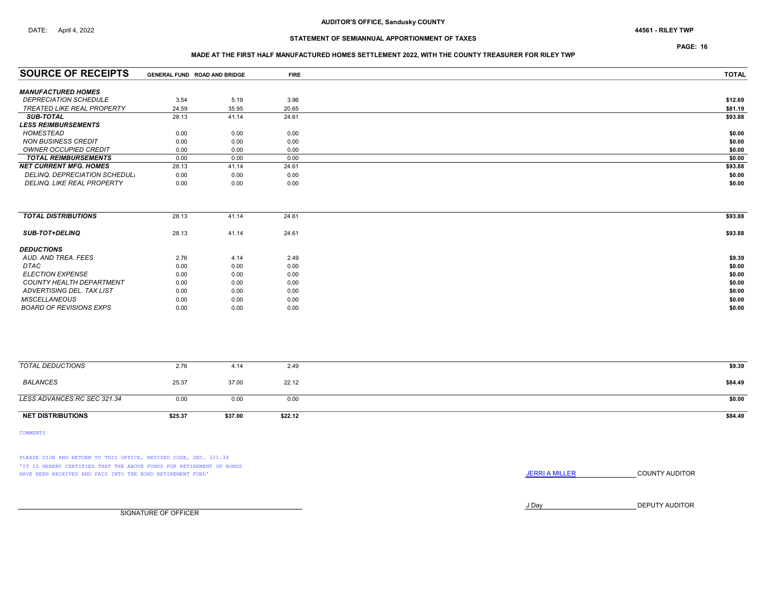DATE: April 4, 2022

**AUDITOR'S OFFICE, Sandusky COUNTY**

**44561 - RILEY TWP**

**STATEMENT OF SEMIANNUAL APPORTIONMENT OF TAXES**

**PAGE: 16**

**MADE AT THE FIRST HALF MANUFACTURED HOMES SETTLEMENT 2022, WITH THE COUNTY TREASURER FOR RILEY TWP**

| SOURCE OF RECEIPTS | GENERAL FUND | ROAD AND BRIDGE | FIRE | TOTAL |
|---|---|---|---|---|
| ***MANUFACTURED HOMES*** | | | | |
| *DEPRECIATION SCHEDULE* | 3.54 | 5.19 | 3.96 | **$12.69** |
| *TREATED LIKE REAL PROPERTY* | 24.59 | 35.95 | 20.65 | **$81.19** |
| ***SUB-TOTAL*** | 28.13 | 41.14 | 24.61 | **$93.88** |
| ***LESS REIMBURSEMENTS*** | | | | |
| *HOMESTEAD* | 0.00 | 0.00 | 0.00 | **$0.00** |
| *NON BUSINESS CREDIT* | 0.00 | 0.00 | 0.00 | **$0.00** |
| *OWNER OCCUPIED CREDIT* | 0.00 | 0.00 | 0.00 | **$0.00** |
| ***TOTAL REIMBURSEMENTS*** | 0.00 | 0.00 | 0.00 | **$0.00** |
| ***NET CURRENT MFG. HOMES*** | 28.13 | 41.14 | 24.61 | **$93.88** |
| *DELINQ. DEPRECIATION SCHEDULE* | 0.00 | 0.00 | 0.00 | **$0.00** |
| *DELINQ. LIKE REAL PROPERTY* | 0.00 | 0.00 | 0.00 | **$0.00** |
| ***TOTAL DISTRIBUTIONS*** | 28.13 | 41.14 | 24.61 | **$93.88** |
| ***SUB-TOT+DELINQ*** | 28.13 | 41.14 | 24.61 | **$93.88** |
| ***DEDUCTIONS*** | | | | |
| *AUD. AND TREA. FEES* | 2.76 | 4.14 | 2.49 | **$9.39** |
| *DTAC* | 0.00 | 0.00 | 0.00 | **$0.00** |
| *ELECTION EXPENSE* | 0.00 | 0.00 | 0.00 | **$0.00** |
| *COUNTY HEALTH DEPARTMENT* | 0.00 | 0.00 | 0.00 | **$0.00** |
| *ADVERTISING DEL. TAX LIST* | 0.00 | 0.00 | 0.00 | **$0.00** |
| *MISCELLANEOUS* | 0.00 | 0.00 | 0.00 | **$0.00** |
| *BOARD OF REVISIONS EXPS* | 0.00 | 0.00 | 0.00 | **$0.00** |
| *TOTAL DEDUCTIONS* | 2.76 | 4.14 | 2.49 | **$9.39** |
| *BALANCES* | 25.37 | 37.00 | 22.12 | **$84.49** |
| *LESS ADVANCES RC SEC 321.34* | 0.00 | 0.00 | 0.00 | **$0.00** |
| **NET DISTRIBUTIONS** | **$25.37** | **$37.00** | **$22.12** | **$84.49** |

COMMENTS

PLEASE SIGN AND RETURN TO THIS OFFICE, REVISED CODE, SEC. 321.34
'IT IS HEREBY CERTIFIED THAT THE ABOVE FUNDS FOR RETIREMENT OF BONDS HAVE BEEN RECEIVED AND PAID INTO THE BOND RETIREMENT FUND'

JERRI A MILLER ____________ COUNTY AUDITOR

J Day ____________ DEPUTY AUDITOR

____________________________
SIGNATURE OF OFFICER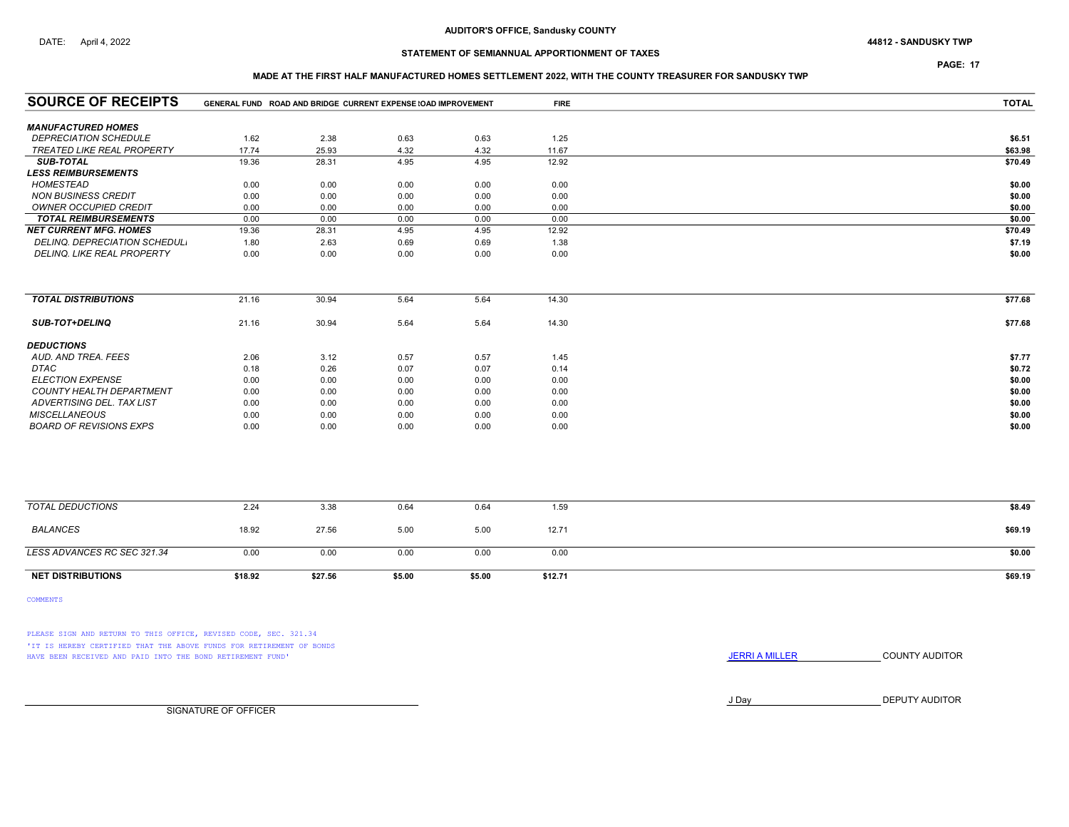DATE: April 4, 2022

**AUDITOR'S OFFICE, Sandusky COUNTY**

**44812 - SANDUSKY TWP**

**STATEMENT OF SEMIANNUAL APPORTIONMENT OF TAXES**

**MADE AT THE FIRST HALF MANUFACTURED HOMES SETTLEMENT 2022, WITH THE COUNTY TREASURER FOR SANDUSKY TWP**

| SOURCE OF RECEIPTS | GENERAL FUND | ROAD AND BRIDGE | CURRENT EXPENSE | ROAD IMPROVEMENT | FIRE | TOTAL |
|---|---|---|---|---|---|---|
| ***MANUFACTURED HOMES*** | | | | | | |
| *DEPRECIATION SCHEDULE* | 1.62 | 2.38 | 0.63 | 0.63 | 1.25 | **$6.51** |
| *TREATED LIKE REAL PROPERTY* | 17.74 | 25.93 | 4.32 | 4.32 | 11.67 | **$63.98** |
| ***SUB-TOTAL*** | 19.36 | 28.31 | 4.95 | 4.95 | 12.92 | **$70.49** |
| ***LESS REIMBURSEMENTS*** | | | | | | |
| *HOMESTEAD* | 0.00 | 0.00 | 0.00 | 0.00 | 0.00 | **$0.00** |
| *NON BUSINESS CREDIT* | 0.00 | 0.00 | 0.00 | 0.00 | 0.00 | **$0.00** |
| *OWNER OCCUPIED CREDIT* | 0.00 | 0.00 | 0.00 | 0.00 | 0.00 | **$0.00** |
| ***TOTAL REIMBURSEMENTS*** | 0.00 | 0.00 | 0.00 | 0.00 | 0.00 | **$0.00** |
| ***NET CURRENT MFG. HOMES*** | 19.36 | 28.31 | 4.95 | 4.95 | 12.92 | **$70.49** |
| *DELINQ. DEPRECIATION SCHEDULE* | 1.80 | 2.63 | 0.69 | 0.69 | 1.38 | **$7.19** |
| *DELINQ. LIKE REAL PROPERTY* | 0.00 | 0.00 | 0.00 | 0.00 | 0.00 | **$0.00** |
| ***TOTAL DISTRIBUTIONS*** | 21.16 | 30.94 | 5.64 | 5.64 | 14.30 | **$77.68** |
| ***SUB-TOT+DELINQ*** | 21.16 | 30.94 | 5.64 | 5.64 | 14.30 | **$77.68** |
| ***DEDUCTIONS*** | | | | | | |
| *AUD. AND TREA. FEES* | 2.06 | 3.12 | 0.57 | 0.57 | 1.45 | **$7.77** |
| *DTAC* | 0.18 | 0.26 | 0.07 | 0.07 | 0.14 | **$0.72** |
| *ELECTION EXPENSE* | 0.00 | 0.00 | 0.00 | 0.00 | 0.00 | **$0.00** |
| *COUNTY HEALTH DEPARTMENT* | 0.00 | 0.00 | 0.00 | 0.00 | 0.00 | **$0.00** |
| *ADVERTISING DEL. TAX LIST* | 0.00 | 0.00 | 0.00 | 0.00 | 0.00 | **$0.00** |
| *MISCELLANEOUS* | 0.00 | 0.00 | 0.00 | 0.00 | 0.00 | **$0.00** |
| *BOARD OF REVISIONS EXPS* | 0.00 | 0.00 | 0.00 | 0.00 | 0.00 | **$0.00** |
| *TOTAL DEDUCTIONS* | 2.24 | 3.38 | 0.64 | 0.64 | 1.59 | **$8.49** |
| *BALANCES* | 18.92 | 27.56 | 5.00 | 5.00 | 12.71 | **$69.19** |
| *LESS ADVANCES RC SEC 321.34* | 0.00 | 0.00 | 0.00 | 0.00 | 0.00 | **$0.00** |
| **NET DISTRIBUTIONS** | **$18.92** | **$27.56** | **$5.00** | **$5.00** | **$12.71** | **$69.19** |

COMMENTS

PLEASE SIGN AND RETURN TO THIS OFFICE, REVISED CODE, SEC. 321.34
'IT IS HEREBY CERTIFIED THAT THE ABOVE FUNDS FOR RETIREMENT OF BONDS HAVE BEEN RECEIVED AND PAID INTO THE BOND RETIREMENT FUND'

JERRI A MILLER COUNTY AUDITOR

J Day DEPUTY AUDITOR

SIGNATURE OF OFFICER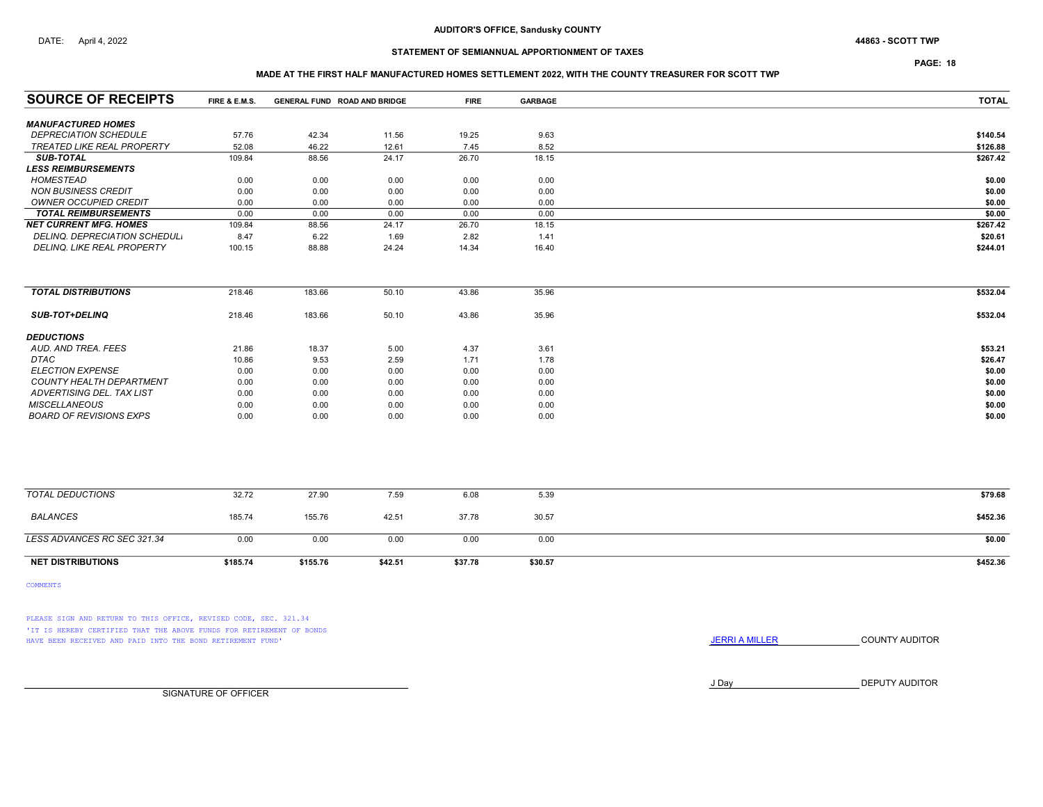**AUDITOR'S OFFICE, Sandusky COUNTY**

DATE: April 4, 2022

**44863 - SCOTT TWP**

**STATEMENT OF SEMIANNUAL APPORTIONMENT OF TAXES**

**MADE AT THE FIRST HALF MANUFACTURED HOMES SETTLEMENT 2022, WITH THE COUNTY TREASURER FOR SCOTT TWP**

| SOURCE OF RECEIPTS | FIRE & E.M.S. | GENERAL FUND | ROAD AND BRIDGE | FIRE | GARBAGE | TOTAL |
|---|---|---|---|---|---|---|
| ***MANUFACTURED HOMES*** | | | | | | |
| *DEPRECIATION SCHEDULE* | 57.76 | 42.34 | 11.56 | 19.25 | 9.63 | $140.54 |
| *TREATED LIKE REAL PROPERTY* | 52.08 | 46.22 | 12.61 | 7.45 | 8.52 | $126.88 |
| ***SUB-TOTAL*** | 109.84 | 88.56 | 24.17 | 26.70 | 18.15 | $267.42 |
| ***LESS REIMBURSEMENTS*** | | | | | | |
| *HOMESTEAD* | 0.00 | 0.00 | 0.00 | 0.00 | 0.00 | $0.00 |
| *NON BUSINESS CREDIT* | 0.00 | 0.00 | 0.00 | 0.00 | 0.00 | $0.00 |
| *OWNER OCCUPIED CREDIT* | 0.00 | 0.00 | 0.00 | 0.00 | 0.00 | $0.00 |
| ***TOTAL REIMBURSEMENTS*** | 0.00 | 0.00 | 0.00 | 0.00 | 0.00 | $0.00 |
| ***NET CURRENT MFG. HOMES*** | 109.84 | 88.56 | 24.17 | 26.70 | 18.15 | $267.42 |
| *DELINQ. DEPRECIATION SCHEDULE* | 8.47 | 6.22 | 1.69 | 2.82 | 1.41 | $20.61 |
| *DELINQ. LIKE REAL PROPERTY* | 100.15 | 88.88 | 24.24 | 14.34 | 16.40 | $244.01 |
| ***TOTAL DISTRIBUTIONS*** | 218.46 | 183.66 | 50.10 | 43.86 | 35.96 | $532.04 |
| ***SUB-TOT+DELINQ*** | 218.46 | 183.66 | 50.10 | 43.86 | 35.96 | $532.04 |
| ***DEDUCTIONS*** | | | | | | |
| *AUD. AND TREA. FEES* | 21.86 | 18.37 | 5.00 | 4.37 | 3.61 | $53.21 |
| *DTAC* | 10.86 | 9.53 | 2.59 | 1.71 | 1.78 | $26.47 |
| *ELECTION EXPENSE* | 0.00 | 0.00 | 0.00 | 0.00 | 0.00 | $0.00 |
| *COUNTY HEALTH DEPARTMENT* | 0.00 | 0.00 | 0.00 | 0.00 | 0.00 | $0.00 |
| *ADVERTISING DEL. TAX LIST* | 0.00 | 0.00 | 0.00 | 0.00 | 0.00 | $0.00 |
| *MISCELLANEOUS* | 0.00 | 0.00 | 0.00 | 0.00 | 0.00 | $0.00 |
| *BOARD OF REVISIONS EXPS* | 0.00 | 0.00 | 0.00 | 0.00 | 0.00 | $0.00 |
| *TOTAL DEDUCTIONS* | 32.72 | 27.90 | 7.59 | 6.08 | 5.39 | $79.68 |
| *BALANCES* | 185.74 | 155.76 | 42.51 | 37.78 | 30.57 | $452.36 |
| *LESS ADVANCES RC SEC 321.34* | 0.00 | 0.00 | 0.00 | 0.00 | 0.00 | $0.00 |
| **NET DISTRIBUTIONS** | **$185.74** | **$155.76** | **$42.51** | **$37.78** | **$30.57** | **$452.36** |

COMMENTS

PLEASE SIGN AND RETURN TO THIS OFFICE, REVISED CODE, SEC. 321.34
'IT IS HEREBY CERTIFIED THAT THE ABOVE FUNDS FOR RETIREMENT OF BONDS HAVE BEEN RECEIVED AND PAID INTO THE BOND RETIREMENT FUND'

JERRI A MILLER — COUNTY AUDITOR

J Day — DEPUTY AUDITOR

SIGNATURE OF OFFICER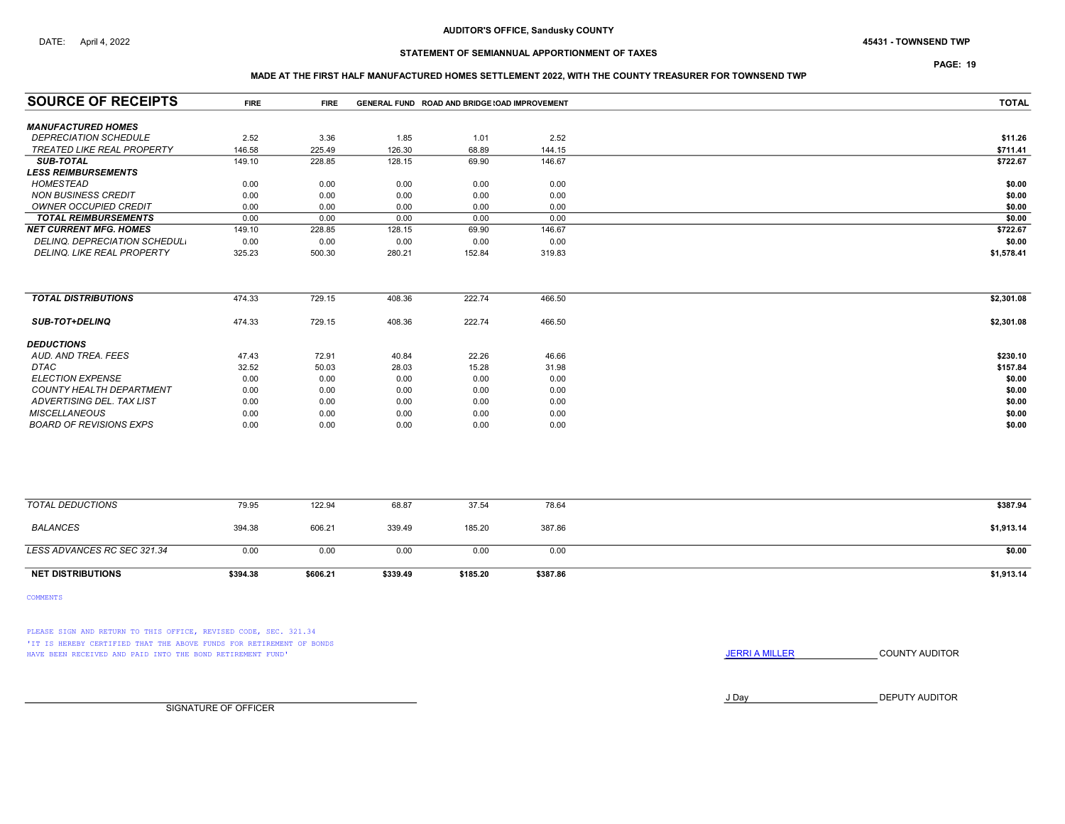AUDITOR'S OFFICE, Sandusky COUNTY

DATE: April 4, 2022

45431 - TOWNSEND TWP

## STATEMENT OF SEMIANNUAL APPORTIONMENT OF TAXES

### MADE AT THE FIRST HALF MANUFACTURED HOMES SETTLEMENT 2022, WITH THE COUNTY TREASURER FOR TOWNSEND TWP

| SOURCE OF RECEIPTS | FIRE | FIRE | GENERAL FUND | ROAD AND BRIDGE | ROAD IMPROVEMENT | TOTAL |
|---|---|---|---|---|---|---|
| ***MANUFACTURED HOMES*** | | | | | | |
| *DEPRECIATION SCHEDULE* | 2.52 | 3.36 | 1.85 | 1.01 | 2.52 | **$11.26** |
| *TREATED LIKE REAL PROPERTY* | 146.58 | 225.49 | 126.30 | 68.89 | 144.15 | **$711.41** |
| ***SUB-TOTAL*** | 149.10 | 228.85 | 128.15 | 69.90 | 146.67 | **$722.67** |
| ***LESS REIMBURSEMENTS*** | | | | | | |
| *HOMESTEAD* | 0.00 | 0.00 | 0.00 | 0.00 | 0.00 | **$0.00** |
| *NON BUSINESS CREDIT* | 0.00 | 0.00 | 0.00 | 0.00 | 0.00 | **$0.00** |
| *OWNER OCCUPIED CREDIT* | 0.00 | 0.00 | 0.00 | 0.00 | 0.00 | **$0.00** |
| ***TOTAL REIMBURSEMENTS*** | 0.00 | 0.00 | 0.00 | 0.00 | 0.00 | **$0.00** |
| ***NET CURRENT MFG. HOMES*** | 149.10 | 228.85 | 128.15 | 69.90 | 146.67 | **$722.67** |
| *DELINQ. DEPRECIATION SCHEDULE* | 0.00 | 0.00 | 0.00 | 0.00 | 0.00 | **$0.00** |
| *DELINQ. LIKE REAL PROPERTY* | 325.23 | 500.30 | 280.21 | 152.84 | 319.83 | **$1,578.41** |
| ***TOTAL DISTRIBUTIONS*** | 474.33 | 729.15 | 408.36 | 222.74 | 466.50 | **$2,301.08** |
| ***SUB-TOT+DELINQ*** | 474.33 | 729.15 | 408.36 | 222.74 | 466.50 | **$2,301.08** |
| ***DEDUCTIONS*** | | | | | | |
| *AUD. AND TREA. FEES* | 47.43 | 72.91 | 40.84 | 22.26 | 46.66 | **$230.10** |
| *DTAC* | 32.52 | 50.03 | 28.03 | 15.28 | 31.98 | **$157.84** |
| *ELECTION EXPENSE* | 0.00 | 0.00 | 0.00 | 0.00 | 0.00 | **$0.00** |
| *COUNTY HEALTH DEPARTMENT* | 0.00 | 0.00 | 0.00 | 0.00 | 0.00 | **$0.00** |
| *ADVERTISING DEL. TAX LIST* | 0.00 | 0.00 | 0.00 | 0.00 | 0.00 | **$0.00** |
| *MISCELLANEOUS* | 0.00 | 0.00 | 0.00 | 0.00 | 0.00 | **$0.00** |
| *BOARD OF REVISIONS EXPS* | 0.00 | 0.00 | 0.00 | 0.00 | 0.00 | **$0.00** |
| *TOTAL DEDUCTIONS* | 79.95 | 122.94 | 68.87 | 37.54 | 78.64 | **$387.94** |
| *BALANCES* | 394.38 | 606.21 | 339.49 | 185.20 | 387.86 | **$1,913.14** |
| *LESS ADVANCES RC SEC 321.34* | 0.00 | 0.00 | 0.00 | 0.00 | 0.00 | **$0.00** |
| **NET DISTRIBUTIONS** | **$394.38** | **$606.21** | **$339.49** | **$185.20** | **$387.86** | **$1,913.14** |

COMMENTS

PLEASE SIGN AND RETURN TO THIS OFFICE, REVISED CODE, SEC. 321.34

'IT IS HEREBY CERTIFIED THAT THE ABOVE FUNDS FOR RETIREMENT OF BONDS HAVE BEEN RECEIVED AND PAID INTO THE BOND RETIREMENT FUND'

JERRI A MILLER COUNTY AUDITOR

J Day DEPUTY AUDITOR

SIGNATURE OF OFFICER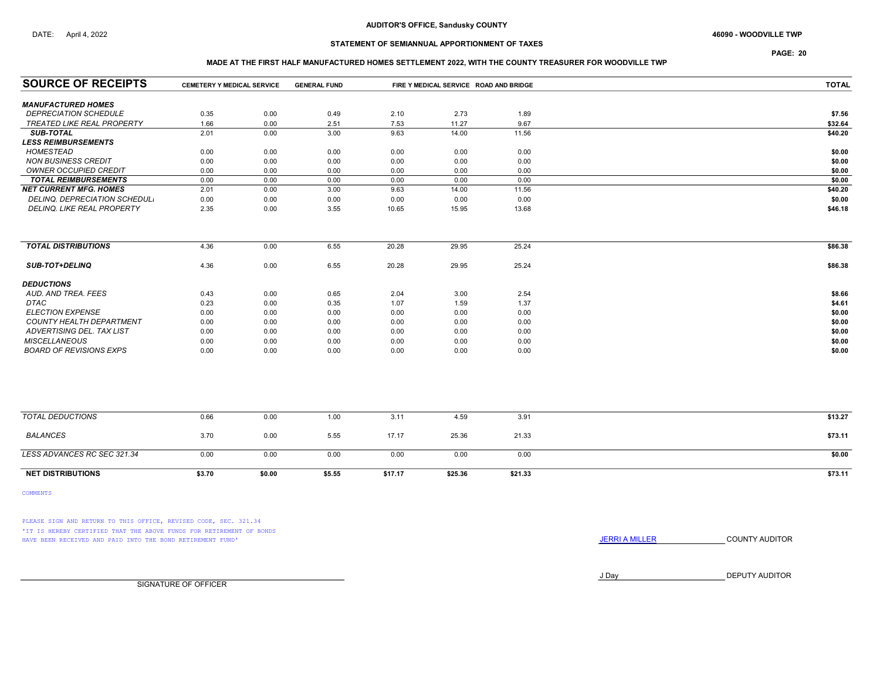AUDITOR'S OFFICE, Sandusky COUNTY

DATE: April 4, 2022

46090 - WOODVILLE TWP

## STATEMENT OF SEMIANNUAL APPORTIONMENT OF TAXES

### MADE AT THE FIRST HALF MANUFACTURED HOMES SETTLEMENT 2022, WITH THE COUNTY TREASURER FOR WOODVILLE TWP

| SOURCE OF RECEIPTS | CEMETERY | Y MEDICAL SERVICE | GENERAL FUND | FIRE | Y MEDICAL SERVICE | ROAD AND BRIDGE | TOTAL |
|---|---|---|---|---|---|---|---|
| ***MANUFACTURED HOMES*** | | | | | | | |
| *DEPRECIATION SCHEDULE* | 0.35 | 0.00 | 0.49 | 2.10 | 2.73 | 1.89 | **$7.56** |
| *TREATED LIKE REAL PROPERTY* | 1.66 | 0.00 | 2.51 | 7.53 | 11.27 | 9.67 | **$32.64** |
| ***SUB-TOTAL*** | 2.01 | 0.00 | 3.00 | 9.63 | 14.00 | 11.56 | **$40.20** |
| ***LESS REIMBURSEMENTS*** | | | | | | | |
| *HOMESTEAD* | 0.00 | 0.00 | 0.00 | 0.00 | 0.00 | 0.00 | **$0.00** |
| *NON BUSINESS CREDIT* | 0.00 | 0.00 | 0.00 | 0.00 | 0.00 | 0.00 | **$0.00** |
| *OWNER OCCUPIED CREDIT* | 0.00 | 0.00 | 0.00 | 0.00 | 0.00 | 0.00 | **$0.00** |
| ***TOTAL REIMBURSEMENTS*** | 0.00 | 0.00 | 0.00 | 0.00 | 0.00 | 0.00 | **$0.00** |
| ***NET CURRENT MFG. HOMES*** | 2.01 | 0.00 | 3.00 | 9.63 | 14.00 | 11.56 | **$40.20** |
| *DELINQ. DEPRECIATION SCHEDULE* | 0.00 | 0.00 | 0.00 | 0.00 | 0.00 | 0.00 | **$0.00** |
| *DELINQ. LIKE REAL PROPERTY* | 2.35 | 0.00 | 3.55 | 10.65 | 15.95 | 13.68 | **$46.18** |
| ***TOTAL DISTRIBUTIONS*** | 4.36 | 0.00 | 6.55 | 20.28 | 29.95 | 25.24 | **$86.38** |
| ***SUB-TOT+DELINQ*** | 4.36 | 0.00 | 6.55 | 20.28 | 29.95 | 25.24 | **$86.38** |
| ***DEDUCTIONS*** | | | | | | | |
| *AUD. AND TREA. FEES* | 0.43 | 0.00 | 0.65 | 2.04 | 3.00 | 2.54 | **$8.66** |
| *DTAC* | 0.23 | 0.00 | 0.35 | 1.07 | 1.59 | 1.37 | **$4.61** |
| *ELECTION EXPENSE* | 0.00 | 0.00 | 0.00 | 0.00 | 0.00 | 0.00 | **$0.00** |
| *COUNTY HEALTH DEPARTMENT* | 0.00 | 0.00 | 0.00 | 0.00 | 0.00 | 0.00 | **$0.00** |
| *ADVERTISING DEL. TAX LIST* | 0.00 | 0.00 | 0.00 | 0.00 | 0.00 | 0.00 | **$0.00** |
| *MISCELLANEOUS* | 0.00 | 0.00 | 0.00 | 0.00 | 0.00 | 0.00 | **$0.00** |
| *BOARD OF REVISIONS EXPS* | 0.00 | 0.00 | 0.00 | 0.00 | 0.00 | 0.00 | **$0.00** |
| *TOTAL DEDUCTIONS* | 0.66 | 0.00 | 1.00 | 3.11 | 4.59 | 3.91 | **$13.27** |
| *BALANCES* | 3.70 | 0.00 | 5.55 | 17.17 | 25.36 | 21.33 | **$73.11** |
| *LESS ADVANCES RC SEC 321.34* | 0.00 | 0.00 | 0.00 | 0.00 | 0.00 | 0.00 | **$0.00** |
| **NET DISTRIBUTIONS** | **$3.70** | **$0.00** | **$5.55** | **$17.17** | **$25.36** | **$21.33** | **$73.11** |

COMMENTS

PLEASE SIGN AND RETURN TO THIS OFFICE, REVISED CODE, SEC. 321.34
'IT IS HEREBY CERTIFIED THAT THE ABOVE FUNDS FOR RETIREMENT OF BONDS HAVE BEEN RECEIVED AND PAID INTO THE BOND RETIREMENT FUND'

JERRI A MILLER — COUNTY AUDITOR

J Day — DEPUTY AUDITOR

SIGNATURE OF OFFICER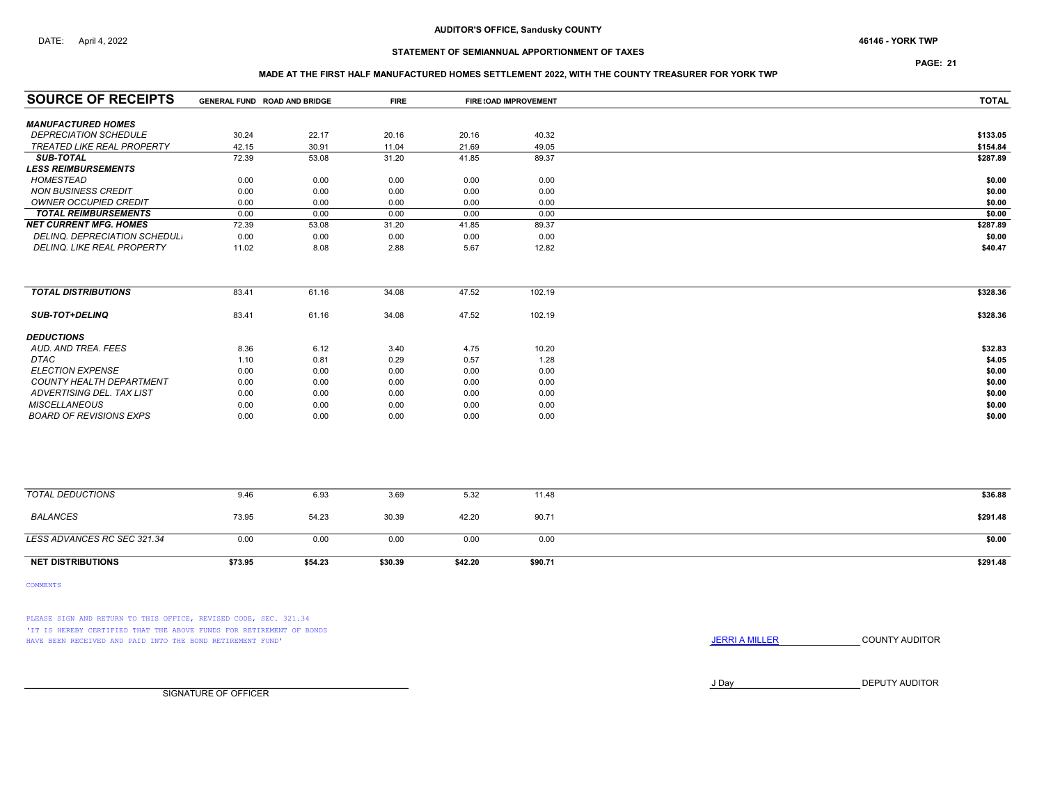DATE: April 4, 2022

**AUDITOR'S OFFICE, Sandusky COUNTY**

**46146 - YORK TWP**

**STATEMENT OF SEMIANNUAL APPORTIONMENT OF TAXES**

**MADE AT THE FIRST HALF MANUFACTURED HOMES SETTLEMENT 2022, WITH THE COUNTY TREASURER FOR YORK TWP**

| SOURCE OF RECEIPTS | GENERAL FUND | ROAD AND BRIDGE | FIRE | FIRE | ROAD IMPROVEMENT | TOTAL |
|---|---|---|---|---|---|---|
| ***MANUFACTURED HOMES*** | | | | | | |
| *DEPRECIATION SCHEDULE* | 30.24 | 22.17 | 20.16 | 20.16 | 40.32 | $133.05 |
| *TREATED LIKE REAL PROPERTY* | 42.15 | 30.91 | 11.04 | 21.69 | 49.05 | $154.84 |
| ***SUB-TOTAL*** | 72.39 | 53.08 | 31.20 | 41.85 | 89.37 | $287.89 |
| ***LESS REIMBURSEMENTS*** | | | | | | |
| *HOMESTEAD* | 0.00 | 0.00 | 0.00 | 0.00 | 0.00 | $0.00 |
| *NON BUSINESS CREDIT* | 0.00 | 0.00 | 0.00 | 0.00 | 0.00 | $0.00 |
| *OWNER OCCUPIED CREDIT* | 0.00 | 0.00 | 0.00 | 0.00 | 0.00 | $0.00 |
| ***TOTAL REIMBURSEMENTS*** | 0.00 | 0.00 | 0.00 | 0.00 | 0.00 | $0.00 |
| ***NET CURRENT MFG. HOMES*** | 72.39 | 53.08 | 31.20 | 41.85 | 89.37 | $287.89 |
| *DELINQ. DEPRECIATION SCHEDULE* | 0.00 | 0.00 | 0.00 | 0.00 | 0.00 | $0.00 |
| *DELINQ. LIKE REAL PROPERTY* | 11.02 | 8.08 | 2.88 | 5.67 | 12.82 | $40.47 |
| ***TOTAL DISTRIBUTIONS*** | 83.41 | 61.16 | 34.08 | 47.52 | 102.19 | $328.36 |
| ***SUB-TOT+DELINQ*** | 83.41 | 61.16 | 34.08 | 47.52 | 102.19 | $328.36 |
| ***DEDUCTIONS*** | | | | | | |
| *AUD. AND TREA. FEES* | 8.36 | 6.12 | 3.40 | 4.75 | 10.20 | $32.83 |
| *DTAC* | 1.10 | 0.81 | 0.29 | 0.57 | 1.28 | $4.05 |
| *ELECTION EXPENSE* | 0.00 | 0.00 | 0.00 | 0.00 | 0.00 | $0.00 |
| *COUNTY HEALTH DEPARTMENT* | 0.00 | 0.00 | 0.00 | 0.00 | 0.00 | $0.00 |
| *ADVERTISING DEL. TAX LIST* | 0.00 | 0.00 | 0.00 | 0.00 | 0.00 | $0.00 |
| *MISCELLANEOUS* | 0.00 | 0.00 | 0.00 | 0.00 | 0.00 | $0.00 |
| *BOARD OF REVISIONS EXPS* | 0.00 | 0.00 | 0.00 | 0.00 | 0.00 | $0.00 |
| *TOTAL DEDUCTIONS* | 9.46 | 6.93 | 3.69 | 5.32 | 11.48 | $36.88 |
| *BALANCES* | 73.95 | 54.23 | 30.39 | 42.20 | 90.71 | $291.48 |
| *LESS ADVANCES RC SEC 321.34* | 0.00 | 0.00 | 0.00 | 0.00 | 0.00 | $0.00 |
| **NET DISTRIBUTIONS** | **$73.95** | **$54.23** | **$30.39** | **$42.20** | **$90.71** | **$291.48** |

COMMENTS

PLEASE SIGN AND RETURN TO THIS OFFICE, REVISED CODE, SEC. 321.34
'IT IS HEREBY CERTIFIED THAT THE ABOVE FUNDS FOR RETIREMENT OF BONDS HAVE BEEN RECEIVED AND PAID INTO THE BOND RETIREMENT FUND'

JERRI A MILLER COUNTY AUDITOR

J Day DEPUTY AUDITOR

SIGNATURE OF OFFICER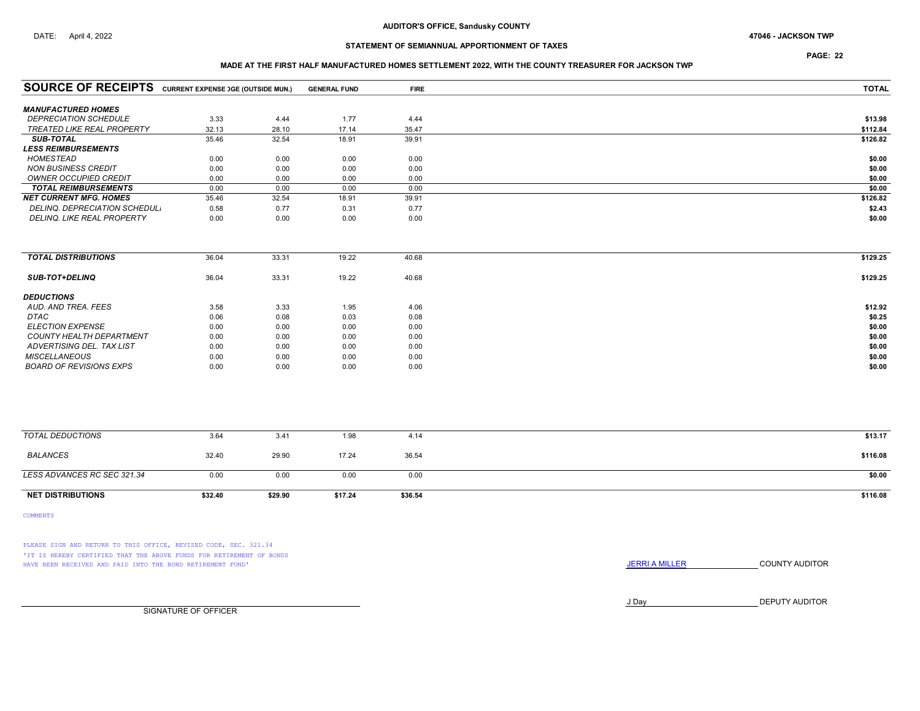AUDITOR'S OFFICE, Sandusky COUNTY

DATE: April 4, 2022

47046 - JACKSON TWP

## STATEMENT OF SEMIANNUAL APPORTIONMENT OF TAXES

### MADE AT THE FIRST HALF MANUFACTURED HOMES SETTLEMENT 2022, WITH THE COUNTY TREASURER FOR JACKSON TWP

| SOURCE OF RECEIPTS | CURRENT EXPENSE | ROAD AND BRIDGE (OUTSIDE MUN.) | GENERAL FUND | FIRE | TOTAL |
|---|---|---|---|---|---|
| ***MANUFACTURED HOMES*** | | | | | |
| *DEPRECIATION SCHEDULE* | 3.33 | 4.44 | 1.77 | 4.44 | $13.98 |
| *TREATED LIKE REAL PROPERTY* | 32.13 | 28.10 | 17.14 | 35.47 | $112.84 |
| ***SUB-TOTAL*** | 35.46 | 32.54 | 18.91 | 39.91 | $126.82 |
| ***LESS REIMBURSEMENTS*** | | | | | |
| *HOMESTEAD* | 0.00 | 0.00 | 0.00 | 0.00 | $0.00 |
| *NON BUSINESS CREDIT* | 0.00 | 0.00 | 0.00 | 0.00 | $0.00 |
| *OWNER OCCUPIED CREDIT* | 0.00 | 0.00 | 0.00 | 0.00 | $0.00 |
| ***TOTAL REIMBURSEMENTS*** | 0.00 | 0.00 | 0.00 | 0.00 | $0.00 |
| ***NET CURRENT MFG. HOMES*** | 35.46 | 32.54 | 18.91 | 39.91 | $126.82 |
| *DELINQ. DEPRECIATION SCHEDULE* | 0.58 | 0.77 | 0.31 | 0.77 | $2.43 |
| *DELINQ. LIKE REAL PROPERTY* | 0.00 | 0.00 | 0.00 | 0.00 | $0.00 |
| ***TOTAL DISTRIBUTIONS*** | 36.04 | 33.31 | 19.22 | 40.68 | $129.25 |
| ***SUB-TOT+DELINQ*** | 36.04 | 33.31 | 19.22 | 40.68 | $129.25 |
| ***DEDUCTIONS*** | | | | | |
| *AUD. AND TREA. FEES* | 3.58 | 3.33 | 1.95 | 4.06 | $12.92 |
| *DTAC* | 0.06 | 0.08 | 0.03 | 0.08 | $0.25 |
| *ELECTION EXPENSE* | 0.00 | 0.00 | 0.00 | 0.00 | $0.00 |
| *COUNTY HEALTH DEPARTMENT* | 0.00 | 0.00 | 0.00 | 0.00 | $0.00 |
| *ADVERTISING DEL. TAX LIST* | 0.00 | 0.00 | 0.00 | 0.00 | $0.00 |
| *MISCELLANEOUS* | 0.00 | 0.00 | 0.00 | 0.00 | $0.00 |
| *BOARD OF REVISIONS EXPS* | 0.00 | 0.00 | 0.00 | 0.00 | $0.00 |
| *TOTAL DEDUCTIONS* | 3.64 | 3.41 | 1.98 | 4.14 | $13.17 |
| *BALANCES* | 32.40 | 29.90 | 17.24 | 36.54 | $116.08 |
| *LESS ADVANCES RC SEC 321.34* | 0.00 | 0.00 | 0.00 | 0.00 | $0.00 |
| **NET DISTRIBUTIONS** | **$32.40** | **$29.90** | **$17.24** | **$36.54** | **$116.08** |

COMMENTS

PLEASE SIGN AND RETURN TO THIS OFFICE, REVISED CODE, SEC. 321.34
'IT IS HEREBY CERTIFIED THAT THE ABOVE FUNDS FOR RETIREMENT OF BONDS HAVE BEEN RECEIVED AND PAID INTO THE BOND RETIREMENT FUND'

JERRI A MILLER COUNTY AUDITOR

J Day DEPUTY AUDITOR

SIGNATURE OF OFFICER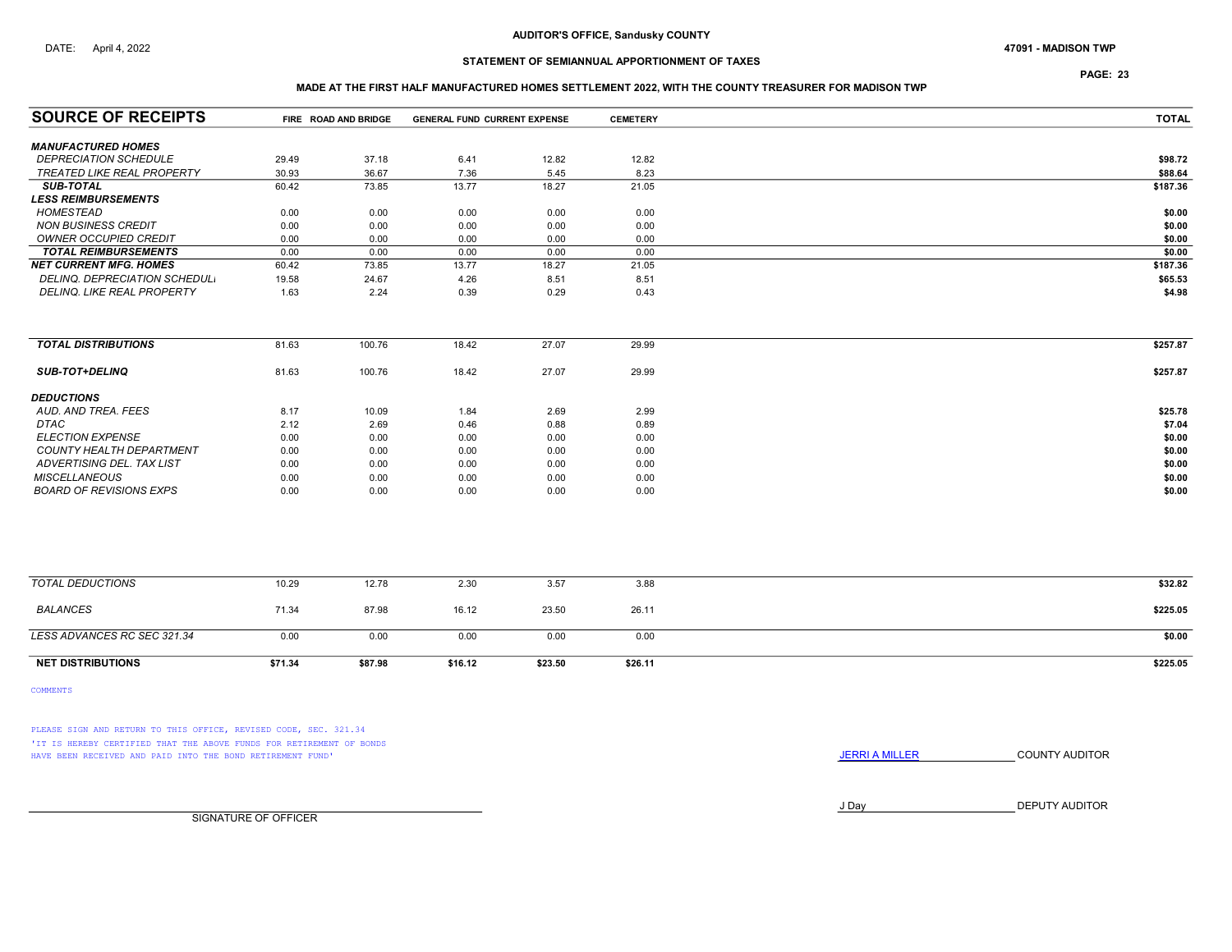AUDITOR'S OFFICE, Sandusky COUNTY

DATE: April 4, 2022

47091 - MADISON TWP

## STATEMENT OF SEMIANNUAL APPORTIONMENT OF TAXES

### MADE AT THE FIRST HALF MANUFACTURED HOMES SETTLEMENT 2022, WITH THE COUNTY TREASURER FOR MADISON TWP

| SOURCE OF RECEIPTS | FIRE | ROAD AND BRIDGE | GENERAL FUND | CURRENT EXPENSE | CEMETERY | TOTAL |
|---|---|---|---|---|---|---|
| ***MANUFACTURED HOMES*** | | | | | | |
| *DEPRECIATION SCHEDULE* | 29.49 | 37.18 | 6.41 | 12.82 | 12.82 | $98.72 |
| *TREATED LIKE REAL PROPERTY* | 30.93 | 36.67 | 7.36 | 5.45 | 8.23 | $88.64 |
| ***SUB-TOTAL*** | 60.42 | 73.85 | 13.77 | 18.27 | 21.05 | $187.36 |
| ***LESS REIMBURSEMENTS*** | | | | | | |
| *HOMESTEAD* | 0.00 | 0.00 | 0.00 | 0.00 | 0.00 | $0.00 |
| *NON BUSINESS CREDIT* | 0.00 | 0.00 | 0.00 | 0.00 | 0.00 | $0.00 |
| *OWNER OCCUPIED CREDIT* | 0.00 | 0.00 | 0.00 | 0.00 | 0.00 | $0.00 |
| ***TOTAL REIMBURSEMENTS*** | 0.00 | 0.00 | 0.00 | 0.00 | 0.00 | $0.00 |
| ***NET CURRENT MFG. HOMES*** | 60.42 | 73.85 | 13.77 | 18.27 | 21.05 | $187.36 |
| *DELINQ. DEPRECIATION SCHEDULE* | 19.58 | 24.67 | 4.26 | 8.51 | 8.51 | $65.53 |
| *DELINQ. LIKE REAL PROPERTY* | 1.63 | 2.24 | 0.39 | 0.29 | 0.43 | $4.98 |
| ***TOTAL DISTRIBUTIONS*** | 81.63 | 100.76 | 18.42 | 27.07 | 29.99 | $257.87 |
| ***SUB-TOT+DELINQ*** | 81.63 | 100.76 | 18.42 | 27.07 | 29.99 | $257.87 |
| ***DEDUCTIONS*** | | | | | | |
| *AUD. AND TREA. FEES* | 8.17 | 10.09 | 1.84 | 2.69 | 2.99 | $25.78 |
| *DTAC* | 2.12 | 2.69 | 0.46 | 0.88 | 0.89 | $7.04 |
| *ELECTION EXPENSE* | 0.00 | 0.00 | 0.00 | 0.00 | 0.00 | $0.00 |
| *COUNTY HEALTH DEPARTMENT* | 0.00 | 0.00 | 0.00 | 0.00 | 0.00 | $0.00 |
| *ADVERTISING DEL. TAX LIST* | 0.00 | 0.00 | 0.00 | 0.00 | 0.00 | $0.00 |
| *MISCELLANEOUS* | 0.00 | 0.00 | 0.00 | 0.00 | 0.00 | $0.00 |
| *BOARD OF REVISIONS EXPS* | 0.00 | 0.00 | 0.00 | 0.00 | 0.00 | $0.00 |
| *TOTAL DEDUCTIONS* | 10.29 | 12.78 | 2.30 | 3.57 | 3.88 | $32.82 |
| *BALANCES* | 71.34 | 87.98 | 16.12 | 23.50 | 26.11 | $225.05 |
| *LESS ADVANCES RC SEC 321.34* | 0.00 | 0.00 | 0.00 | 0.00 | 0.00 | $0.00 |
| **NET DISTRIBUTIONS** | **$71.34** | **$87.98** | **$16.12** | **$23.50** | **$26.11** | **$225.05** |

COMMENTS

PLEASE SIGN AND RETURN TO THIS OFFICE, REVISED CODE, SEC. 321.34
'IT IS HEREBY CERTIFIED THAT THE ABOVE FUNDS FOR RETIREMENT OF BONDS HAVE BEEN RECEIVED AND PAID INTO THE BOND RETIREMENT FUND'

JERRI A MILLER COUNTY AUDITOR

J Day DEPUTY AUDITOR

SIGNATURE OF OFFICER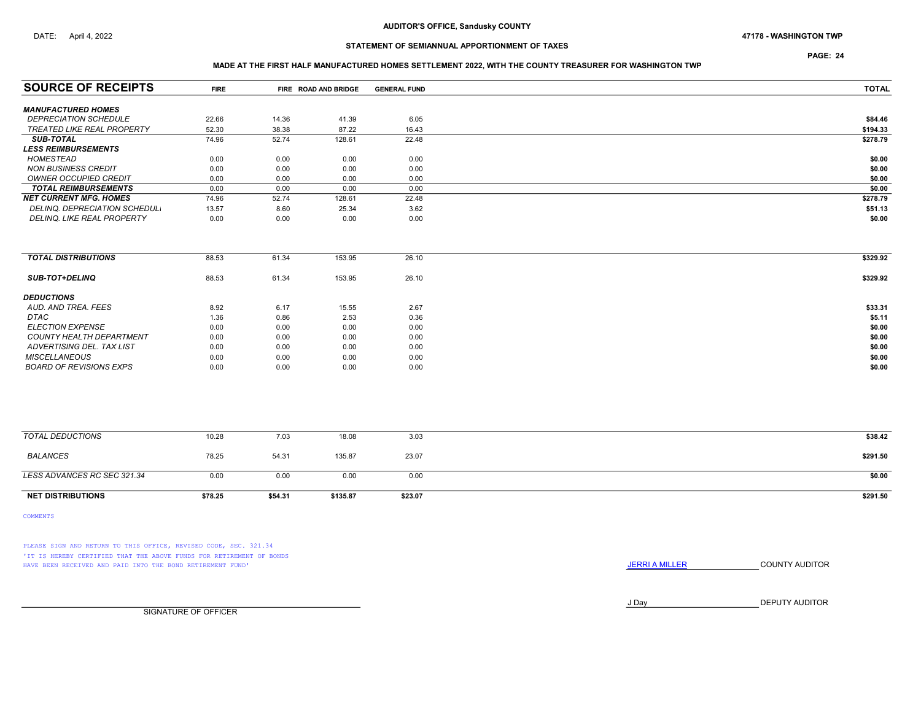AUDITOR'S OFFICE, Sandusky COUNTY

DATE: April 4, 2022

47178 - WASHINGTON TWP

## STATEMENT OF SEMIANNUAL APPORTIONMENT OF TAXES

### MADE AT THE FIRST HALF MANUFACTURED HOMES SETTLEMENT 2022, WITH THE COUNTY TREASURER FOR WASHINGTON TWP

| SOURCE OF RECEIPTS | FIRE | FIRE | ROAD AND BRIDGE | GENERAL FUND | TOTAL |
|---|---|---|---|---|---|
| ***MANUFACTURED HOMES*** | | | | | |
| *DEPRECIATION SCHEDULE* | 22.66 | 14.36 | 41.39 | 6.05 | $84.46 |
| *TREATED LIKE REAL PROPERTY* | 52.30 | 38.38 | 87.22 | 16.43 | $194.33 |
| ***SUB-TOTAL*** | 74.96 | 52.74 | 128.61 | 22.48 | $278.79 |
| ***LESS REIMBURSEMENTS*** | | | | | |
| *HOMESTEAD* | 0.00 | 0.00 | 0.00 | 0.00 | $0.00 |
| *NON BUSINESS CREDIT* | 0.00 | 0.00 | 0.00 | 0.00 | $0.00 |
| *OWNER OCCUPIED CREDIT* | 0.00 | 0.00 | 0.00 | 0.00 | $0.00 |
| ***TOTAL REIMBURSEMENTS*** | 0.00 | 0.00 | 0.00 | 0.00 | $0.00 |
| ***NET CURRENT MFG. HOMES*** | 74.96 | 52.74 | 128.61 | 22.48 | $278.79 |
| *DELINQ. DEPRECIATION SCHEDULI* | 13.57 | 8.60 | 25.34 | 3.62 | $51.13 |
| *DELINQ. LIKE REAL PROPERTY* | 0.00 | 0.00 | 0.00 | 0.00 | $0.00 |
| ***TOTAL DISTRIBUTIONS*** | 88.53 | 61.34 | 153.95 | 26.10 | $329.92 |
| ***SUB-TOT+DELINQ*** | 88.53 | 61.34 | 153.95 | 26.10 | $329.92 |
| ***DEDUCTIONS*** | | | | | |
| *AUD. AND TREA. FEES* | 8.92 | 6.17 | 15.55 | 2.67 | $33.31 |
| *DTAC* | 1.36 | 0.86 | 2.53 | 0.36 | $5.11 |
| *ELECTION EXPENSE* | 0.00 | 0.00 | 0.00 | 0.00 | $0.00 |
| *COUNTY HEALTH DEPARTMENT* | 0.00 | 0.00 | 0.00 | 0.00 | $0.00 |
| *ADVERTISING DEL. TAX LIST* | 0.00 | 0.00 | 0.00 | 0.00 | $0.00 |
| *MISCELLANEOUS* | 0.00 | 0.00 | 0.00 | 0.00 | $0.00 |
| *BOARD OF REVISIONS EXPS* | 0.00 | 0.00 | 0.00 | 0.00 | $0.00 |
| *TOTAL DEDUCTIONS* | 10.28 | 7.03 | 18.08 | 3.03 | $38.42 |
| *BALANCES* | 78.25 | 54.31 | 135.87 | 23.07 | $291.50 |
| *LESS ADVANCES RC SEC 321.34* | 0.00 | 0.00 | 0.00 | 0.00 | $0.00 |
| **NET DISTRIBUTIONS** | **$78.25** | **$54.31** | **$135.87** | **$23.07** | **$291.50** |

COMMENTS

PLEASE SIGN AND RETURN TO THIS OFFICE, REVISED CODE, SEC. 321.34
'IT IS HEREBY CERTIFIED THAT THE ABOVE FUNDS FOR RETIREMENT OF BONDS HAVE BEEN RECEIVED AND PAID INTO THE BOND RETIREMENT FUND'

JERRI A MILLER ____________ COUNTY AUDITOR

J Day ____________ DEPUTY AUDITOR

____________________________
SIGNATURE OF OFFICER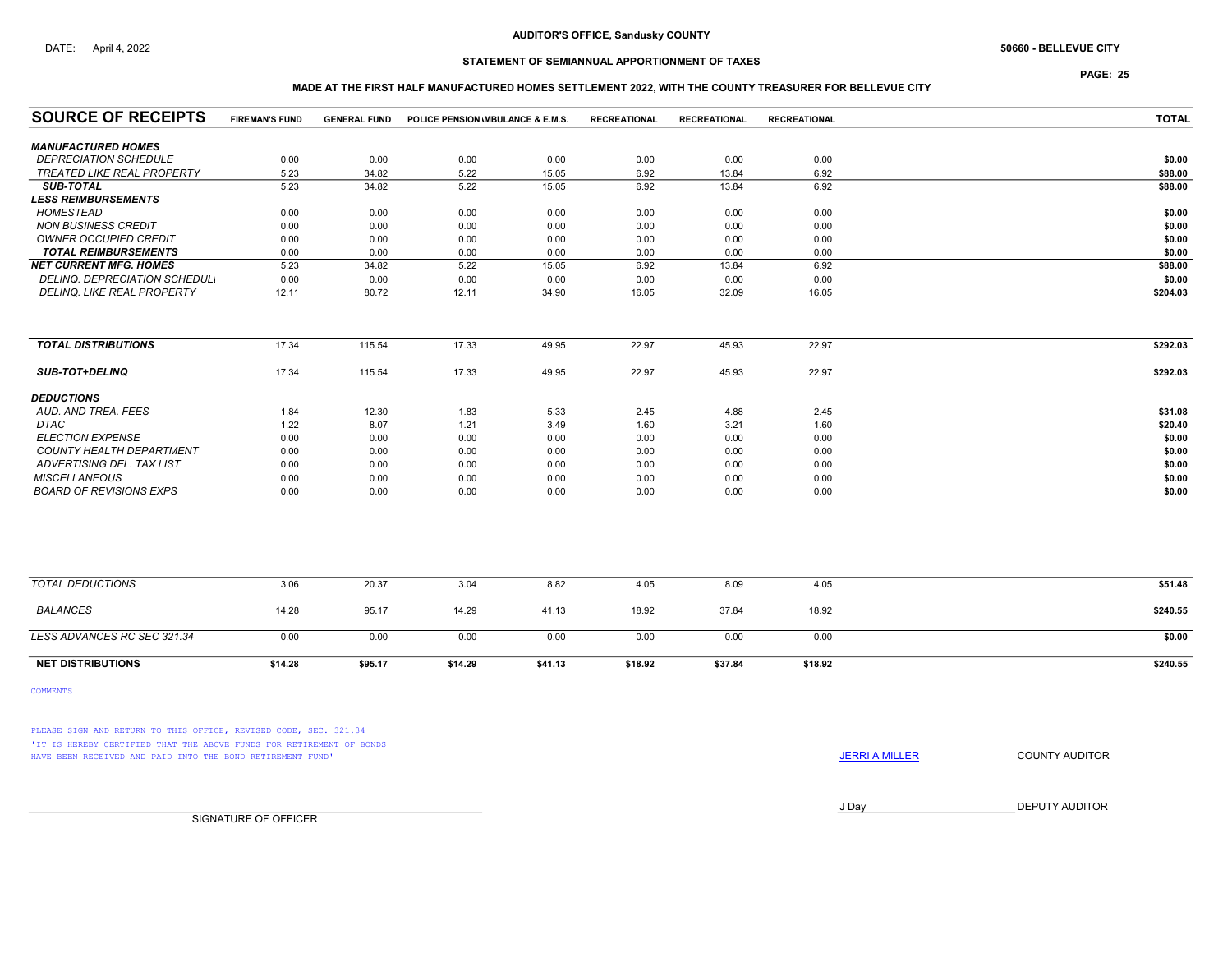AUDITOR'S OFFICE, Sandusky COUNTY

DATE: April 4, 2022

50660 - BELLEVUE CITY

## STATEMENT OF SEMIANNUAL APPORTIONMENT OF TAXES

### MADE AT THE FIRST HALF MANUFACTURED HOMES SETTLEMENT 2022, WITH THE COUNTY TREASURER FOR BELLEVUE CITY

| SOURCE OF RECEIPTS | FIREMAN'S FUND | GENERAL FUND | POLICE PENSION | AMBULANCE & E.M.S. | RECREATIONAL | RECREATIONAL | RECREATIONAL | TOTAL |
|---|---|---|---|---|---|---|---|---|
| ***MANUFACTURED HOMES*** | | | | | | | | |
| *DEPRECIATION SCHEDULE* | 0.00 | 0.00 | 0.00 | 0.00 | 0.00 | 0.00 | 0.00 | **$0.00** |
| *TREATED LIKE REAL PROPERTY* | 5.23 | 34.82 | 5.22 | 15.05 | 6.92 | 13.84 | 6.92 | **$88.00** |
| ***SUB-TOTAL*** | 5.23 | 34.82 | 5.22 | 15.05 | 6.92 | 13.84 | 6.92 | **$88.00** |
| ***LESS REIMBURSEMENTS*** | | | | | | | | |
| *HOMESTEAD* | 0.00 | 0.00 | 0.00 | 0.00 | 0.00 | 0.00 | 0.00 | **$0.00** |
| *NON BUSINESS CREDIT* | 0.00 | 0.00 | 0.00 | 0.00 | 0.00 | 0.00 | 0.00 | **$0.00** |
| *OWNER OCCUPIED CREDIT* | 0.00 | 0.00 | 0.00 | 0.00 | 0.00 | 0.00 | 0.00 | **$0.00** |
| ***TOTAL REIMBURSEMENTS*** | 0.00 | 0.00 | 0.00 | 0.00 | 0.00 | 0.00 | 0.00 | **$0.00** |
| ***NET CURRENT MFG. HOMES*** | 5.23 | 34.82 | 5.22 | 15.05 | 6.92 | 13.84 | 6.92 | **$88.00** |
| *DELINQ. DEPRECIATION SCHEDULE* | 0.00 | 0.00 | 0.00 | 0.00 | 0.00 | 0.00 | 0.00 | **$0.00** |
| *DELINQ. LIKE REAL PROPERTY* | 12.11 | 80.72 | 12.11 | 34.90 | 16.05 | 32.09 | 16.05 | **$204.03** |
| ***TOTAL DISTRIBUTIONS*** | 17.34 | 115.54 | 17.33 | 49.95 | 22.97 | 45.93 | 22.97 | **$292.03** |
| ***SUB-TOT+DELINQ*** | 17.34 | 115.54 | 17.33 | 49.95 | 22.97 | 45.93 | 22.97 | **$292.03** |
| ***DEDUCTIONS*** | | | | | | | | |
| *AUD. AND TREA. FEES* | 1.84 | 12.30 | 1.83 | 5.33 | 2.45 | 4.88 | 2.45 | **$31.08** |
| *DTAC* | 1.22 | 8.07 | 1.21 | 3.49 | 1.60 | 3.21 | 1.60 | **$20.40** |
| *ELECTION EXPENSE* | 0.00 | 0.00 | 0.00 | 0.00 | 0.00 | 0.00 | 0.00 | **$0.00** |
| *COUNTY HEALTH DEPARTMENT* | 0.00 | 0.00 | 0.00 | 0.00 | 0.00 | 0.00 | 0.00 | **$0.00** |
| *ADVERTISING DEL. TAX LIST* | 0.00 | 0.00 | 0.00 | 0.00 | 0.00 | 0.00 | 0.00 | **$0.00** |
| *MISCELLANEOUS* | 0.00 | 0.00 | 0.00 | 0.00 | 0.00 | 0.00 | 0.00 | **$0.00** |
| *BOARD OF REVISIONS EXPS* | 0.00 | 0.00 | 0.00 | 0.00 | 0.00 | 0.00 | 0.00 | **$0.00** |
| *TOTAL DEDUCTIONS* | 3.06 | 20.37 | 3.04 | 8.82 | 4.05 | 8.09 | 4.05 | **$51.48** |
| *BALANCES* | 14.28 | 95.17 | 14.29 | 41.13 | 18.92 | 37.84 | 18.92 | **$240.55** |
| *LESS ADVANCES RC SEC 321.34* | 0.00 | 0.00 | 0.00 | 0.00 | 0.00 | 0.00 | 0.00 | **$0.00** |
| **NET DISTRIBUTIONS** | **$14.28** | **$95.17** | **$14.29** | **$41.13** | **$18.92** | **$37.84** | **$18.92** | **$240.55** |

COMMENTS

PLEASE SIGN AND RETURN TO THIS OFFICE, REVISED CODE, SEC. 321.34
'IT IS HEREBY CERTIFIED THAT THE ABOVE FUNDS FOR RETIREMENT OF BONDS HAVE BEEN RECEIVED AND PAID INTO THE BOND RETIREMENT FUND'

JERRI A MILLER COUNTY AUDITOR

J Day DEPUTY AUDITOR

SIGNATURE OF OFFICER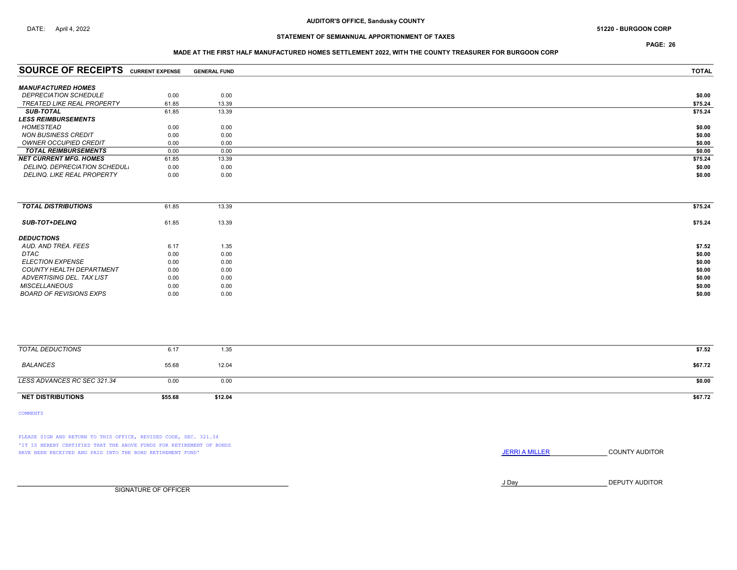DATE: April 4, 2022

**AUDITOR'S OFFICE, Sandusky COUNTY**

**51220 - BURGOON CORP**

**STATEMENT OF SEMIANNUAL APPORTIONMENT OF TAXES**

**MADE AT THE FIRST HALF MANUFACTURED HOMES SETTLEMENT 2022, WITH THE COUNTY TREASURER FOR BURGOON CORP**

| SOURCE OF RECEIPTS | CURRENT EXPENSE | GENERAL FUND | TOTAL |
|---|---|---|---|
| ***MANUFACTURED HOMES*** | | | |
| *DEPRECIATION SCHEDULE* | 0.00 | 0.00 | **$0.00** |
| *TREATED LIKE REAL PROPERTY* | 61.85 | 13.39 | **$75.24** |
| ***SUB-TOTAL*** | 61.85 | 13.39 | **$75.24** |
| ***LESS REIMBURSEMENTS*** | | | |
| *HOMESTEAD* | 0.00 | 0.00 | **$0.00** |
| *NON BUSINESS CREDIT* | 0.00 | 0.00 | **$0.00** |
| *OWNER OCCUPIED CREDIT* | 0.00 | 0.00 | **$0.00** |
| ***TOTAL REIMBURSEMENTS*** | 0.00 | 0.00 | **$0.00** |
| ***NET CURRENT MFG. HOMES*** | 61.85 | 13.39 | **$75.24** |
| *DELINQ. DEPRECIATION SCHEDULI* | 0.00 | 0.00 | **$0.00** |
| *DELINQ. LIKE REAL PROPERTY* | 0.00 | 0.00 | **$0.00** |
| ***TOTAL DISTRIBUTIONS*** | 61.85 | 13.39 | **$75.24** |
| ***SUB-TOT+DELINQ*** | 61.85 | 13.39 | **$75.24** |
| ***DEDUCTIONS*** | | | |
| *AUD. AND TREA. FEES* | 6.17 | 1.35 | **$7.52** |
| *DTAC* | 0.00 | 0.00 | **$0.00** |
| *ELECTION EXPENSE* | 0.00 | 0.00 | **$0.00** |
| *COUNTY HEALTH DEPARTMENT* | 0.00 | 0.00 | **$0.00** |
| *ADVERTISING DEL. TAX LIST* | 0.00 | 0.00 | **$0.00** |
| *MISCELLANEOUS* | 0.00 | 0.00 | **$0.00** |
| *BOARD OF REVISIONS EXPS* | 0.00 | 0.00 | **$0.00** |
| *TOTAL DEDUCTIONS* | 6.17 | 1.35 | **$7.52** |
| *BALANCES* | 55.68 | 12.04 | **$67.72** |
| *LESS ADVANCES RC SEC 321.34* | 0.00 | 0.00 | **$0.00** |
| **NET DISTRIBUTIONS** | **$55.68** | **$12.04** | **$67.72** |

COMMENTS

PLEASE SIGN AND RETURN TO THIS OFFICE, REVISED CODE, SEC. 321.34
'IT IS HEREBY CERTIFIED THAT THE ABOVE FUNDS FOR RETIREMENT OF BONDS HAVE BEEN RECEIVED AND PAID INTO THE BOND RETIREMENT FUND'

JERRI A MILLER COUNTY AUDITOR

J Day DEPUTY AUDITOR

SIGNATURE OF OFFICER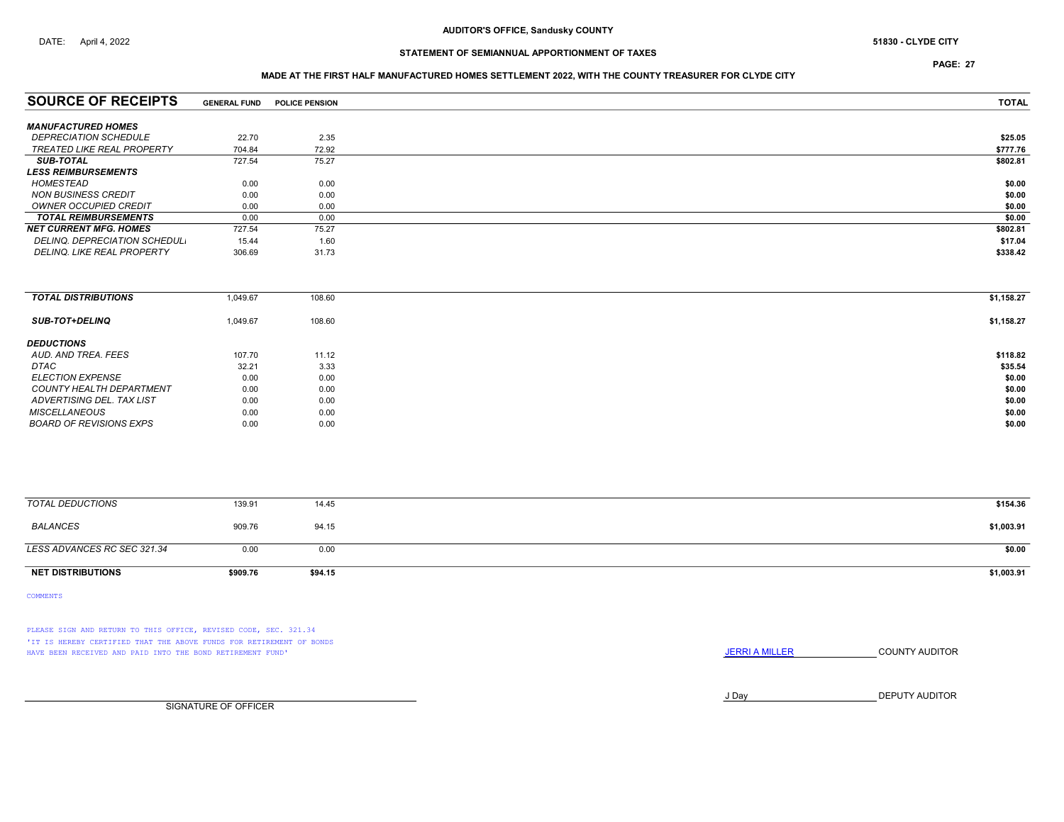**AUDITOR'S OFFICE, Sandusky COUNTY**

DATE: April 4, 2022

**51830 - CLYDE CITY**

**STATEMENT OF SEMIANNUAL APPORTIONMENT OF TAXES**

**MADE AT THE FIRST HALF MANUFACTURED HOMES SETTLEMENT 2022, WITH THE COUNTY TREASURER FOR CLYDE CITY**

| SOURCE OF RECEIPTS | GENERAL FUND | POLICE PENSION | TOTAL |
|---|---|---|---|
| ***MANUFACTURED HOMES*** | | | |
| *DEPRECIATION SCHEDULE* | 22.70 | 2.35 | **$25.05** |
| *TREATED LIKE REAL PROPERTY* | 704.84 | 72.92 | **$777.76** |
| ***SUB-TOTAL*** | 727.54 | 75.27 | **$802.81** |
| ***LESS REIMBURSEMENTS*** | | | |
| *HOMESTEAD* | 0.00 | 0.00 | **$0.00** |
| *NON BUSINESS CREDIT* | 0.00 | 0.00 | **$0.00** |
| *OWNER OCCUPIED CREDIT* | 0.00 | 0.00 | **$0.00** |
| ***TOTAL REIMBURSEMENTS*** | 0.00 | 0.00 | **$0.00** |
| ***NET CURRENT MFG. HOMES*** | 727.54 | 75.27 | **$802.81** |
| *DELINQ. DEPRECIATION SCHEDULI* | 15.44 | 1.60 | **$17.04** |
| *DELINQ. LIKE REAL PROPERTY* | 306.69 | 31.73 | **$338.42** |
| ***TOTAL DISTRIBUTIONS*** | 1,049.67 | 108.60 | **$1,158.27** |
| ***SUB-TOT+DELINQ*** | 1,049.67 | 108.60 | **$1,158.27** |
| ***DEDUCTIONS*** | | | |
| *AUD. AND TREA. FEES* | 107.70 | 11.12 | **$118.82** |
| *DTAC* | 32.21 | 3.33 | **$35.54** |
| *ELECTION EXPENSE* | 0.00 | 0.00 | **$0.00** |
| *COUNTY HEALTH DEPARTMENT* | 0.00 | 0.00 | **$0.00** |
| *ADVERTISING DEL. TAX LIST* | 0.00 | 0.00 | **$0.00** |
| *MISCELLANEOUS* | 0.00 | 0.00 | **$0.00** |
| *BOARD OF REVISIONS EXPS* | 0.00 | 0.00 | **$0.00** |
| *TOTAL DEDUCTIONS* | 139.91 | 14.45 | **$154.36** |
| *BALANCES* | 909.76 | 94.15 | **$1,003.91** |
| *LESS ADVANCES RC SEC 321.34* | 0.00 | 0.00 | **$0.00** |
| **NET DISTRIBUTIONS** | **$909.76** | **$94.15** | **$1,003.91** |

COMMENTS

PLEASE SIGN AND RETURN TO THIS OFFICE, REVISED CODE, SEC. 321.34
'IT IS HEREBY CERTIFIED THAT THE ABOVE FUNDS FOR RETIREMENT OF BONDS HAVE BEEN RECEIVED AND PAID INTO THE BOND RETIREMENT FUND'

JERRI A MILLER COUNTY AUDITOR

J Day DEPUTY AUDITOR

SIGNATURE OF OFFICER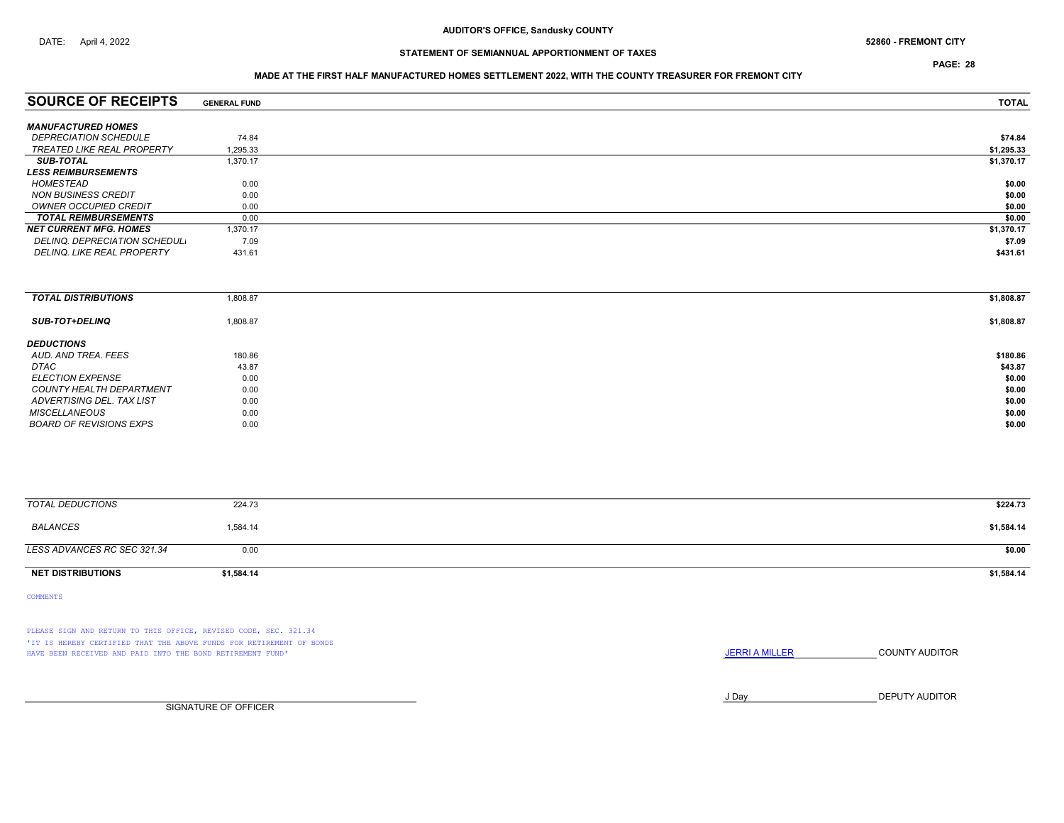AUDITOR'S OFFICE, Sandusky COUNTY

DATE: April 4, 2022

52860 - FREMONT CITY

## STATEMENT OF SEMIANNUAL APPORTIONMENT OF TAXES

### MADE AT THE FIRST HALF MANUFACTURED HOMES SETTLEMENT 2022, WITH THE COUNTY TREASURER FOR FREMONT CITY

| SOURCE OF RECEIPTS | GENERAL FUND | TOTAL |
|---|---|---|
| ***MANUFACTURED HOMES*** | | |
| *DEPRECIATION SCHEDULE* | 74.84 | $74.84 |
| *TREATED LIKE REAL PROPERTY* | 1,295.33 | $1,295.33 |
| ***SUB-TOTAL*** | 1,370.17 | $1,370.17 |
| ***LESS REIMBURSEMENTS*** | | |
| *HOMESTEAD* | 0.00 | $0.00 |
| *NON BUSINESS CREDIT* | 0.00 | $0.00 |
| *OWNER OCCUPIED CREDIT* | 0.00 | $0.00 |
| ***TOTAL REIMBURSEMENTS*** | 0.00 | $0.00 |
| ***NET CURRENT MFG. HOMES*** | 1,370.17 | $1,370.17 |
| *DELINQ. DEPRECIATION SCHEDULE* | 7.09 | $7.09 |
| *DELINQ. LIKE REAL PROPERTY* | 431.61 | $431.61 |
| ***TOTAL DISTRIBUTIONS*** | 1,808.87 | $1,808.87 |
| ***SUB-TOT+DELINQ*** | 1,808.87 | $1,808.87 |
| ***DEDUCTIONS*** | | |
| *AUD. AND TREA. FEES* | 180.86 | $180.86 |
| *DTAC* | 43.87 | $43.87 |
| *ELECTION EXPENSE* | 0.00 | $0.00 |
| *COUNTY HEALTH DEPARTMENT* | 0.00 | $0.00 |
| *ADVERTISING DEL. TAX LIST* | 0.00 | $0.00 |
| *MISCELLANEOUS* | 0.00 | $0.00 |
| *BOARD OF REVISIONS EXPS* | 0.00 | $0.00 |
| *TOTAL DEDUCTIONS* | 224.73 | $224.73 |
| *BALANCES* | 1,584.14 | $1,584.14 |
| *LESS ADVANCES RC SEC 321.34* | 0.00 | $0.00 |
| **NET DISTRIBUTIONS** | $1,584.14 | $1,584.14 |

COMMENTS

PLEASE SIGN AND RETURN TO THIS OFFICE, REVISED CODE, SEC. 321.34
'IT IS HEREBY CERTIFIED THAT THE ABOVE FUNDS FOR RETIREMENT OF BONDS HAVE BEEN RECEIVED AND PAID INTO THE BOND RETIREMENT FUND'

JERRI A MILLER — COUNTY AUDITOR

J Day — DEPUTY AUDITOR

SIGNATURE OF OFFICER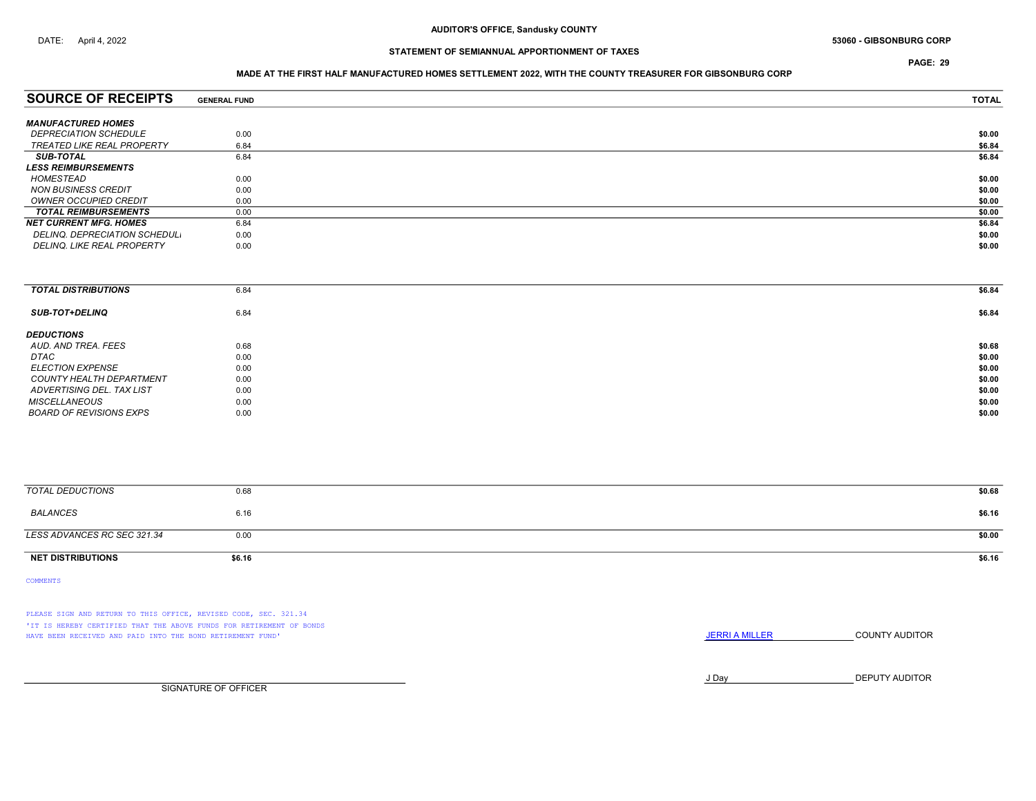DATE: April 4, 2022

**AUDITOR'S OFFICE, Sandusky COUNTY**

**53060 - GIBSONBURG CORP**

**STATEMENT OF SEMIANNUAL APPORTIONMENT OF TAXES**

**MADE AT THE FIRST HALF MANUFACTURED HOMES SETTLEMENT 2022, WITH THE COUNTY TREASURER FOR GIBSONBURG CORP**

| SOURCE OF RECEIPTS | GENERAL FUND | TOTAL |
|---|---|---|
| ***MANUFACTURED HOMES*** | | |
| *DEPRECIATION SCHEDULE* | 0.00 | **$0.00** |
| *TREATED LIKE REAL PROPERTY* | 6.84 | **$6.84** |
| ***SUB-TOTAL*** | 6.84 | **$6.84** |
| ***LESS REIMBURSEMENTS*** | | |
| *HOMESTEAD* | 0.00 | **$0.00** |
| *NON BUSINESS CREDIT* | 0.00 | **$0.00** |
| *OWNER OCCUPIED CREDIT* | 0.00 | **$0.00** |
| ***TOTAL REIMBURSEMENTS*** | 0.00 | **$0.00** |
| ***NET CURRENT MFG. HOMES*** | 6.84 | **$6.84** |
| *DELINQ. DEPRECIATION SCHEDULE* | 0.00 | **$0.00** |
| *DELINQ. LIKE REAL PROPERTY* | 0.00 | **$0.00** |
| ***TOTAL DISTRIBUTIONS*** | 6.84 | **$6.84** |
| ***SUB-TOT+DELINQ*** | 6.84 | **$6.84** |
| ***DEDUCTIONS*** | | |
| *AUD. AND TREA. FEES* | 0.68 | **$0.68** |
| *DTAC* | 0.00 | **$0.00** |
| *ELECTION EXPENSE* | 0.00 | **$0.00** |
| *COUNTY HEALTH DEPARTMENT* | 0.00 | **$0.00** |
| *ADVERTISING DEL. TAX LIST* | 0.00 | **$0.00** |
| *MISCELLANEOUS* | 0.00 | **$0.00** |
| *BOARD OF REVISIONS EXPS* | 0.00 | **$0.00** |
| *TOTAL DEDUCTIONS* | 0.68 | **$0.68** |
| *BALANCES* | 6.16 | **$6.16** |
| *LESS ADVANCES RC SEC 321.34* | 0.00 | **$0.00** |
| **NET DISTRIBUTIONS** | **$6.16** | **$6.16** |

COMMENTS

PLEASE SIGN AND RETURN TO THIS OFFICE, REVISED CODE, SEC. 321.34
'IT IS HEREBY CERTIFIED THAT THE ABOVE FUNDS FOR RETIREMENT OF BONDS HAVE BEEN RECEIVED AND PAID INTO THE BOND RETIREMENT FUND'

JERRI A MILLER COUNTY AUDITOR

J Day DEPUTY AUDITOR

SIGNATURE OF OFFICER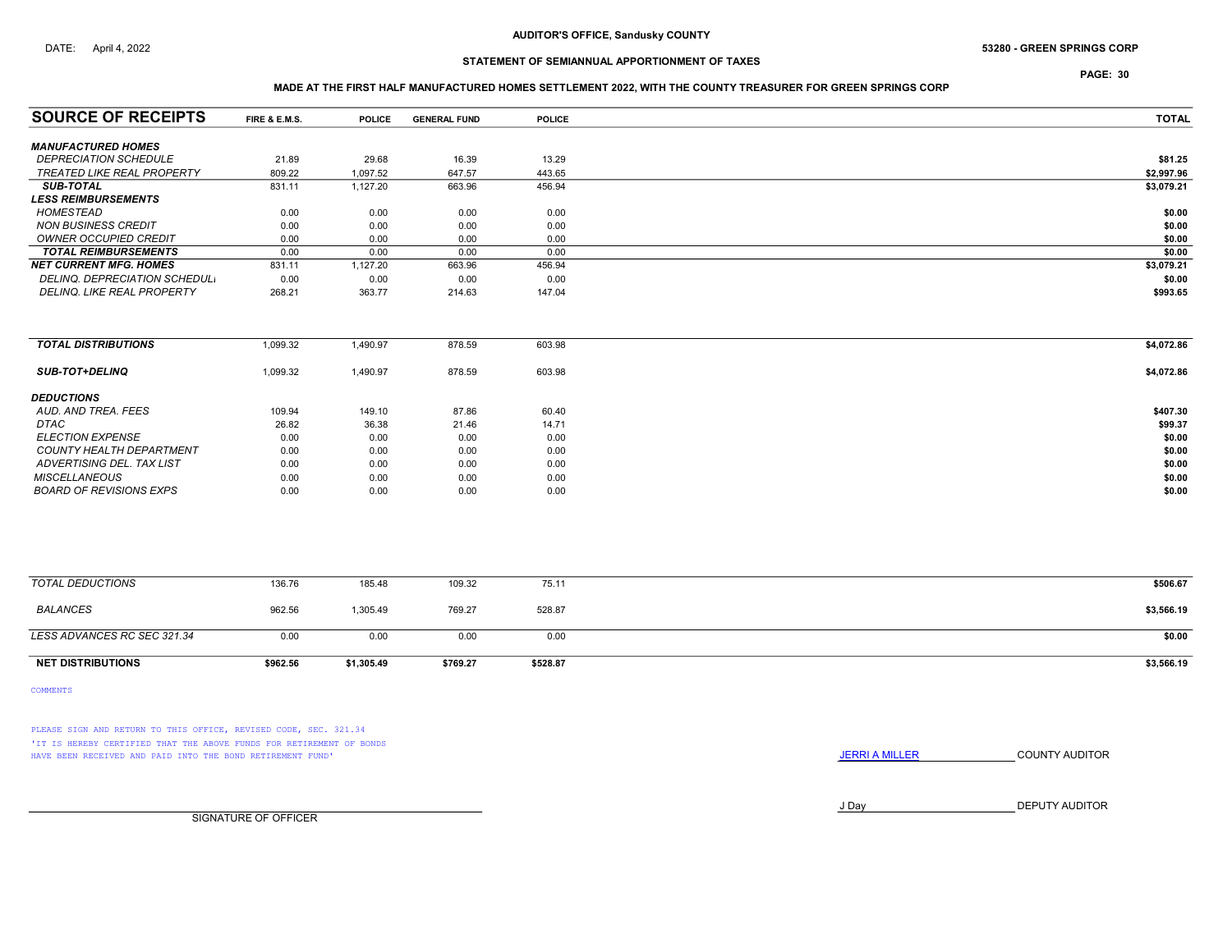AUDITOR'S OFFICE, Sandusky COUNTY

DATE: April 4, 2022

53280 - GREEN SPRINGS CORP

## STATEMENT OF SEMIANNUAL APPORTIONMENT OF TAXES

PAGE: 30

### MADE AT THE FIRST HALF MANUFACTURED HOMES SETTLEMENT 2022, WITH THE COUNTY TREASURER FOR GREEN SPRINGS CORP

| SOURCE OF RECEIPTS | FIRE & E.M.S. | POLICE | GENERAL FUND | POLICE | TOTAL |
|---|---|---|---|---|---|
| ***MANUFACTURED HOMES*** | | | | | |
| *DEPRECIATION SCHEDULE* | 21.89 | 29.68 | 16.39 | 13.29 | $81.25 |
| *TREATED LIKE REAL PROPERTY* | 809.22 | 1,097.52 | 647.57 | 443.65 | $2,997.96 |
| ***SUB-TOTAL*** | 831.11 | 1,127.20 | 663.96 | 456.94 | $3,079.21 |
| ***LESS REIMBURSEMENTS*** | | | | | |
| *HOMESTEAD* | 0.00 | 0.00 | 0.00 | 0.00 | $0.00 |
| *NON BUSINESS CREDIT* | 0.00 | 0.00 | 0.00 | 0.00 | $0.00 |
| *OWNER OCCUPIED CREDIT* | 0.00 | 0.00 | 0.00 | 0.00 | $0.00 |
| ***TOTAL REIMBURSEMENTS*** | 0.00 | 0.00 | 0.00 | 0.00 | $0.00 |
| ***NET CURRENT MFG. HOMES*** | 831.11 | 1,127.20 | 663.96 | 456.94 | $3,079.21 |
| *DELINQ. DEPRECIATION SCHEDULE* | 0.00 | 0.00 | 0.00 | 0.00 | $0.00 |
| *DELINQ. LIKE REAL PROPERTY* | 268.21 | 363.77 | 214.63 | 147.04 | $993.65 |
| ***TOTAL DISTRIBUTIONS*** | 1,099.32 | 1,490.97 | 878.59 | 603.98 | $4,072.86 |
| ***SUB-TOT+DELINQ*** | 1,099.32 | 1,490.97 | 878.59 | 603.98 | $4,072.86 |
| ***DEDUCTIONS*** | | | | | |
| *AUD. AND TREA. FEES* | 109.94 | 149.10 | 87.86 | 60.40 | $407.30 |
| *DTAC* | 26.82 | 36.38 | 21.46 | 14.71 | $99.37 |
| *ELECTION EXPENSE* | 0.00 | 0.00 | 0.00 | 0.00 | $0.00 |
| *COUNTY HEALTH DEPARTMENT* | 0.00 | 0.00 | 0.00 | 0.00 | $0.00 |
| *ADVERTISING DEL. TAX LIST* | 0.00 | 0.00 | 0.00 | 0.00 | $0.00 |
| *MISCELLANEOUS* | 0.00 | 0.00 | 0.00 | 0.00 | $0.00 |
| *BOARD OF REVISIONS EXPS* | 0.00 | 0.00 | 0.00 | 0.00 | $0.00 |
| *TOTAL DEDUCTIONS* | 136.76 | 185.48 | 109.32 | 75.11 | $506.67 |
| *BALANCES* | 962.56 | 1,305.49 | 769.27 | 528.87 | $3,566.19 |
| *LESS ADVANCES RC SEC 321.34* | 0.00 | 0.00 | 0.00 | 0.00 | $0.00 |
| **NET DISTRIBUTIONS** | $962.56 | $1,305.49 | $769.27 | $528.87 | $3,566.19 |

COMMENTS

PLEASE SIGN AND RETURN TO THIS OFFICE, REVISED CODE, SEC. 321.34
'IT IS HEREBY CERTIFIED THAT THE ABOVE FUNDS FOR RETIREMENT OF BONDS HAVE BEEN RECEIVED AND PAID INTO THE BOND RETIREMENT FUND'

JERRI A MILLER COUNTY AUDITOR

J Day DEPUTY AUDITOR

SIGNATURE OF OFFICER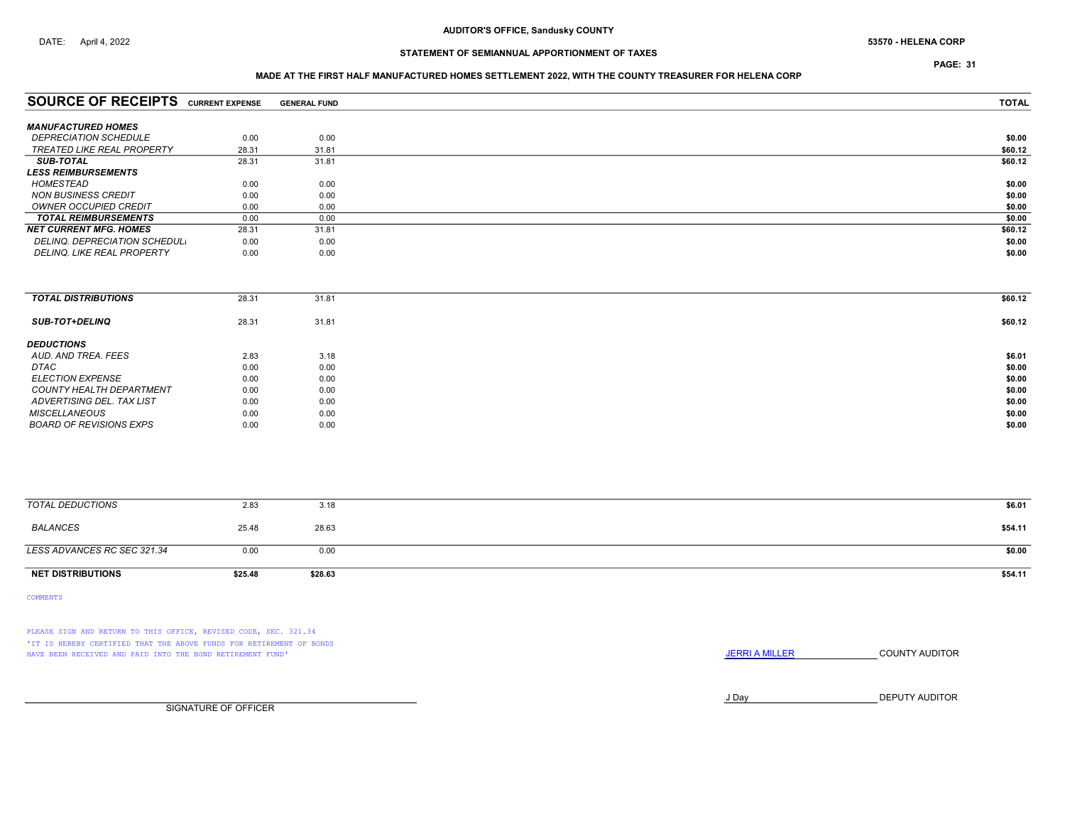DATE: April 4, 2022

AUDITOR'S OFFICE, Sandusky COUNTY

**53570 - HELENA CORP**

## STATEMENT OF SEMIANNUAL APPORTIONMENT OF TAXES

### MADE AT THE FIRST HALF MANUFACTURED HOMES SETTLEMENT 2022, WITH THE COUNTY TREASURER FOR HELENA CORP

| SOURCE OF RECEIPTS | CURRENT EXPENSE | GENERAL FUND | TOTAL |
|---|---|---|---|
| ***MANUFACTURED HOMES*** | | | |
| *DEPRECIATION SCHEDULE* | 0.00 | 0.00 | **$0.00** |
| *TREATED LIKE REAL PROPERTY* | 28.31 | 31.81 | **$60.12** |
| ***SUB-TOTAL*** | 28.31 | 31.81 | **$60.12** |
| ***LESS REIMBURSEMENTS*** | | | |
| *HOMESTEAD* | 0.00 | 0.00 | **$0.00** |
| *NON BUSINESS CREDIT* | 0.00 | 0.00 | **$0.00** |
| *OWNER OCCUPIED CREDIT* | 0.00 | 0.00 | **$0.00** |
| ***TOTAL REIMBURSEMENTS*** | 0.00 | 0.00 | **$0.00** |
| ***NET CURRENT MFG. HOMES*** | 28.31 | 31.81 | **$60.12** |
| *DELINQ. DEPRECIATION SCHEDULI* | 0.00 | 0.00 | **$0.00** |
| *DELINQ. LIKE REAL PROPERTY* | 0.00 | 0.00 | **$0.00** |
| ***TOTAL DISTRIBUTIONS*** | 28.31 | 31.81 | **$60.12** |
| ***SUB-TOT+DELINQ*** | 28.31 | 31.81 | **$60.12** |
| ***DEDUCTIONS*** | | | |
| *AUD. AND TREA. FEES* | 2.83 | 3.18 | **$6.01** |
| *DTAC* | 0.00 | 0.00 | **$0.00** |
| *ELECTION EXPENSE* | 0.00 | 0.00 | **$0.00** |
| *COUNTY HEALTH DEPARTMENT* | 0.00 | 0.00 | **$0.00** |
| *ADVERTISING DEL. TAX LIST* | 0.00 | 0.00 | **$0.00** |
| *MISCELLANEOUS* | 0.00 | 0.00 | **$0.00** |
| *BOARD OF REVISIONS EXPS* | 0.00 | 0.00 | **$0.00** |
| *TOTAL DEDUCTIONS* | 2.83 | 3.18 | **$6.01** |
| *BALANCES* | 25.48 | 28.63 | **$54.11** |
| *LESS ADVANCES RC SEC 321.34* | 0.00 | 0.00 | **$0.00** |
| **NET DISTRIBUTIONS** | **$25.48** | **$28.63** | **$54.11** |

COMMENTS

PLEASE SIGN AND RETURN TO THIS OFFICE, REVISED CODE, SEC. 321.34
'IT IS HEREBY CERTIFIED THAT THE ABOVE FUNDS FOR RETIREMENT OF BONDS HAVE BEEN RECEIVED AND PAID INTO THE BOND RETIREMENT FUND'

JERRI A MILLER COUNTY AUDITOR

J Day DEPUTY AUDITOR

SIGNATURE OF OFFICER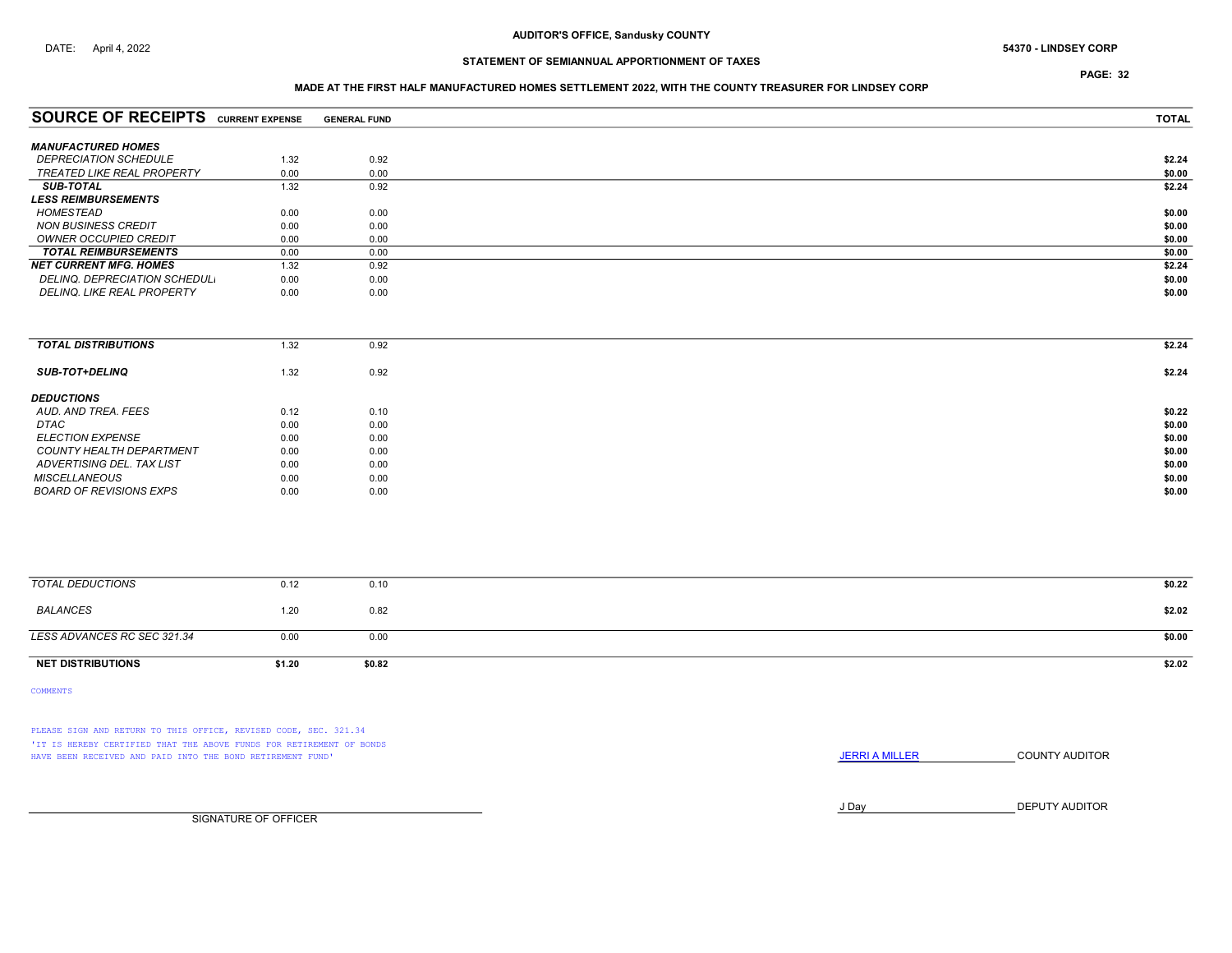DATE: April 4, 2022

**AUDITOR'S OFFICE, Sandusky COUNTY**

**54370 - LINDSEY CORP**

**STATEMENT OF SEMIANNUAL APPORTIONMENT OF TAXES**

**MADE AT THE FIRST HALF MANUFACTURED HOMES SETTLEMENT 2022, WITH THE COUNTY TREASURER FOR LINDSEY CORP**

| SOURCE OF RECEIPTS | CURRENT EXPENSE | GENERAL FUND | TOTAL |
|---|---|---|---|
| ***MANUFACTURED HOMES*** | | | |
| *DEPRECIATION SCHEDULE* | 1.32 | 0.92 | **$2.24** |
| *TREATED LIKE REAL PROPERTY* | 0.00 | 0.00 | **$0.00** |
| ***SUB-TOTAL*** | 1.32 | 0.92 | **$2.24** |
| ***LESS REIMBURSEMENTS*** | | | |
| *HOMESTEAD* | 0.00 | 0.00 | **$0.00** |
| *NON BUSINESS CREDIT* | 0.00 | 0.00 | **$0.00** |
| *OWNER OCCUPIED CREDIT* | 0.00 | 0.00 | **$0.00** |
| ***TOTAL REIMBURSEMENTS*** | 0.00 | 0.00 | **$0.00** |
| ***NET CURRENT MFG. HOMES*** | 1.32 | 0.92 | **$2.24** |
| *DELINQ. DEPRECIATION SCHEDULI* | 0.00 | 0.00 | **$0.00** |
| *DELINQ. LIKE REAL PROPERTY* | 0.00 | 0.00 | **$0.00** |
| ***TOTAL DISTRIBUTIONS*** | 1.32 | 0.92 | **$2.24** |
| ***SUB-TOT+DELINQ*** | 1.32 | 0.92 | **$2.24** |
| ***DEDUCTIONS*** | | | |
| *AUD. AND TREA. FEES* | 0.12 | 0.10 | **$0.22** |
| *DTAC* | 0.00 | 0.00 | **$0.00** |
| *ELECTION EXPENSE* | 0.00 | 0.00 | **$0.00** |
| *COUNTY HEALTH DEPARTMENT* | 0.00 | 0.00 | **$0.00** |
| *ADVERTISING DEL. TAX LIST* | 0.00 | 0.00 | **$0.00** |
| *MISCELLANEOUS* | 0.00 | 0.00 | **$0.00** |
| *BOARD OF REVISIONS EXPS* | 0.00 | 0.00 | **$0.00** |
| *TOTAL DEDUCTIONS* | 0.12 | 0.10 | **$0.22** |
| *BALANCES* | 1.20 | 0.82 | **$2.02** |
| *LESS ADVANCES RC SEC 321.34* | 0.00 | 0.00 | **$0.00** |
| **NET DISTRIBUTIONS** | **$1.20** | **$0.82** | **$2.02** |

COMMENTS

PLEASE SIGN AND RETURN TO THIS OFFICE, REVISED CODE, SEC. 321.34
'IT IS HEREBY CERTIFIED THAT THE ABOVE FUNDS FOR RETIREMENT OF BONDS HAVE BEEN RECEIVED AND PAID INTO THE BOND RETIREMENT FUND'

JERRI A MILLER ______ COUNTY AUDITOR

J Day ______ DEPUTY AUDITOR

______________________
SIGNATURE OF OFFICER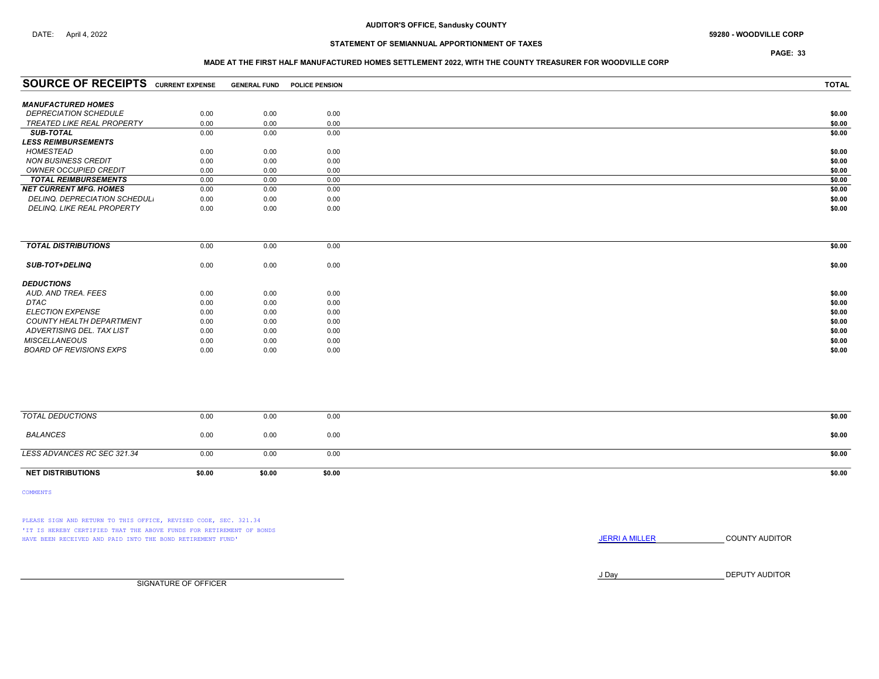DATE: April 4, 2022

**AUDITOR'S OFFICE, Sandusky COUNTY**

**59280 - WOODVILLE CORP**

**STATEMENT OF SEMIANNUAL APPORTIONMENT OF TAXES**

**MADE AT THE FIRST HALF MANUFACTURED HOMES SETTLEMENT 2022, WITH THE COUNTY TREASURER FOR WOODVILLE CORP**

| SOURCE OF RECEIPTS | CURRENT EXPENSE | GENERAL FUND | POLICE PENSION | TOTAL |
|---|---|---|---|---|
| ***MANUFACTURED HOMES*** | | | | |
| *DEPRECIATION SCHEDULE* | 0.00 | 0.00 | 0.00 | **$0.00** |
| *TREATED LIKE REAL PROPERTY* | 0.00 | 0.00 | 0.00 | **$0.00** |
| ***SUB-TOTAL*** | 0.00 | 0.00 | 0.00 | **$0.00** |
| ***LESS REIMBURSEMENTS*** | | | | |
| *HOMESTEAD* | 0.00 | 0.00 | 0.00 | **$0.00** |
| *NON BUSINESS CREDIT* | 0.00 | 0.00 | 0.00 | **$0.00** |
| *OWNER OCCUPIED CREDIT* | 0.00 | 0.00 | 0.00 | **$0.00** |
| ***TOTAL REIMBURSEMENTS*** | 0.00 | 0.00 | 0.00 | **$0.00** |
| ***NET CURRENT MFG. HOMES*** | 0.00 | 0.00 | 0.00 | **$0.00** |
| *DELINQ. DEPRECIATION SCHEDULI* | 0.00 | 0.00 | 0.00 | **$0.00** |
| *DELINQ. LIKE REAL PROPERTY* | 0.00 | 0.00 | 0.00 | **$0.00** |
| ***TOTAL DISTRIBUTIONS*** | 0.00 | 0.00 | 0.00 | **$0.00** |
| ***SUB-TOT+DELINQ*** | 0.00 | 0.00 | 0.00 | **$0.00** |
| ***DEDUCTIONS*** | | | | |
| *AUD. AND TREA. FEES* | 0.00 | 0.00 | 0.00 | **$0.00** |
| *DTAC* | 0.00 | 0.00 | 0.00 | **$0.00** |
| *ELECTION EXPENSE* | 0.00 | 0.00 | 0.00 | **$0.00** |
| *COUNTY HEALTH DEPARTMENT* | 0.00 | 0.00 | 0.00 | **$0.00** |
| *ADVERTISING DEL. TAX LIST* | 0.00 | 0.00 | 0.00 | **$0.00** |
| *MISCELLANEOUS* | 0.00 | 0.00 | 0.00 | **$0.00** |
| *BOARD OF REVISIONS EXPS* | 0.00 | 0.00 | 0.00 | **$0.00** |
| *TOTAL DEDUCTIONS* | 0.00 | 0.00 | 0.00 | **$0.00** |
| *BALANCES* | 0.00 | 0.00 | 0.00 | **$0.00** |
| *LESS ADVANCES RC SEC 321.34* | 0.00 | 0.00 | 0.00 | **$0.00** |
| **NET DISTRIBUTIONS** | **$0.00** | **$0.00** | **$0.00** | **$0.00** |

COMMENTS

PLEASE SIGN AND RETURN TO THIS OFFICE, REVISED CODE, SEC. 321.34
'IT IS HEREBY CERTIFIED THAT THE ABOVE FUNDS FOR RETIREMENT OF BONDS
HAVE BEEN RECEIVED AND PAID INTO THE BOND RETIREMENT FUND'

JERRI A MILLER ______________ COUNTY AUDITOR

J Day ______________ DEPUTY AUDITOR

______________________________
SIGNATURE OF OFFICER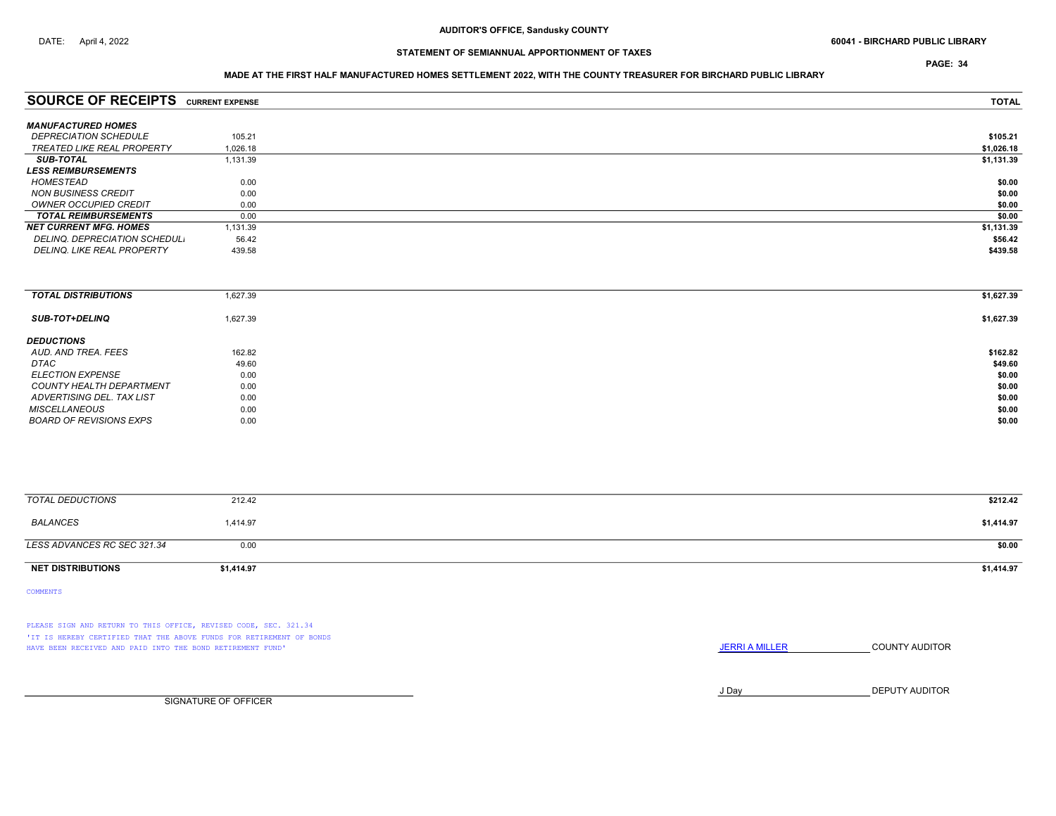AUDITOR'S OFFICE, Sandusky COUNTY

DATE: April 4, 2022

60041 - BIRCHARD PUBLIC LIBRARY

STATEMENT OF SEMIANNUAL APPORTIONMENT OF TAXES

MADE AT THE FIRST HALF MANUFACTURED HOMES SETTLEMENT 2022, WITH THE COUNTY TREASURER FOR BIRCHARD PUBLIC LIBRARY

| SOURCE OF RECEIPTS | CURRENT EXPENSE | TOTAL |
|---|---|---|
| ***MANUFACTURED HOMES*** | | |
| *DEPRECIATION SCHEDULE* | 105.21 | $105.21 |
| *TREATED LIKE REAL PROPERTY* | 1,026.18 | $1,026.18 |
| ***SUB-TOTAL*** | 1,131.39 | $1,131.39 |
| ***LESS REIMBURSEMENTS*** | | |
| *HOMESTEAD* | 0.00 | $0.00 |
| *NON BUSINESS CREDIT* | 0.00 | $0.00 |
| *OWNER OCCUPIED CREDIT* | 0.00 | $0.00 |
| ***TOTAL REIMBURSEMENTS*** | 0.00 | $0.00 |
| ***NET CURRENT MFG. HOMES*** | 1,131.39 | $1,131.39 |
| *DELINQ. DEPRECIATION SCHEDULE* | 56.42 | $56.42 |
| *DELINQ. LIKE REAL PROPERTY* | 439.58 | $439.58 |
| ***TOTAL DISTRIBUTIONS*** | 1,627.39 | $1,627.39 |
| ***SUB-TOT+DELINQ*** | 1,627.39 | $1,627.39 |
| ***DEDUCTIONS*** | | |
| *AUD. AND TREA. FEES* | 162.82 | $162.82 |
| *DTAC* | 49.60 | $49.60 |
| *ELECTION EXPENSE* | 0.00 | $0.00 |
| *COUNTY HEALTH DEPARTMENT* | 0.00 | $0.00 |
| *ADVERTISING DEL. TAX LIST* | 0.00 | $0.00 |
| *MISCELLANEOUS* | 0.00 | $0.00 |
| *BOARD OF REVISIONS EXPS* | 0.00 | $0.00 |
| *TOTAL DEDUCTIONS* | 212.42 | $212.42 |
| *BALANCES* | 1,414.97 | $1,414.97 |
| *LESS ADVANCES RC SEC 321.34* | 0.00 | $0.00 |
| **NET DISTRIBUTIONS** | **$1,414.97** | **$1,414.97** |

COMMENTS

PLEASE SIGN AND RETURN TO THIS OFFICE, REVISED CODE, SEC. 321.34

'IT IS HEREBY CERTIFIED THAT THE ABOVE FUNDS FOR RETIREMENT OF BONDS HAVE BEEN RECEIVED AND PAID INTO THE BOND RETIREMENT FUND'

JERRI A MILLER COUNTY AUDITOR

J Day DEPUTY AUDITOR

SIGNATURE OF OFFICER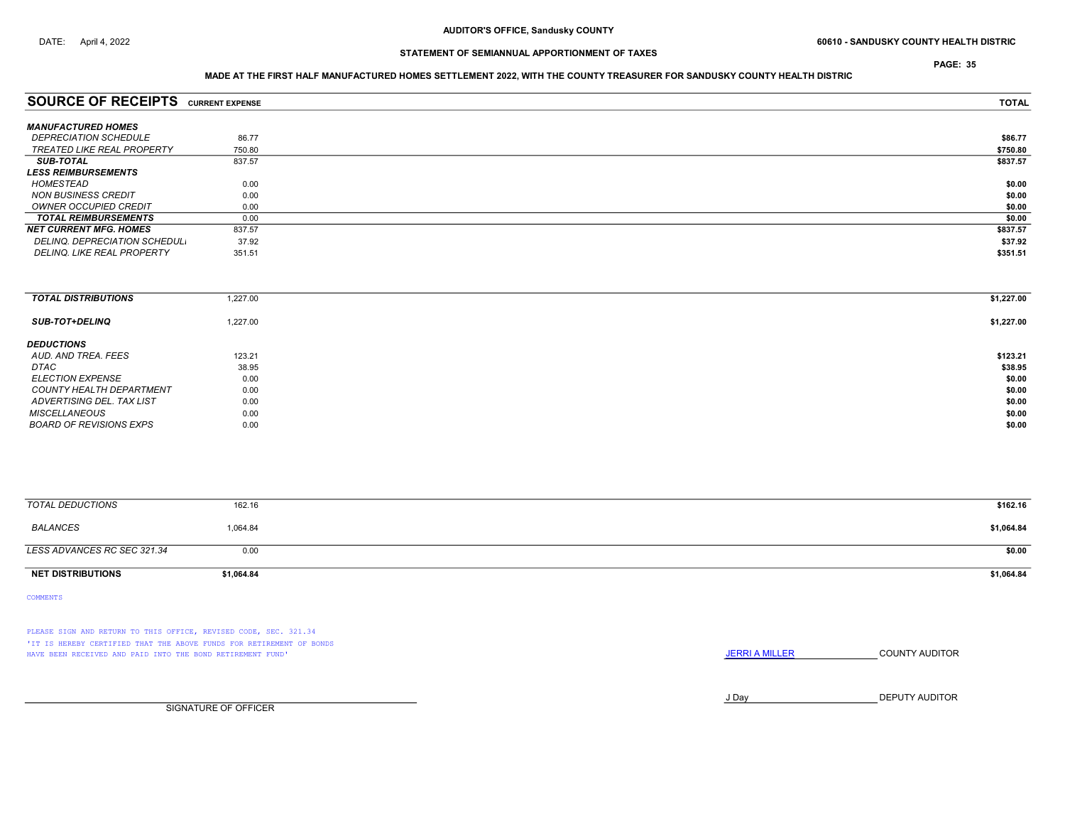DATE: April 4, 2022

**AUDITOR'S OFFICE, Sandusky COUNTY**

**STATEMENT OF SEMIANNUAL APPORTIONMENT OF TAXES**

**60610 - SANDUSKY COUNTY HEALTH DISTRIC**

**MADE AT THE FIRST HALF MANUFACTURED HOMES SETTLEMENT 2022, WITH THE COUNTY TREASURER FOR SANDUSKY COUNTY HEALTH DISTRIC**

| SOURCE OF RECEIPTS | CURRENT EXPENSE | TOTAL |
|---|---|---|
| ***MANUFACTURED HOMES*** | | |
| *DEPRECIATION SCHEDULE* | 86.77 | **$86.77** |
| *TREATED LIKE REAL PROPERTY* | 750.80 | **$750.80** |
| ***SUB-TOTAL*** | 837.57 | **$837.57** |
| ***LESS REIMBURSEMENTS*** | | |
| *HOMESTEAD* | 0.00 | **$0.00** |
| *NON BUSINESS CREDIT* | 0.00 | **$0.00** |
| *OWNER OCCUPIED CREDIT* | 0.00 | **$0.00** |
| ***TOTAL REIMBURSEMENTS*** | 0.00 | **$0.00** |
| ***NET CURRENT MFG. HOMES*** | 837.57 | **$837.57** |
| *DELINQ. DEPRECIATION SCHEDULI* | 37.92 | **$37.92** |
| *DELINQ. LIKE REAL PROPERTY* | 351.51 | **$351.51** |
| ***TOTAL DISTRIBUTIONS*** | 1,227.00 | **$1,227.00** |
| ***SUB-TOT+DELINQ*** | 1,227.00 | **$1,227.00** |
| ***DEDUCTIONS*** | | |
| *AUD. AND TREA. FEES* | 123.21 | **$123.21** |
| *DTAC* | 38.95 | **$38.95** |
| *ELECTION EXPENSE* | 0.00 | **$0.00** |
| *COUNTY HEALTH DEPARTMENT* | 0.00 | **$0.00** |
| *ADVERTISING DEL. TAX LIST* | 0.00 | **$0.00** |
| *MISCELLANEOUS* | 0.00 | **$0.00** |
| *BOARD OF REVISIONS EXPS* | 0.00 | **$0.00** |
| *TOTAL DEDUCTIONS* | 162.16 | **$162.16** |
| *BALANCES* | 1,064.84 | **$1,064.84** |
| *LESS ADVANCES RC SEC 321.34* | 0.00 | **$0.00** |
| **NET DISTRIBUTIONS** | **$1,064.84** | **$1,064.84** |

COMMENTS

PLEASE SIGN AND RETURN TO THIS OFFICE, REVISED CODE, SEC. 321.34
'IT IS HEREBY CERTIFIED THAT THE ABOVE FUNDS FOR RETIREMENT OF BONDS HAVE BEEN RECEIVED AND PAID INTO THE BOND RETIREMENT FUND'

JERRI A MILLER COUNTY AUDITOR

J Day DEPUTY AUDITOR

SIGNATURE OF OFFICER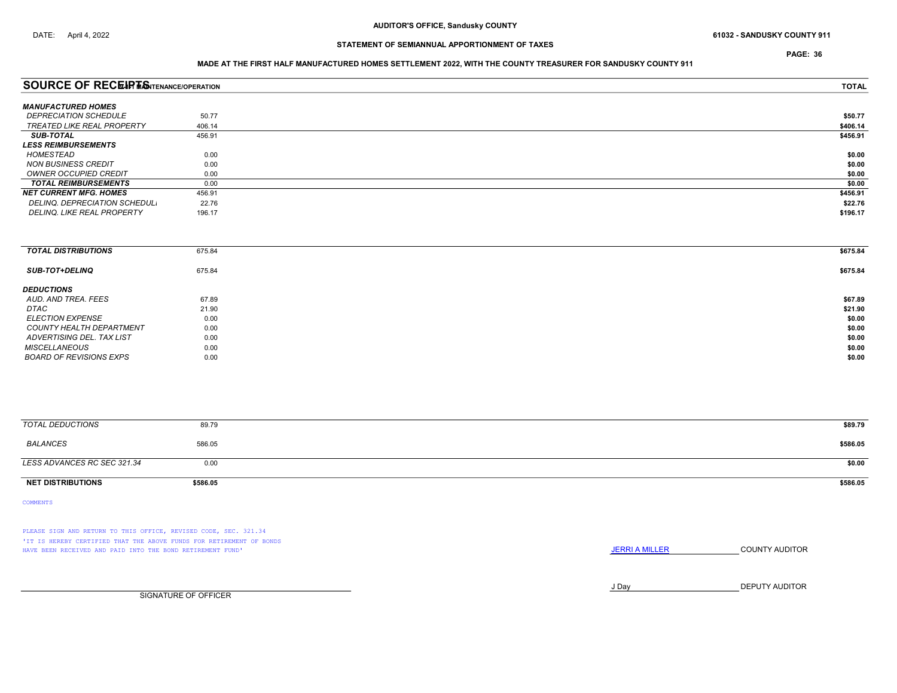**AUDITOR'S OFFICE, Sandusky COUNTY**

DATE: April 4, 2022

**61032 - SANDUSKY COUNTY 911**

**STATEMENT OF SEMIANNUAL APPORTIONMENT OF TAXES**

**PAGE: 36**

**MADE AT THE FIRST HALF MANUFACTURED HOMES SETTLEMENT 2022, WITH THE COUNTY TREASURER FOR SANDUSKY COUNTY 911**

| SOURCE OF RECEIPTS | 911 MAINTENANCE/OPERATION | TOTAL |
|---|---|---|
| ***MANUFACTURED HOMES*** | | |
| *DEPRECIATION SCHEDULE* | 50.77 | **$50.77** |
| *TREATED LIKE REAL PROPERTY* | 406.14 | **$406.14** |
| ***SUB-TOTAL*** | 456.91 | **$456.91** |
| ***LESS REIMBURSEMENTS*** | | |
| *HOMESTEAD* | 0.00 | **$0.00** |
| *NON BUSINESS CREDIT* | 0.00 | **$0.00** |
| *OWNER OCCUPIED CREDIT* | 0.00 | **$0.00** |
| ***TOTAL REIMBURSEMENTS*** | 0.00 | **$0.00** |
| ***NET CURRENT MFG. HOMES*** | 456.91 | **$456.91** |
| *DELINQ. DEPRECIATION SCHEDULE* | 22.76 | **$22.76** |
| *DELINQ. LIKE REAL PROPERTY* | 196.17 | **$196.17** |
| ***TOTAL DISTRIBUTIONS*** | 675.84 | **$675.84** |
| ***SUB-TOT+DELINQ*** | 675.84 | **$675.84** |
| ***DEDUCTIONS*** | | |
| *AUD. AND TREA. FEES* | 67.89 | **$67.89** |
| *DTAC* | 21.90 | **$21.90** |
| *ELECTION EXPENSE* | 0.00 | **$0.00** |
| *COUNTY HEALTH DEPARTMENT* | 0.00 | **$0.00** |
| *ADVERTISING DEL. TAX LIST* | 0.00 | **$0.00** |
| *MISCELLANEOUS* | 0.00 | **$0.00** |
| *BOARD OF REVISIONS EXPS* | 0.00 | **$0.00** |
| *TOTAL DEDUCTIONS* | 89.79 | **$89.79** |
| *BALANCES* | 586.05 | **$586.05** |
| *LESS ADVANCES RC SEC 321.34* | 0.00 | **$0.00** |
| **NET DISTRIBUTIONS** | **$586.05** | **$586.05** |

COMMENTS

PLEASE SIGN AND RETURN TO THIS OFFICE, REVISED CODE, SEC. 321.34
'IT IS HEREBY CERTIFIED THAT THE ABOVE FUNDS FOR RETIREMENT OF BONDS HAVE BEEN RECEIVED AND PAID INTO THE BOND RETIREMENT FUND'

JERRI A MILLER COUNTY AUDITOR

J Day DEPUTY AUDITOR

SIGNATURE OF OFFICER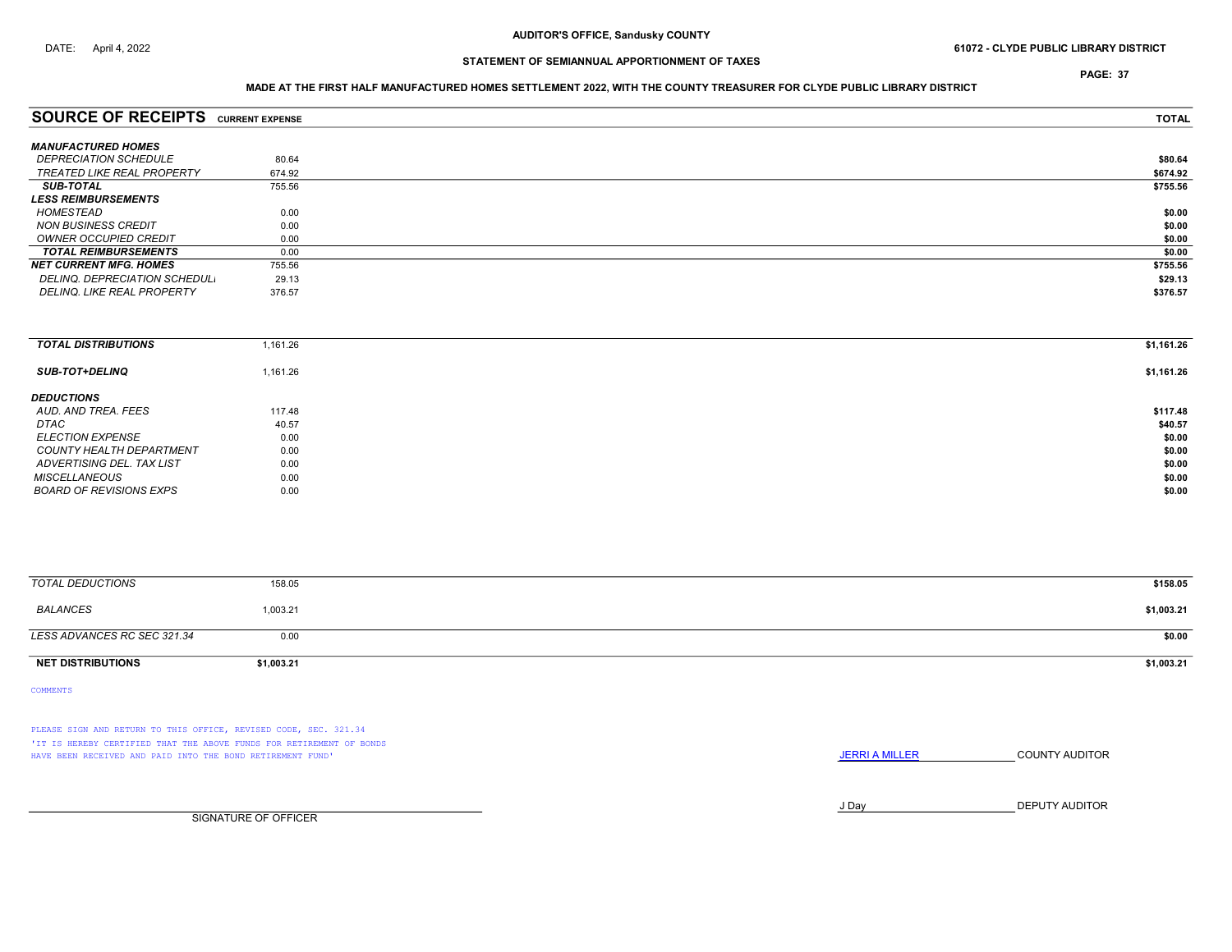AUDITOR'S OFFICE, Sandusky COUNTY

DATE: April 4, 2022

61072 - CLYDE PUBLIC LIBRARY DISTRICT

## STATEMENT OF SEMIANNUAL APPORTIONMENT OF TAXES

### MADE AT THE FIRST HALF MANUFACTURED HOMES SETTLEMENT 2022, WITH THE COUNTY TREASURER FOR CLYDE PUBLIC LIBRARY DISTRICT

| SOURCE OF RECEIPTS | CURRENT EXPENSE | TOTAL |
|---|---|---|
| ***MANUFACTURED HOMES*** | | |
| *DEPRECIATION SCHEDULE* | 80.64 | $80.64 |
| *TREATED LIKE REAL PROPERTY* | 674.92 | $674.92 |
| ***SUB-TOTAL*** | 755.56 | $755.56 |
| ***LESS REIMBURSEMENTS*** | | |
| *HOMESTEAD* | 0.00 | $0.00 |
| *NON BUSINESS CREDIT* | 0.00 | $0.00 |
| *OWNER OCCUPIED CREDIT* | 0.00 | $0.00 |
| ***TOTAL REIMBURSEMENTS*** | 0.00 | $0.00 |
| ***NET CURRENT MFG. HOMES*** | 755.56 | $755.56 |
| *DELINQ. DEPRECIATION SCHEDULE* | 29.13 | $29.13 |
| *DELINQ. LIKE REAL PROPERTY* | 376.57 | $376.57 |
| ***TOTAL DISTRIBUTIONS*** | 1,161.26 | $1,161.26 |
| ***SUB-TOT+DELINQ*** | 1,161.26 | $1,161.26 |
| ***DEDUCTIONS*** | | |
| *AUD. AND TREA. FEES* | 117.48 | $117.48 |
| *DTAC* | 40.57 | $40.57 |
| *ELECTION EXPENSE* | 0.00 | $0.00 |
| *COUNTY HEALTH DEPARTMENT* | 0.00 | $0.00 |
| *ADVERTISING DEL. TAX LIST* | 0.00 | $0.00 |
| *MISCELLANEOUS* | 0.00 | $0.00 |
| *BOARD OF REVISIONS EXPS* | 0.00 | $0.00 |
| *TOTAL DEDUCTIONS* | 158.05 | $158.05 |
| *BALANCES* | 1,003.21 | $1,003.21 |
| *LESS ADVANCES RC SEC 321.34* | 0.00 | $0.00 |
| **NET DISTRIBUTIONS** | **$1,003.21** | **$1,003.21** |

COMMENTS

PLEASE SIGN AND RETURN TO THIS OFFICE, REVISED CODE, SEC. 321.34
'IT IS HEREBY CERTIFIED THAT THE ABOVE FUNDS FOR RETIREMENT OF BONDS HAVE BEEN RECEIVED AND PAID INTO THE BOND RETIREMENT FUND'

JERRI A MILLER COUNTY AUDITOR

J Day DEPUTY AUDITOR

SIGNATURE OF OFFICER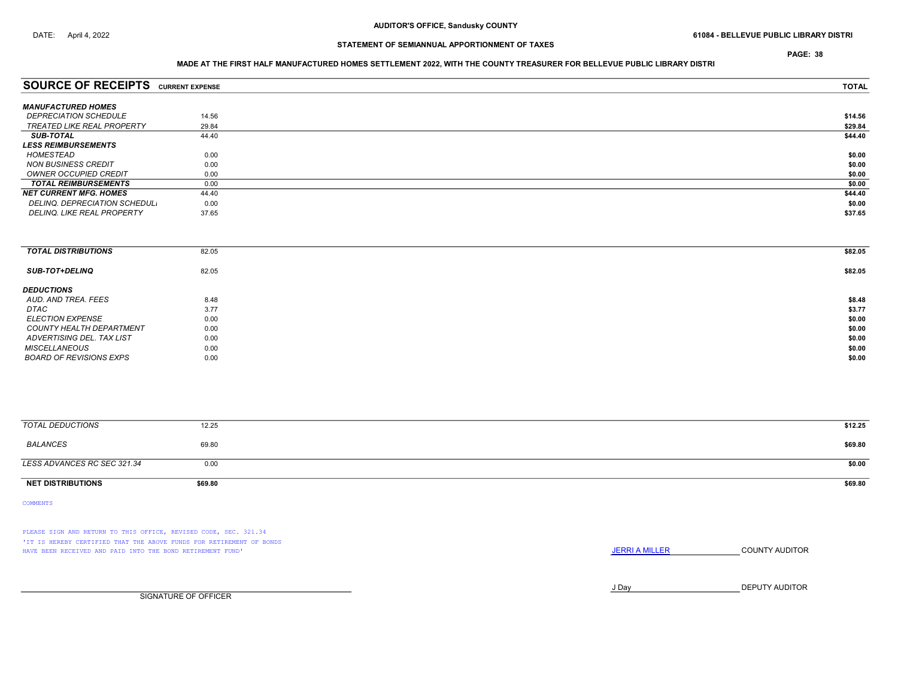**AUDITOR'S OFFICE, Sandusky COUNTY**

DATE: April 4, 2022

**61084 - BELLEVUE PUBLIC LIBRARY DISTRI**

**STATEMENT OF SEMIANNUAL APPORTIONMENT OF TAXES**

**MADE AT THE FIRST HALF MANUFACTURED HOMES SETTLEMENT 2022, WITH THE COUNTY TREASURER FOR BELLEVUE PUBLIC LIBRARY DISTRI**

| SOURCE OF RECEIPTS | CURRENT EXPENSE | TOTAL |
|---|---|---|
| ***MANUFACTURED HOMES*** | | |
| *DEPRECIATION SCHEDULE* | 14.56 | **$14.56** |
| *TREATED LIKE REAL PROPERTY* | 29.84 | **$29.84** |
| ***SUB-TOTAL*** | 44.40 | **$44.40** |
| ***LESS REIMBURSEMENTS*** | | |
| *HOMESTEAD* | 0.00 | **$0.00** |
| *NON BUSINESS CREDIT* | 0.00 | **$0.00** |
| *OWNER OCCUPIED CREDIT* | 0.00 | **$0.00** |
| ***TOTAL REIMBURSEMENTS*** | 0.00 | **$0.00** |
| ***NET CURRENT MFG. HOMES*** | 44.40 | **$44.40** |
| *DELINQ. DEPRECIATION SCHEDULI* | 0.00 | **$0.00** |
| *DELINQ. LIKE REAL PROPERTY* | 37.65 | **$37.65** |
| ***TOTAL DISTRIBUTIONS*** | 82.05 | **$82.05** |
| ***SUB-TOT+DELINQ*** | 82.05 | **$82.05** |
| ***DEDUCTIONS*** | | |
| *AUD. AND TREA. FEES* | 8.48 | **$8.48** |
| *DTAC* | 3.77 | **$3.77** |
| *ELECTION EXPENSE* | 0.00 | **$0.00** |
| *COUNTY HEALTH DEPARTMENT* | 0.00 | **$0.00** |
| *ADVERTISING DEL. TAX LIST* | 0.00 | **$0.00** |
| *MISCELLANEOUS* | 0.00 | **$0.00** |
| *BOARD OF REVISIONS EXPS* | 0.00 | **$0.00** |
| *TOTAL DEDUCTIONS* | 12.25 | **$12.25** |
| *BALANCES* | 69.80 | **$69.80** |
| *LESS ADVANCES RC SEC 321.34* | 0.00 | **$0.00** |
| **NET DISTRIBUTIONS** | **$69.80** | **$69.80** |

COMMENTS

PLEASE SIGN AND RETURN TO THIS OFFICE, REVISED CODE, SEC. 321.34
'IT IS HEREBY CERTIFIED THAT THE ABOVE FUNDS FOR RETIREMENT OF BONDS HAVE BEEN RECEIVED AND PAID INTO THE BOND RETIREMENT FUND'

JERRI A MILLER COUNTY AUDITOR

J Day DEPUTY AUDITOR

SIGNATURE OF OFFICER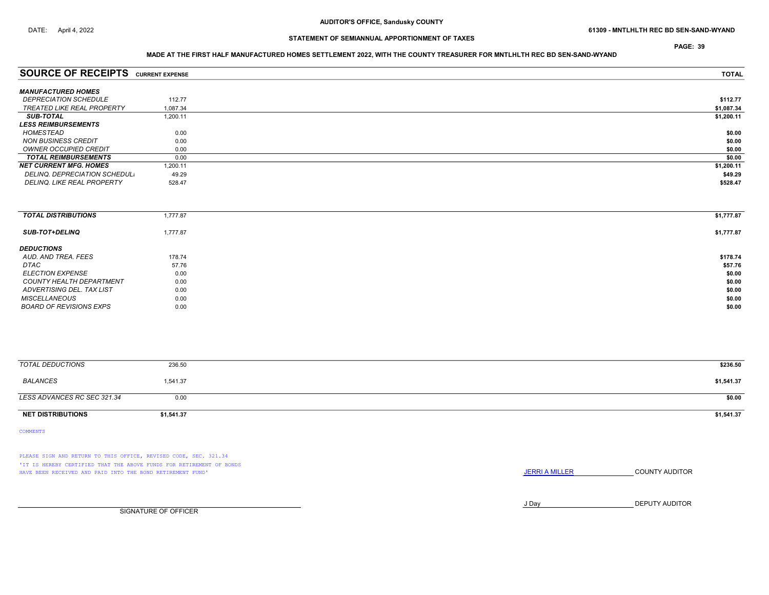**AUDITOR'S OFFICE, Sandusky COUNTY**

DATE: April 4, 2022

**61309 - MNTLHLTH REC BD SEN-SAND-WYAND**

**STATEMENT OF SEMIANNUAL APPORTIONMENT OF TAXES**

**MADE AT THE FIRST HALF MANUFACTURED HOMES SETTLEMENT 2022, WITH THE COUNTY TREASURER FOR MNTLHLTH REC BD SEN-SAND-WYAND**

| SOURCE OF RECEIPTS | CURRENT EXPENSE | TOTAL |
|---|---|---|
| ***MANUFACTURED HOMES*** | | |
| *DEPRECIATION SCHEDULE* | 112.77 | **$112.77** |
| *TREATED LIKE REAL PROPERTY* | 1,087.34 | **$1,087.34** |
| ***SUB-TOTAL*** | 1,200.11 | **$1,200.11** |
| ***LESS REIMBURSEMENTS*** | | |
| *HOMESTEAD* | 0.00 | **$0.00** |
| *NON BUSINESS CREDIT* | 0.00 | **$0.00** |
| *OWNER OCCUPIED CREDIT* | 0.00 | **$0.00** |
| ***TOTAL REIMBURSEMENTS*** | 0.00 | **$0.00** |
| ***NET CURRENT MFG. HOMES*** | 1,200.11 | **$1,200.11** |
| *DELINQ. DEPRECIATION SCHEDULI* | 49.29 | **$49.29** |
| *DELINQ. LIKE REAL PROPERTY* | 528.47 | **$528.47** |
| ***TOTAL DISTRIBUTIONS*** | 1,777.87 | **$1,777.87** |
| ***SUB-TOT+DELINQ*** | 1,777.87 | **$1,777.87** |
| ***DEDUCTIONS*** | | |
| *AUD. AND TREA. FEES* | 178.74 | **$178.74** |
| *DTAC* | 57.76 | **$57.76** |
| *ELECTION EXPENSE* | 0.00 | **$0.00** |
| *COUNTY HEALTH DEPARTMENT* | 0.00 | **$0.00** |
| *ADVERTISING DEL. TAX LIST* | 0.00 | **$0.00** |
| *MISCELLANEOUS* | 0.00 | **$0.00** |
| *BOARD OF REVISIONS EXPS* | 0.00 | **$0.00** |
| *TOTAL DEDUCTIONS* | 236.50 | **$236.50** |
| *BALANCES* | 1,541.37 | **$1,541.37** |
| *LESS ADVANCES RC SEC 321.34* | 0.00 | **$0.00** |
| **NET DISTRIBUTIONS** | **$1,541.37** | **$1,541.37** |

COMMENTS

PLEASE SIGN AND RETURN TO THIS OFFICE, REVISED CODE, SEC. 321.34
'IT IS HEREBY CERTIFIED THAT THE ABOVE FUNDS FOR RETIREMENT OF BONDS HAVE BEEN RECEIVED AND PAID INTO THE BOND RETIREMENT FUND'

JERRI A MILLER — COUNTY AUDITOR

J Day — DEPUTY AUDITOR

SIGNATURE OF OFFICER